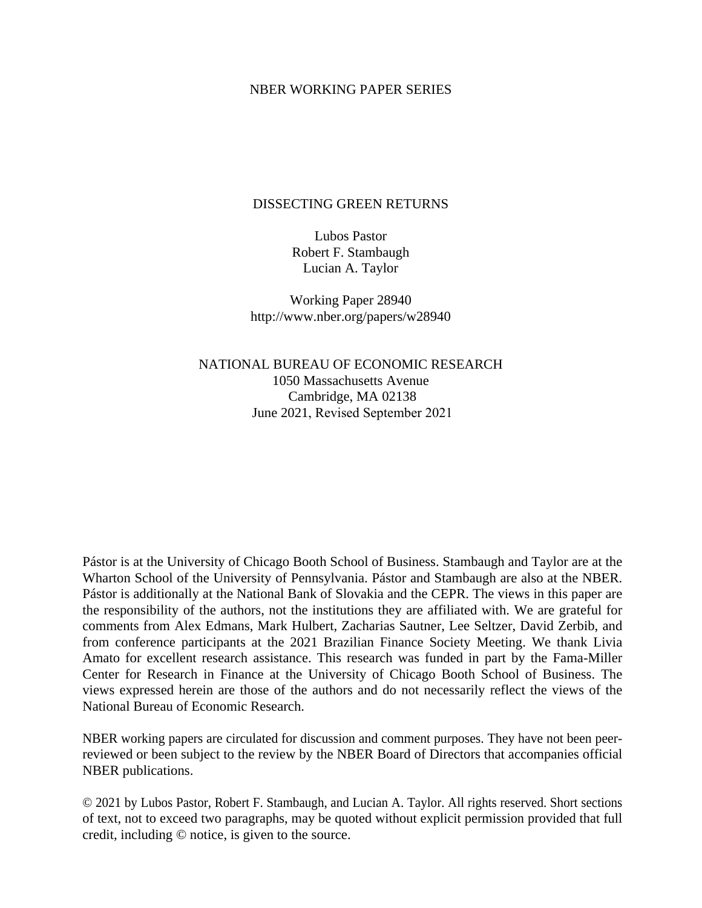NBER WORKING PAPER SERIES

# DISSECTING GREEN RETURNS

Lubos Pastor
Robert F. Stambaugh
Lucian A. Taylor

Working Paper 28940
http://www.nber.org/papers/w28940

NATIONAL BUREAU OF ECONOMIC RESEARCH
1050 Massachusetts Avenue
Cambridge, MA 02138
June 2021, Revised September 2021

Pástor is at the University of Chicago Booth School of Business. Stambaugh and Taylor are at the Wharton School of the University of Pennsylvania. Pástor and Stambaugh are also at the NBER. Pástor is additionally at the National Bank of Slovakia and the CEPR. The views in this paper are the responsibility of the authors, not the institutions they are affiliated with. We are grateful for comments from Alex Edmans, Mark Hulbert, Zacharias Sautner, Lee Seltzer, David Zerbib, and from conference participants at the 2021 Brazilian Finance Society Meeting. We thank Livia Amato for excellent research assistance. This research was funded in part by the Fama-Miller Center for Research in Finance at the University of Chicago Booth School of Business. The views expressed herein are those of the authors and do not necessarily reflect the views of the National Bureau of Economic Research.

NBER working papers are circulated for discussion and comment purposes. They have not been peer-reviewed or been subject to the review by the NBER Board of Directors that accompanies official NBER publications.

© 2021 by Lubos Pastor, Robert F. Stambaugh, and Lucian A. Taylor. All rights reserved. Short sections of text, not to exceed two paragraphs, may be quoted without explicit permission provided that full credit, including © notice, is given to the source.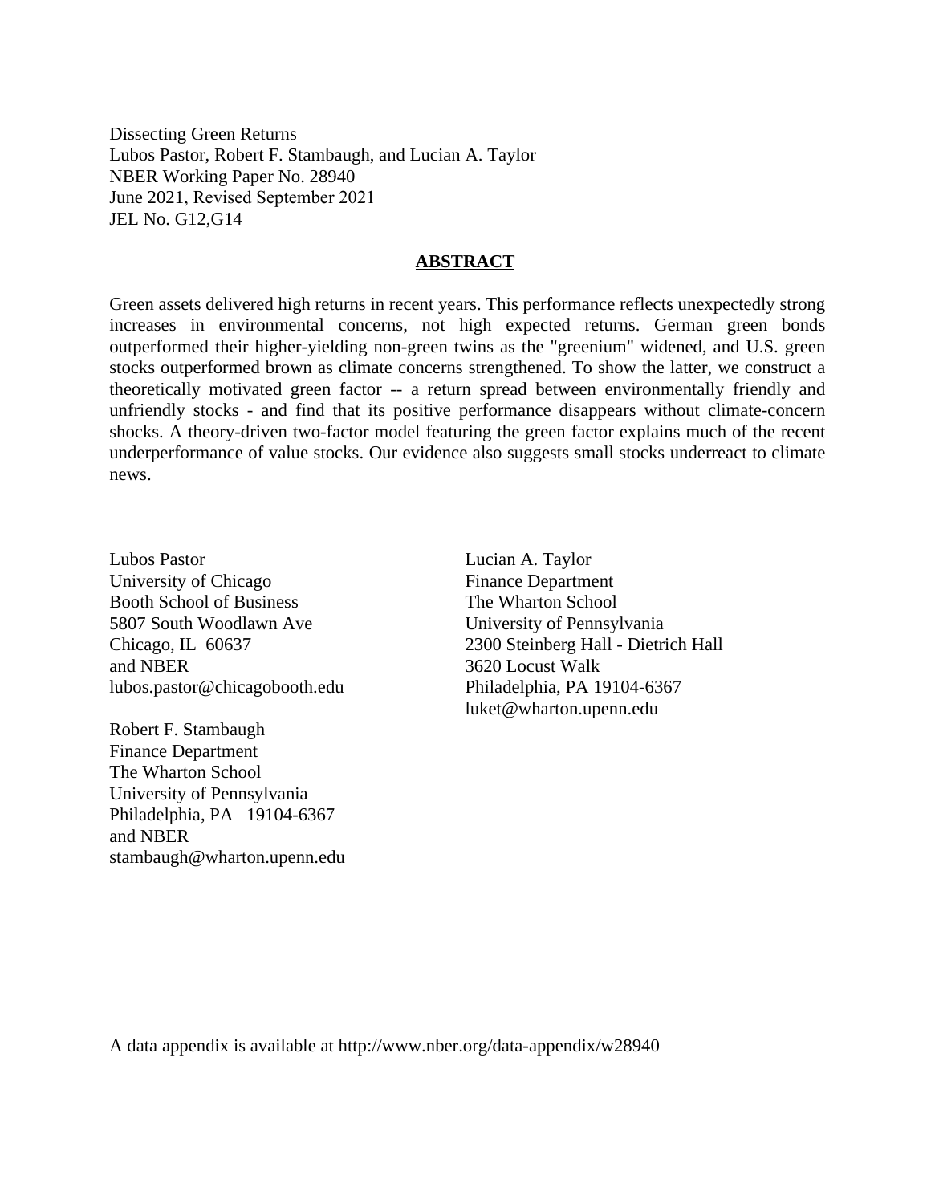Dissecting Green Returns
Lubos Pastor, Robert F. Stambaugh, and Lucian A. Taylor
NBER Working Paper No. 28940
June 2021, Revised September 2021
JEL No. G12,G14

## ABSTRACT

Green assets delivered high returns in recent years. This performance reflects unexpectedly strong increases in environmental concerns, not high expected returns. German green bonds outperformed their higher-yielding non-green twins as the "greenium" widened, and U.S. green stocks outperformed brown as climate concerns strengthened. To show the latter, we construct a theoretically motivated green factor -- a return spread between environmentally friendly and unfriendly stocks - and find that its positive performance disappears without climate-concern shocks. A theory-driven two-factor model featuring the green factor explains much of the recent underperformance of value stocks. Our evidence also suggests small stocks underreact to climate news.

Lubos Pastor
University of Chicago
Booth School of Business
5807 South Woodlawn Ave
Chicago, IL 60637
and NBER
lubos.pastor@chicagobooth.edu

Robert F. Stambaugh
Finance Department
The Wharton School
University of Pennsylvania
Philadelphia, PA 19104-6367
and NBER
stambaugh@wharton.upenn.edu

Lucian A. Taylor
Finance Department
The Wharton School
University of Pennsylvania
2300 Steinberg Hall - Dietrich Hall
3620 Locust Walk
Philadelphia, PA 19104-6367
luket@wharton.upenn.edu

A data appendix is available at http://www.nber.org/data-appendix/w28940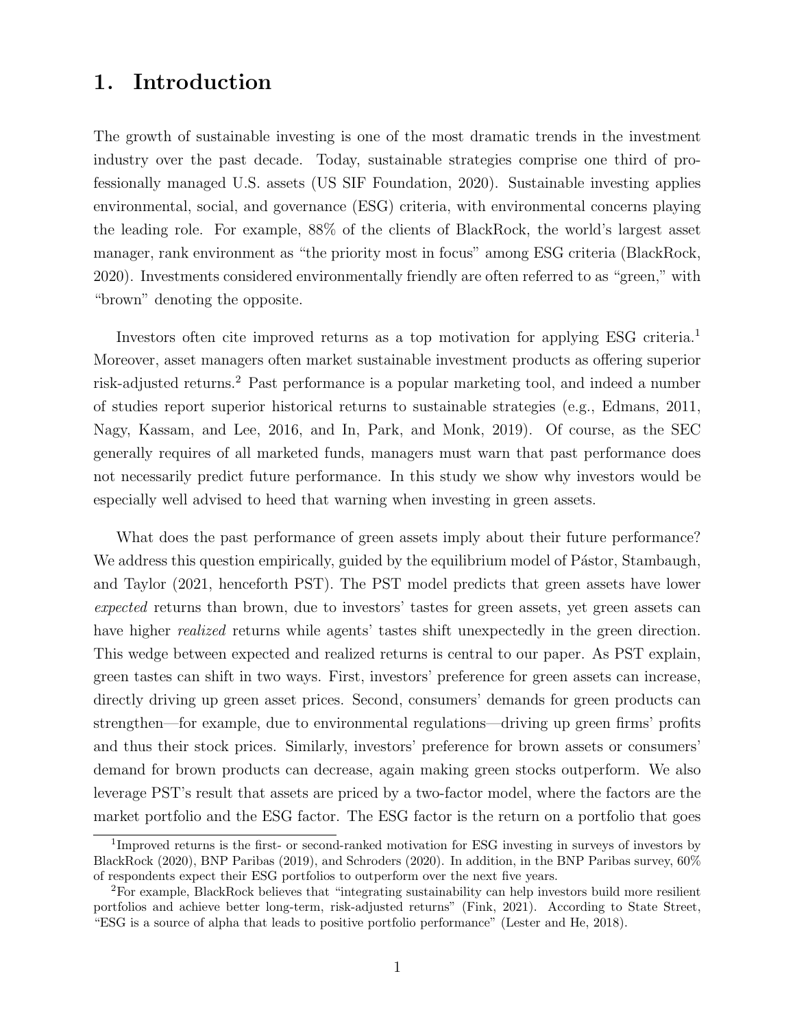# 1. Introduction

The growth of sustainable investing is one of the most dramatic trends in the investment industry over the past decade. Today, sustainable strategies comprise one third of professionally managed U.S. assets (US SIF Foundation, 2020). Sustainable investing applies environmental, social, and governance (ESG) criteria, with environmental concerns playing the leading role. For example, 88% of the clients of BlackRock, the world's largest asset manager, rank environment as "the priority most in focus" among ESG criteria (BlackRock, 2020). Investments considered environmentally friendly are often referred to as "green," with "brown" denoting the opposite.

Investors often cite improved returns as a top motivation for applying ESG criteria.[1] Moreover, asset managers often market sustainable investment products as offering superior risk-adjusted returns.[2] Past performance is a popular marketing tool, and indeed a number of studies report superior historical returns to sustainable strategies (e.g., Edmans, 2011, Nagy, Kassam, and Lee, 2016, and In, Park, and Monk, 2019). Of course, as the SEC generally requires of all marketed funds, managers must warn that past performance does not necessarily predict future performance. In this study we show why investors would be especially well advised to heed that warning when investing in green assets.

What does the past performance of green assets imply about their future performance? We address this question empirically, guided by the equilibrium model of Pástor, Stambaugh, and Taylor (2021, henceforth PST). The PST model predicts that green assets have lower *expected* returns than brown, due to investors' tastes for green assets, yet green assets can have higher *realized* returns while agents' tastes shift unexpectedly in the green direction. This wedge between expected and realized returns is central to our paper. As PST explain, green tastes can shift in two ways. First, investors' preference for green assets can increase, directly driving up green asset prices. Second, consumers' demands for green products can strengthen—for example, due to environmental regulations—driving up green firms' profits and thus their stock prices. Similarly, investors' preference for brown assets or consumers' demand for brown products can decrease, again making green stocks outperform. We also leverage PST's result that assets are priced by a two-factor model, where the factors are the market portfolio and the ESG factor. The ESG factor is the return on a portfolio that goes

[1] Improved returns is the first- or second-ranked motivation for ESG investing in surveys of investors by BlackRock (2020), BNP Paribas (2019), and Schroders (2020). In addition, in the BNP Paribas survey, 60% of respondents expect their ESG portfolios to outperform over the next five years.

[2] For example, BlackRock believes that "integrating sustainability can help investors build more resilient portfolios and achieve better long-term, risk-adjusted returns" (Fink, 2021). According to State Street, "ESG is a source of alpha that leads to positive portfolio performance" (Lester and He, 2018).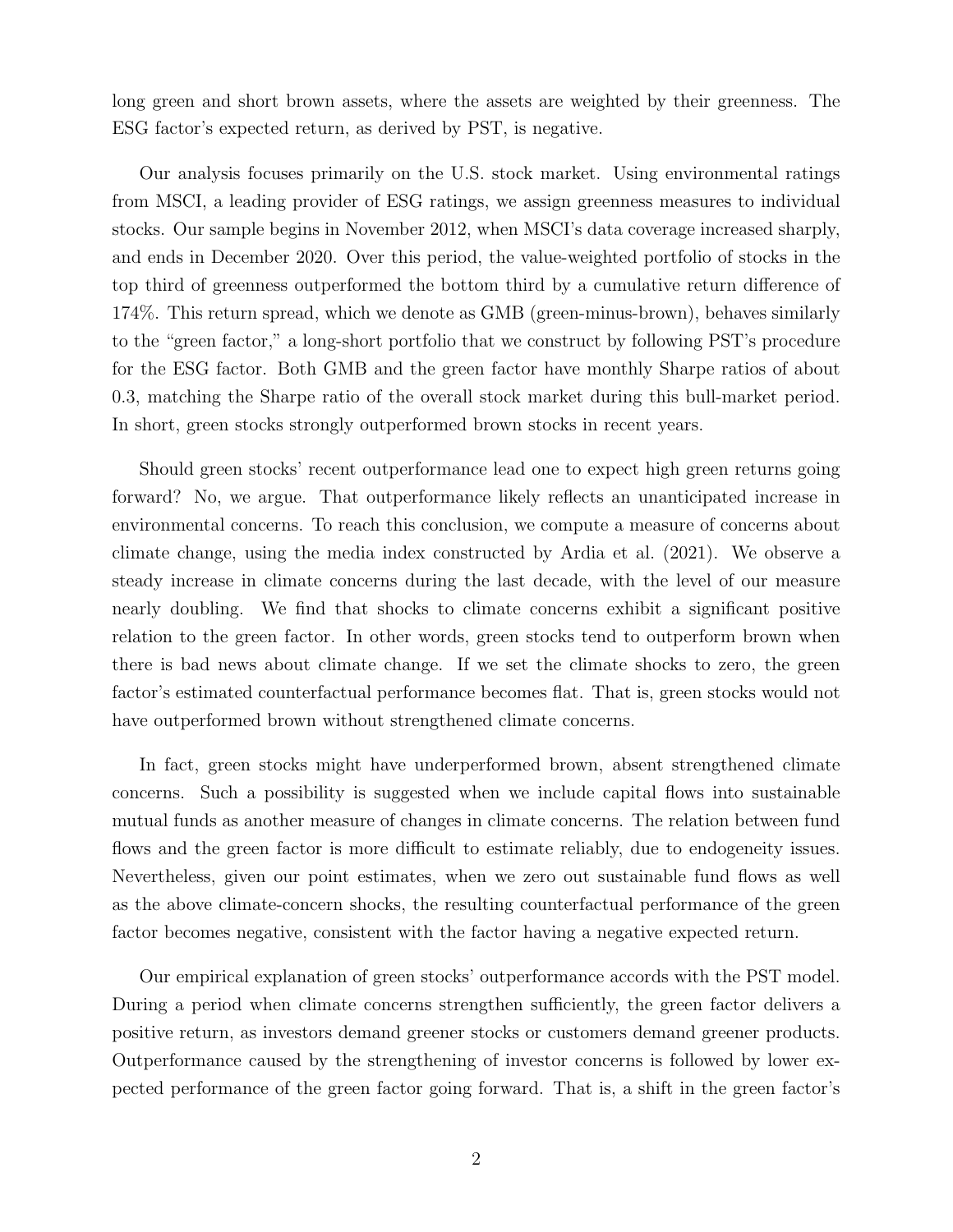long green and short brown assets, where the assets are weighted by their greenness. The ESG factor's expected return, as derived by PST, is negative.

Our analysis focuses primarily on the U.S. stock market. Using environmental ratings from MSCI, a leading provider of ESG ratings, we assign greenness measures to individual stocks. Our sample begins in November 2012, when MSCI's data coverage increased sharply, and ends in December 2020. Over this period, the value-weighted portfolio of stocks in the top third of greenness outperformed the bottom third by a cumulative return difference of 174%. This return spread, which we denote as GMB (green-minus-brown), behaves similarly to the "green factor," a long-short portfolio that we construct by following PST's procedure for the ESG factor. Both GMB and the green factor have monthly Sharpe ratios of about 0.3, matching the Sharpe ratio of the overall stock market during this bull-market period. In short, green stocks strongly outperformed brown stocks in recent years.

Should green stocks' recent outperformance lead one to expect high green returns going forward? No, we argue. That outperformance likely reflects an unanticipated increase in environmental concerns. To reach this conclusion, we compute a measure of concerns about climate change, using the media index constructed by Ardia et al. (2021). We observe a steady increase in climate concerns during the last decade, with the level of our measure nearly doubling. We find that shocks to climate concerns exhibit a significant positive relation to the green factor. In other words, green stocks tend to outperform brown when there is bad news about climate change. If we set the climate shocks to zero, the green factor's estimated counterfactual performance becomes flat. That is, green stocks would not have outperformed brown without strengthened climate concerns.

In fact, green stocks might have underperformed brown, absent strengthened climate concerns. Such a possibility is suggested when we include capital flows into sustainable mutual funds as another measure of changes in climate concerns. The relation between fund flows and the green factor is more difficult to estimate reliably, due to endogeneity issues. Nevertheless, given our point estimates, when we zero out sustainable fund flows as well as the above climate-concern shocks, the resulting counterfactual performance of the green factor becomes negative, consistent with the factor having a negative expected return.

Our empirical explanation of green stocks' outperformance accords with the PST model. During a period when climate concerns strengthen sufficiently, the green factor delivers a positive return, as investors demand greener stocks or customers demand greener products. Outperformance caused by the strengthening of investor concerns is followed by lower expected performance of the green factor going forward. That is, a shift in the green factor's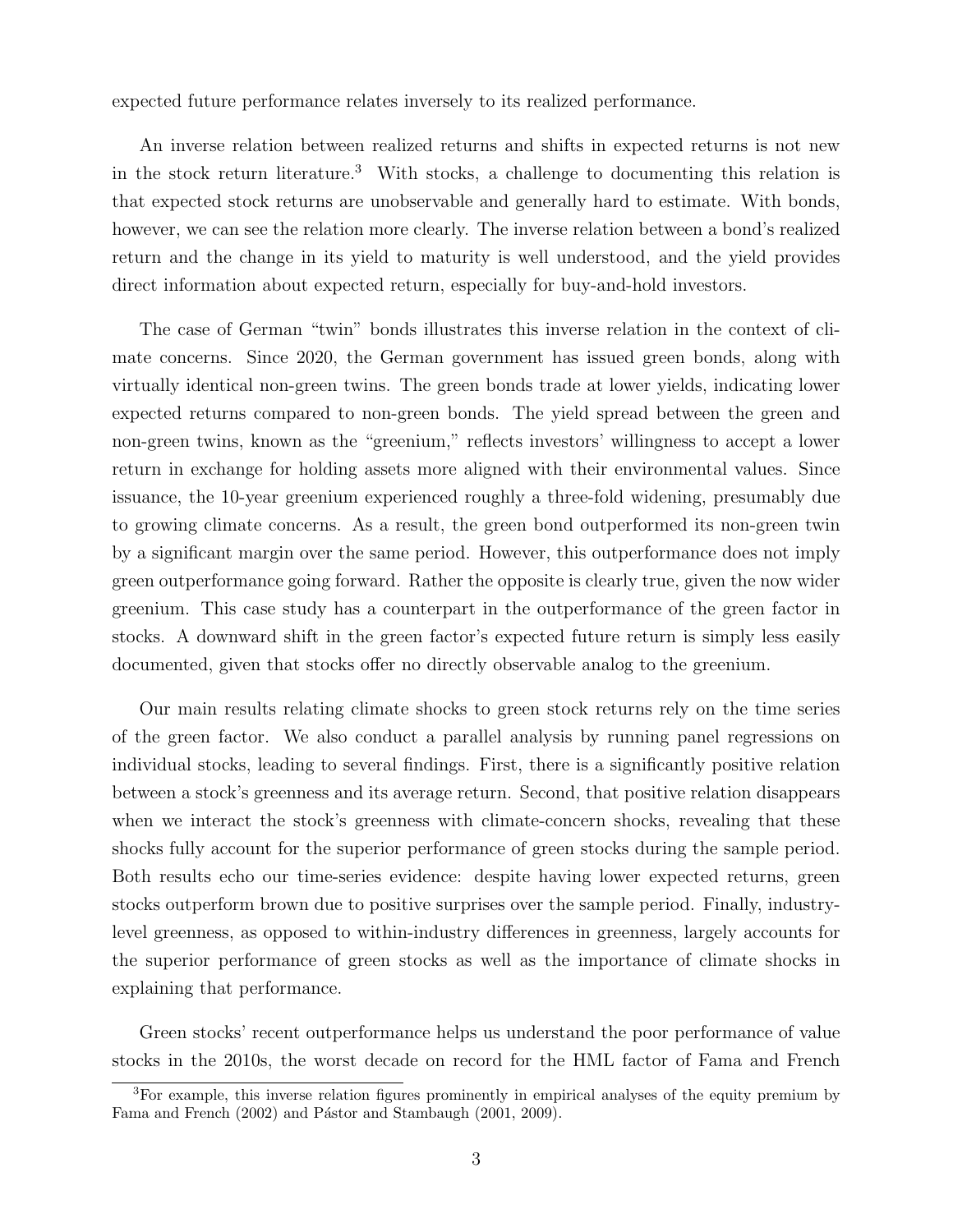expected future performance relates inversely to its realized performance.

An inverse relation between realized returns and shifts in expected returns is not new in the stock return literature.[3] With stocks, a challenge to documenting this relation is that expected stock returns are unobservable and generally hard to estimate. With bonds, however, we can see the relation more clearly. The inverse relation between a bond's realized return and the change in its yield to maturity is well understood, and the yield provides direct information about expected return, especially for buy-and-hold investors.

The case of German "twin" bonds illustrates this inverse relation in the context of climate concerns. Since 2020, the German government has issued green bonds, along with virtually identical non-green twins. The green bonds trade at lower yields, indicating lower expected returns compared to non-green bonds. The yield spread between the green and non-green twins, known as the "greenium," reflects investors' willingness to accept a lower return in exchange for holding assets more aligned with their environmental values. Since issuance, the 10-year greenium experienced roughly a three-fold widening, presumably due to growing climate concerns. As a result, the green bond outperformed its non-green twin by a significant margin over the same period. However, this outperformance does not imply green outperformance going forward. Rather the opposite is clearly true, given the now wider greenium. This case study has a counterpart in the outperformance of the green factor in stocks. A downward shift in the green factor's expected future return is simply less easily documented, given that stocks offer no directly observable analog to the greenium.

Our main results relating climate shocks to green stock returns rely on the time series of the green factor. We also conduct a parallel analysis by running panel regressions on individual stocks, leading to several findings. First, there is a significantly positive relation between a stock's greenness and its average return. Second, that positive relation disappears when we interact the stock's greenness with climate-concern shocks, revealing that these shocks fully account for the superior performance of green stocks during the sample period. Both results echo our time-series evidence: despite having lower expected returns, green stocks outperform brown due to positive surprises over the sample period. Finally, industry-level greenness, as opposed to within-industry differences in greenness, largely accounts for the superior performance of green stocks as well as the importance of climate shocks in explaining that performance.

Green stocks' recent outperformance helps us understand the poor performance of value stocks in the 2010s, the worst decade on record for the HML factor of Fama and French

[3] For example, this inverse relation figures prominently in empirical analyses of the equity premium by Fama and French (2002) and Pástor and Stambaugh (2001, 2009).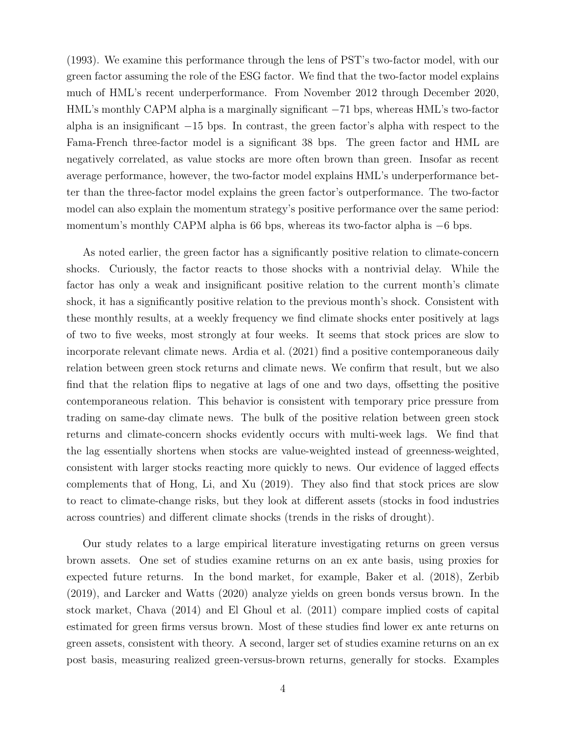(1993). We examine this performance through the lens of PST's two-factor model, with our green factor assuming the role of the ESG factor. We find that the two-factor model explains much of HML's recent underperformance. From November 2012 through December 2020, HML's monthly CAPM alpha is a marginally significant $-71$ bps, whereas HML's two-factor alpha is an insignificant $-15$ bps. In contrast, the green factor's alpha with respect to the Fama-French three-factor model is a significant 38 bps. The green factor and HML are negatively correlated, as value stocks are more often brown than green. Insofar as recent average performance, however, the two-factor model explains HML's underperformance better than the three-factor model explains the green factor's outperformance. The two-factor model can also explain the momentum strategy's positive performance over the same period: momentum's monthly CAPM alpha is 66 bps, whereas its two-factor alpha is $-6$ bps.

As noted earlier, the green factor has a significantly positive relation to climate-concern shocks. Curiously, the factor reacts to those shocks with a nontrivial delay. While the factor has only a weak and insignificant positive relation to the current month's climate shock, it has a significantly positive relation to the previous month's shock. Consistent with these monthly results, at a weekly frequency we find climate shocks enter positively at lags of two to five weeks, most strongly at four weeks. It seems that stock prices are slow to incorporate relevant climate news. Ardia et al. (2021) find a positive contemporaneous daily relation between green stock returns and climate news. We confirm that result, but we also find that the relation flips to negative at lags of one and two days, offsetting the positive contemporaneous relation. This behavior is consistent with temporary price pressure from trading on same-day climate news. The bulk of the positive relation between green stock returns and climate-concern shocks evidently occurs with multi-week lags. We find that the lag essentially shortens when stocks are value-weighted instead of greenness-weighted, consistent with larger stocks reacting more quickly to news. Our evidence of lagged effects complements that of Hong, Li, and Xu (2019). They also find that stock prices are slow to react to climate-change risks, but they look at different assets (stocks in food industries across countries) and different climate shocks (trends in the risks of drought).

Our study relates to a large empirical literature investigating returns on green versus brown assets. One set of studies examine returns on an ex ante basis, using proxies for expected future returns. In the bond market, for example, Baker et al. (2018), Zerbib (2019), and Larcker and Watts (2020) analyze yields on green bonds versus brown. In the stock market, Chava (2014) and El Ghoul et al. (2011) compare implied costs of capital estimated for green firms versus brown. Most of these studies find lower ex ante returns on green assets, consistent with theory. A second, larger set of studies examine returns on an ex post basis, measuring realized green-versus-brown returns, generally for stocks. Examples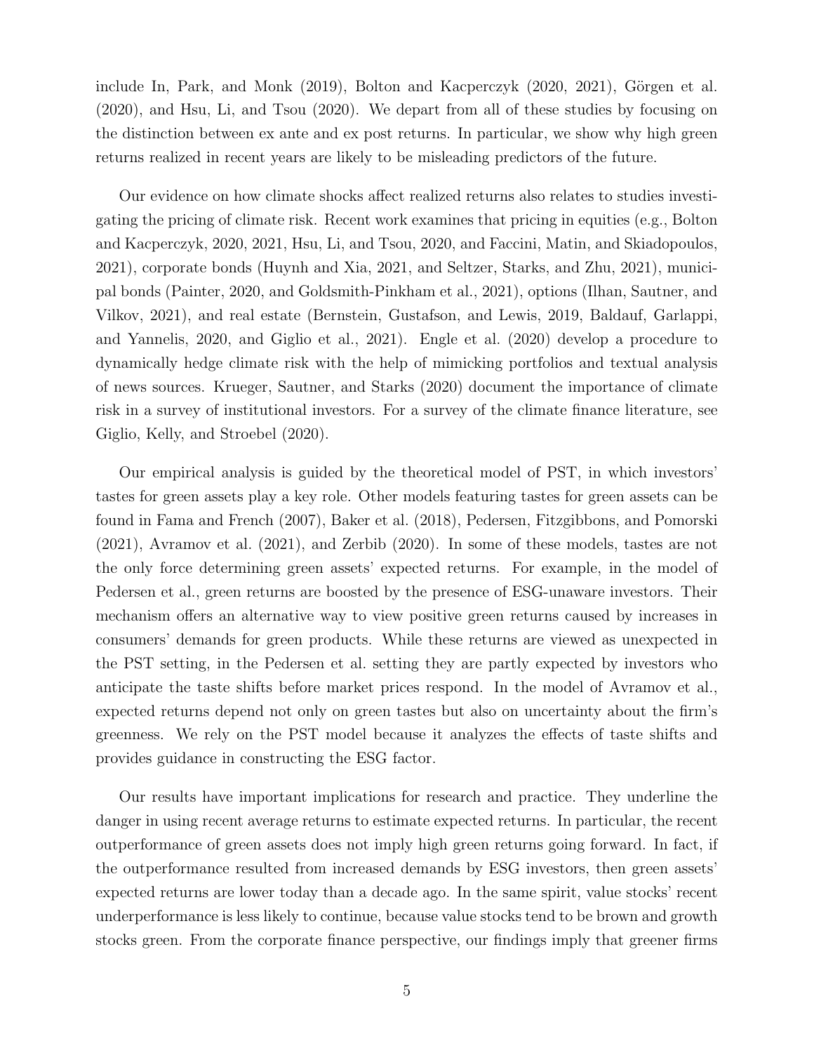include In, Park, and Monk (2019), Bolton and Kacperczyk (2020, 2021), Görgen et al. (2020), and Hsu, Li, and Tsou (2020). We depart from all of these studies by focusing on the distinction between ex ante and ex post returns. In particular, we show why high green returns realized in recent years are likely to be misleading predictors of the future.

Our evidence on how climate shocks affect realized returns also relates to studies investigating the pricing of climate risk. Recent work examines that pricing in equities (e.g., Bolton and Kacperczyk, 2020, 2021, Hsu, Li, and Tsou, 2020, and Faccini, Matin, and Skiadopoulos, 2021), corporate bonds (Huynh and Xia, 2021, and Seltzer, Starks, and Zhu, 2021), municipal bonds (Painter, 2020, and Goldsmith-Pinkham et al., 2021), options (Ilhan, Sautner, and Vilkov, 2021), and real estate (Bernstein, Gustafson, and Lewis, 2019, Baldauf, Garlappi, and Yannelis, 2020, and Giglio et al., 2021). Engle et al. (2020) develop a procedure to dynamically hedge climate risk with the help of mimicking portfolios and textual analysis of news sources. Krueger, Sautner, and Starks (2020) document the importance of climate risk in a survey of institutional investors. For a survey of the climate finance literature, see Giglio, Kelly, and Stroebel (2020).

Our empirical analysis is guided by the theoretical model of PST, in which investors' tastes for green assets play a key role. Other models featuring tastes for green assets can be found in Fama and French (2007), Baker et al. (2018), Pedersen, Fitzgibbons, and Pomorski (2021), Avramov et al. (2021), and Zerbib (2020). In some of these models, tastes are not the only force determining green assets' expected returns. For example, in the model of Pedersen et al., green returns are boosted by the presence of ESG-unaware investors. Their mechanism offers an alternative way to view positive green returns caused by increases in consumers' demands for green products. While these returns are viewed as unexpected in the PST setting, in the Pedersen et al. setting they are partly expected by investors who anticipate the taste shifts before market prices respond. In the model of Avramov et al., expected returns depend not only on green tastes but also on uncertainty about the firm's greenness. We rely on the PST model because it analyzes the effects of taste shifts and provides guidance in constructing the ESG factor.

Our results have important implications for research and practice. They underline the danger in using recent average returns to estimate expected returns. In particular, the recent outperformance of green assets does not imply high green returns going forward. In fact, if the outperformance resulted from increased demands by ESG investors, then green assets' expected returns are lower today than a decade ago. In the same spirit, value stocks' recent underperformance is less likely to continue, because value stocks tend to be brown and growth stocks green. From the corporate finance perspective, our findings imply that greener firms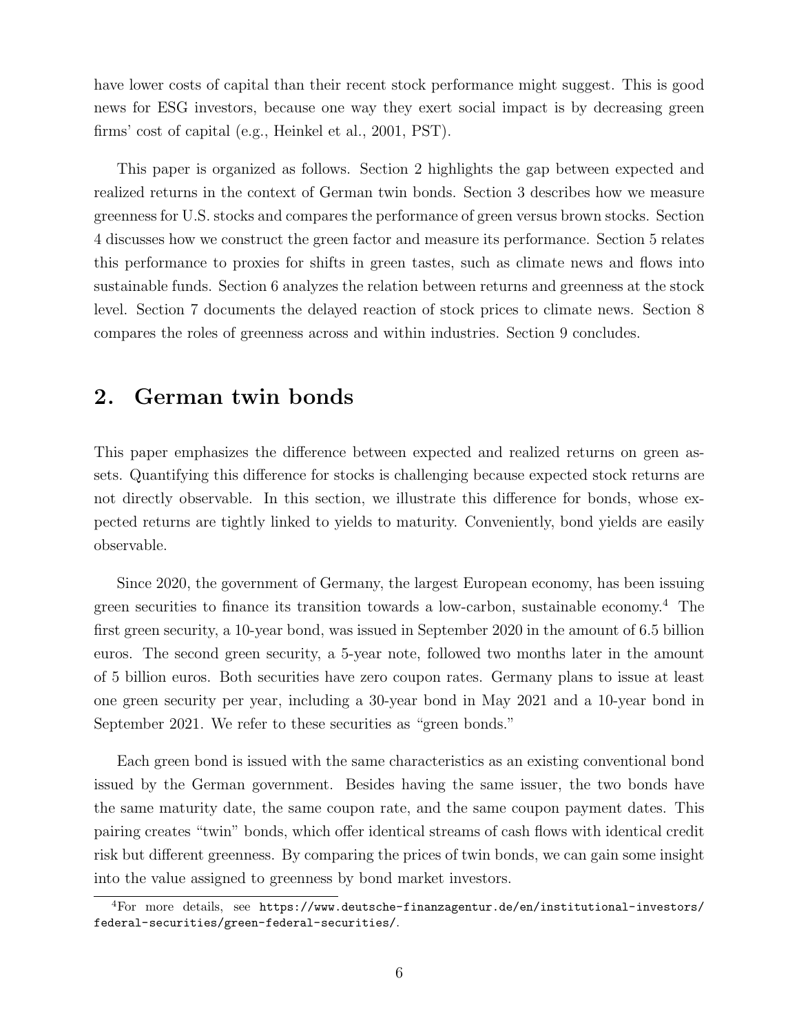have lower costs of capital than their recent stock performance might suggest. This is good news for ESG investors, because one way they exert social impact is by decreasing green firms' cost of capital (e.g., Heinkel et al., 2001, PST).

This paper is organized as follows. Section 2 highlights the gap between expected and realized returns in the context of German twin bonds. Section 3 describes how we measure greenness for U.S. stocks and compares the performance of green versus brown stocks. Section 4 discusses how we construct the green factor and measure its performance. Section 5 relates this performance to proxies for shifts in green tastes, such as climate news and flows into sustainable funds. Section 6 analyzes the relation between returns and greenness at the stock level. Section 7 documents the delayed reaction of stock prices to climate news. Section 8 compares the roles of greenness across and within industries. Section 9 concludes.

## 2. German twin bonds

This paper emphasizes the difference between expected and realized returns on green assets. Quantifying this difference for stocks is challenging because expected stock returns are not directly observable. In this section, we illustrate this difference for bonds, whose expected returns are tightly linked to yields to maturity. Conveniently, bond yields are easily observable.

Since 2020, the government of Germany, the largest European economy, has been issuing green securities to finance its transition towards a low-carbon, sustainable economy.[4] The first green security, a 10-year bond, was issued in September 2020 in the amount of 6.5 billion euros. The second green security, a 5-year note, followed two months later in the amount of 5 billion euros. Both securities have zero coupon rates. Germany plans to issue at least one green security per year, including a 30-year bond in May 2021 and a 10-year bond in September 2021. We refer to these securities as "green bonds."

Each green bond is issued with the same characteristics as an existing conventional bond issued by the German government. Besides having the same issuer, the two bonds have the same maturity date, the same coupon rate, and the same coupon payment dates. This pairing creates "twin" bonds, which offer identical streams of cash flows with identical credit risk but different greenness. By comparing the prices of twin bonds, we can gain some insight into the value assigned to greenness by bond market investors.

[4] For more details, see https://www.deutsche-finanzagentur.de/en/institutional-investors/federal-securities/green-federal-securities/.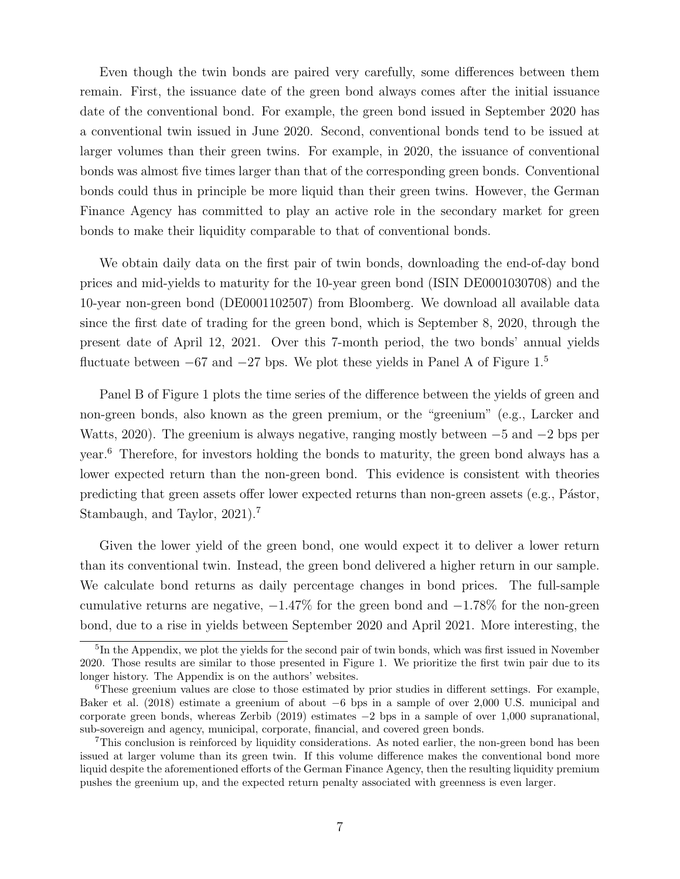Even though the twin bonds are paired very carefully, some differences between them remain. First, the issuance date of the green bond always comes after the initial issuance date of the conventional bond. For example, the green bond issued in September 2020 has a conventional twin issued in June 2020. Second, conventional bonds tend to be issued at larger volumes than their green twins. For example, in 2020, the issuance of conventional bonds was almost five times larger than that of the corresponding green bonds. Conventional bonds could thus in principle be more liquid than their green twins. However, the German Finance Agency has committed to play an active role in the secondary market for green bonds to make their liquidity comparable to that of conventional bonds.

We obtain daily data on the first pair of twin bonds, downloading the end-of-day bond prices and mid-yields to maturity for the 10-year green bond (ISIN DE0001030708) and the 10-year non-green bond (DE0001102507) from Bloomberg. We download all available data since the first date of trading for the green bond, which is September 8, 2020, through the present date of April 12, 2021. Over this 7-month period, the two bonds' annual yields fluctuate between $-67$ and $-27$ bps. We plot these yields in Panel A of Figure 1.[5]

Panel B of Figure 1 plots the time series of the difference between the yields of green and non-green bonds, also known as the green premium, or the "greenium" (e.g., Larcker and Watts, 2020). The greenium is always negative, ranging mostly between $-5$ and $-2$ bps per year.[6] Therefore, for investors holding the bonds to maturity, the green bond always has a lower expected return than the non-green bond. This evidence is consistent with theories predicting that green assets offer lower expected returns than non-green assets (e.g., Pástor, Stambaugh, and Taylor, 2021).[7]

Given the lower yield of the green bond, one would expect it to deliver a lower return than its conventional twin. Instead, the green bond delivered a higher return in our sample. We calculate bond returns as daily percentage changes in bond prices. The full-sample cumulative returns are negative, $-1.47\%$ for the green bond and $-1.78\%$ for the non-green bond, due to a rise in yields between September 2020 and April 2021. More interesting, the

[5] In the Appendix, we plot the yields for the second pair of twin bonds, which was first issued in November 2020. Those results are similar to those presented in Figure 1. We prioritize the first twin pair due to its longer history. The Appendix is on the authors' websites.

[6] These greenium values are close to those estimated by prior studies in different settings. For example, Baker et al. (2018) estimate a greenium of about $-6$ bps in a sample of over 2,000 U.S. municipal and corporate green bonds, whereas Zerbib (2019) estimates $-2$ bps in a sample of over 1,000 supranational, sub-sovereign and agency, municipal, corporate, financial, and covered green bonds.

[7] This conclusion is reinforced by liquidity considerations. As noted earlier, the non-green bond has been issued at larger volume than its green twin. If this volume difference makes the conventional bond more liquid despite the aforementioned efforts of the German Finance Agency, then the resulting liquidity premium pushes the greenium up, and the expected return penalty associated with greenness is even larger.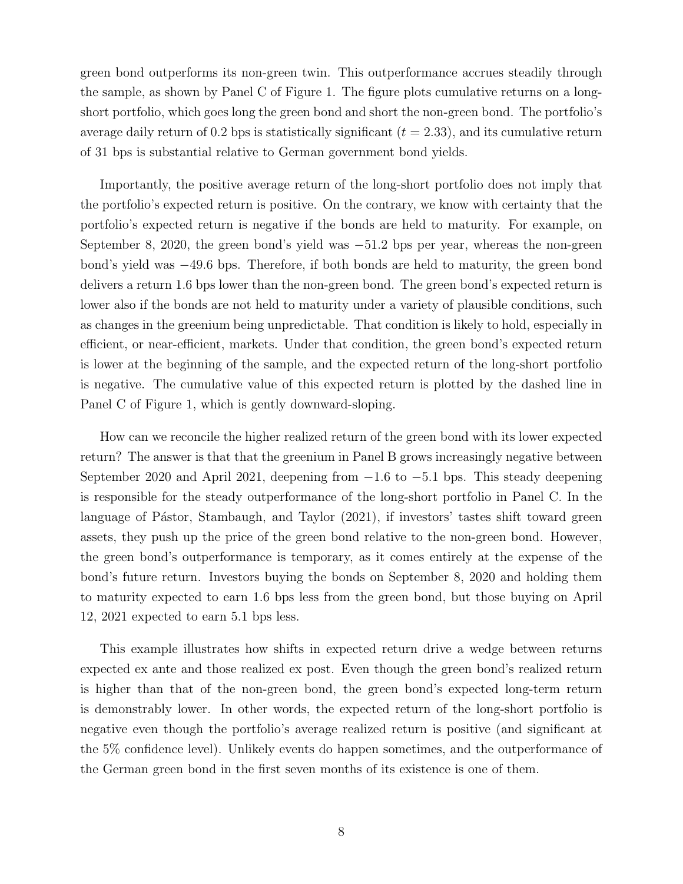green bond outperforms its non-green twin. This outperformance accrues steadily through the sample, as shown by Panel C of Figure 1. The figure plots cumulative returns on a long-short portfolio, which goes long the green bond and short the non-green bond. The portfolio's average daily return of 0.2 bps is statistically significant ($t = 2.33$), and its cumulative return of 31 bps is substantial relative to German government bond yields.

Importantly, the positive average return of the long-short portfolio does not imply that the portfolio's expected return is positive. On the contrary, we know with certainty that the portfolio's expected return is negative if the bonds are held to maturity. For example, on September 8, 2020, the green bond's yield was $-51.2$ bps per year, whereas the non-green bond's yield was $-49.6$ bps. Therefore, if both bonds are held to maturity, the green bond delivers a return 1.6 bps lower than the non-green bond. The green bond's expected return is lower also if the bonds are not held to maturity under a variety of plausible conditions, such as changes in the greenium being unpredictable. That condition is likely to hold, especially in efficient, or near-efficient, markets. Under that condition, the green bond's expected return is lower at the beginning of the sample, and the expected return of the long-short portfolio is negative. The cumulative value of this expected return is plotted by the dashed line in Panel C of Figure 1, which is gently downward-sloping.

How can we reconcile the higher realized return of the green bond with its lower expected return? The answer is that that the greenium in Panel B grows increasingly negative between September 2020 and April 2021, deepening from $-1.6$ to $-5.1$ bps. This steady deepening is responsible for the steady outperformance of the long-short portfolio in Panel C. In the language of Pástor, Stambaugh, and Taylor (2021), if investors' tastes shift toward green assets, they push up the price of the green bond relative to the non-green bond. However, the green bond's outperformance is temporary, as it comes entirely at the expense of the bond's future return. Investors buying the bonds on September 8, 2020 and holding them to maturity expected to earn 1.6 bps less from the green bond, but those buying on April 12, 2021 expected to earn 5.1 bps less.

This example illustrates how shifts in expected return drive a wedge between returns expected ex ante and those realized ex post. Even though the green bond's realized return is higher than that of the non-green bond, the green bond's expected long-term return is demonstrably lower. In other words, the expected return of the long-short portfolio is negative even though the portfolio's average realized return is positive (and significant at the 5% confidence level). Unlikely events do happen sometimes, and the outperformance of the German green bond in the first seven months of its existence is one of them.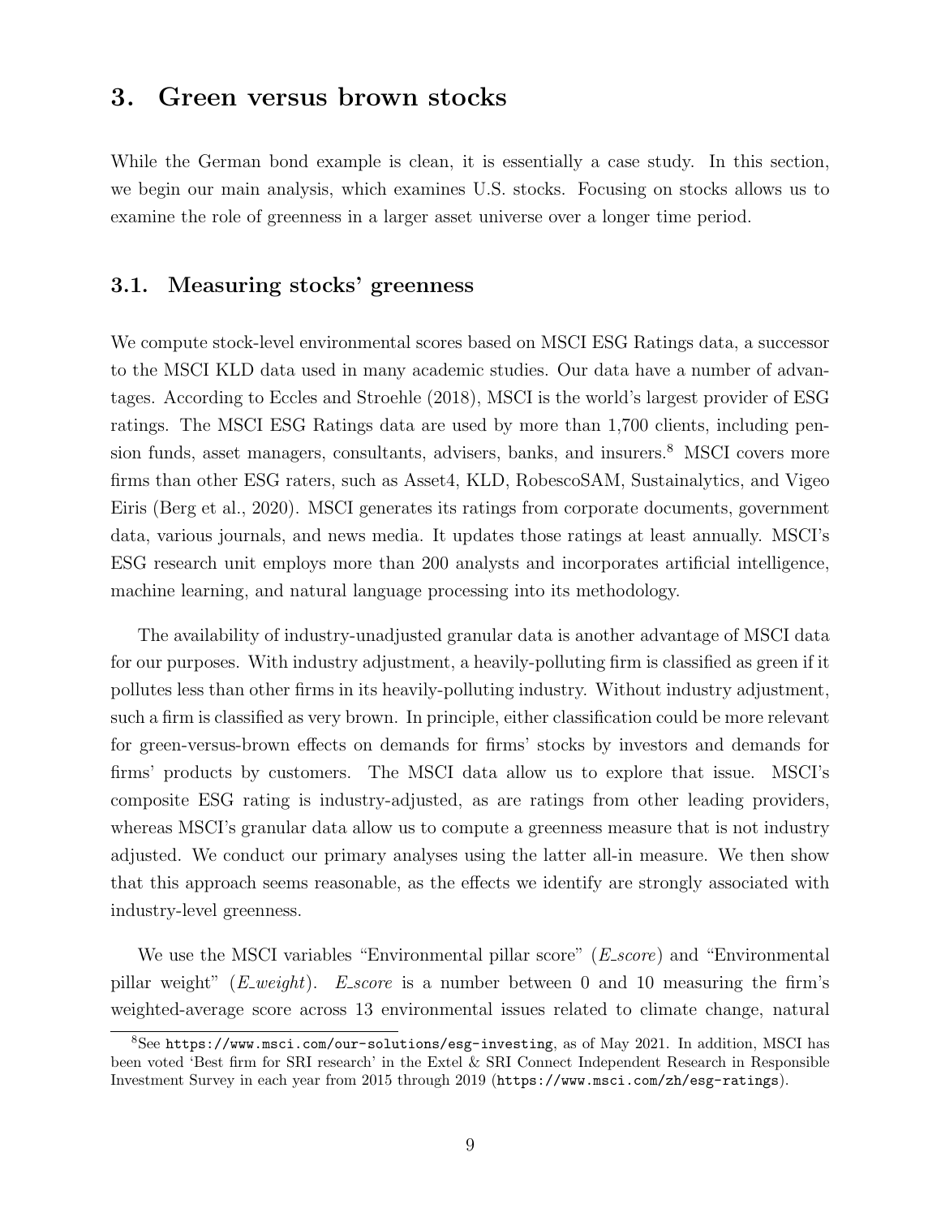# 3. Green versus brown stocks

While the German bond example is clean, it is essentially a case study. In this section, we begin our main analysis, which examines U.S. stocks. Focusing on stocks allows us to examine the role of greenness in a larger asset universe over a longer time period.

## 3.1. Measuring stocks' greenness

We compute stock-level environmental scores based on MSCI ESG Ratings data, a successor to the MSCI KLD data used in many academic studies. Our data have a number of advantages. According to Eccles and Stroehle (2018), MSCI is the world's largest provider of ESG ratings. The MSCI ESG Ratings data are used by more than 1,700 clients, including pension funds, asset managers, consultants, advisers, banks, and insurers.[8] MSCI covers more firms than other ESG raters, such as Asset4, KLD, RobescoSAM, Sustainalytics, and Vigeo Eiris (Berg et al., 2020). MSCI generates its ratings from corporate documents, government data, various journals, and news media. It updates those ratings at least annually. MSCI's ESG research unit employs more than 200 analysts and incorporates artificial intelligence, machine learning, and natural language processing into its methodology.

The availability of industry-unadjusted granular data is another advantage of MSCI data for our purposes. With industry adjustment, a heavily-polluting firm is classified as green if it pollutes less than other firms in its heavily-polluting industry. Without industry adjustment, such a firm is classified as very brown. In principle, either classification could be more relevant for green-versus-brown effects on demands for firms' stocks by investors and demands for firms' products by customers. The MSCI data allow us to explore that issue. MSCI's composite ESG rating is industry-adjusted, as are ratings from other leading providers, whereas MSCI's granular data allow us to compute a greenness measure that is not industry adjusted. We conduct our primary analyses using the latter all-in measure. We then show that this approach seems reasonable, as the effects we identify are strongly associated with industry-level greenness.

We use the MSCI variables "Environmental pillar score" (*E_score*) and "Environmental pillar weight" (*E_weight*). *E_score* is a number between 0 and 10 measuring the firm's weighted-average score across 13 environmental issues related to climate change, natural

[8]See https://www.msci.com/our-solutions/esg-investing, as of May 2021. In addition, MSCI has been voted 'Best firm for SRI research' in the Extel & SRI Connect Independent Research in Responsible Investment Survey in each year from 2015 through 2019 (https://www.msci.com/zh/esg-ratings).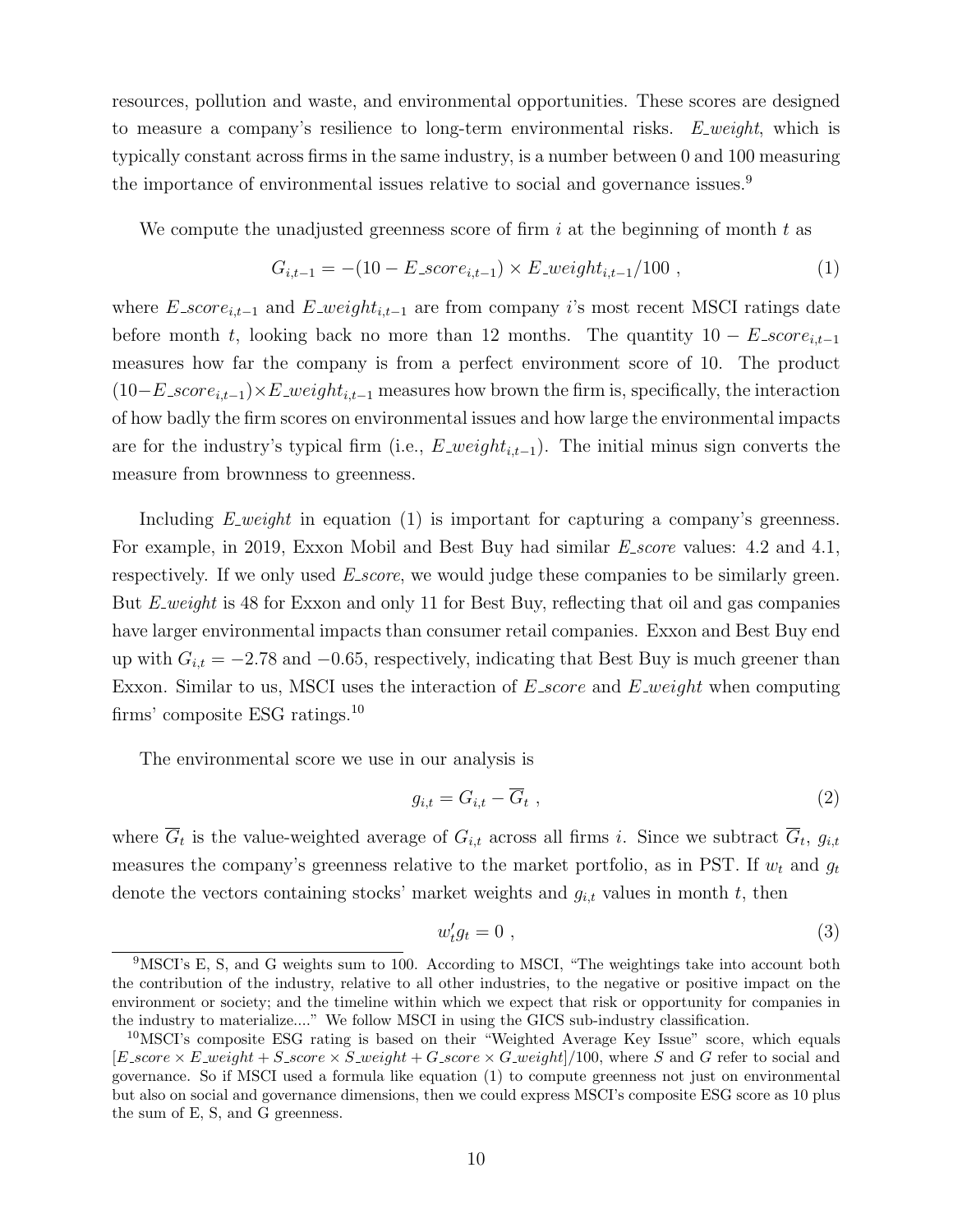resources, pollution and waste, and environmental opportunities. These scores are designed to measure a company's resilience to long-term environmental risks. *E_weight*, which is typically constant across firms in the same industry, is a number between 0 and 100 measuring the importance of environmental issues relative to social and governance issues.[9]

We compute the unadjusted greenness score of firm $i$ at the beginning of month $t$ as

$$G_{i,t-1} = -(10 - E\_score_{i,t-1}) \times E\_weight_{i,t-1}/100 \ , \tag{1}$$

where $E\_score_{i,t-1}$ and $E\_weight_{i,t-1}$ are from company $i$'s most recent MSCI ratings date before month $t$, looking back no more than 12 months. The quantity $10 - E\_score_{i,t-1}$ measures how far the company is from a perfect environment score of 10. The product $(10 - E\_score_{i,t-1}) \times E\_weight_{i,t-1}$ measures how brown the firm is, specifically, the interaction of how badly the firm scores on environmental issues and how large the environmental impacts are for the industry's typical firm (i.e., $E\_weight_{i,t-1}$). The initial minus sign converts the measure from brownness to greenness.

Including *E_weight* in equation (1) is important for capturing a company's greenness. For example, in 2019, Exxon Mobil and Best Buy had similar *E_score* values: 4.2 and 4.1, respectively. If we only used *E_score*, we would judge these companies to be similarly green. But *E_weight* is 48 for Exxon and only 11 for Best Buy, reflecting that oil and gas companies have larger environmental impacts than consumer retail companies. Exxon and Best Buy end up with $G_{i,t} = -2.78$ and $-0.65$, respectively, indicating that Best Buy is much greener than Exxon. Similar to us, MSCI uses the interaction of *E_score* and *E_weight* when computing firms' composite ESG ratings.[10]

The environmental score we use in our analysis is

$$g_{i,t} = G_{i,t} - \overline{G}_t \ , \tag{2}$$

where $\overline{G}_t$ is the value-weighted average of $G_{i,t}$ across all firms $i$. Since we subtract $\overline{G}_t$, $g_{i,t}$ measures the company's greenness relative to the market portfolio, as in PST. If $w_t$ and $g_t$ denote the vectors containing stocks' market weights and $g_{i,t}$ values in month $t$, then

$$w_t' g_t = 0 \ , \tag{3}$$

[9] MSCI's E, S, and G weights sum to 100. According to MSCI, "The weightings take into account both the contribution of the industry, relative to all other industries, to the negative or positive impact on the environment or society; and the timeline within which we expect that risk or opportunity for companies in the industry to materialize...." We follow MSCI in using the GICS sub-industry classification.

[10] MSCI's composite ESG rating is based on their "Weighted Average Key Issue" score, which equals $[E\_score \times E\_weight + S\_score \times S\_weight + G\_score \times G\_weight]/100$, where $S$ and $G$ refer to social and governance. So if MSCI used a formula like equation (1) to compute greenness not just on environmental but also on social and governance dimensions, then we could express MSCI's composite ESG score as 10 plus the sum of E, S, and G greenness.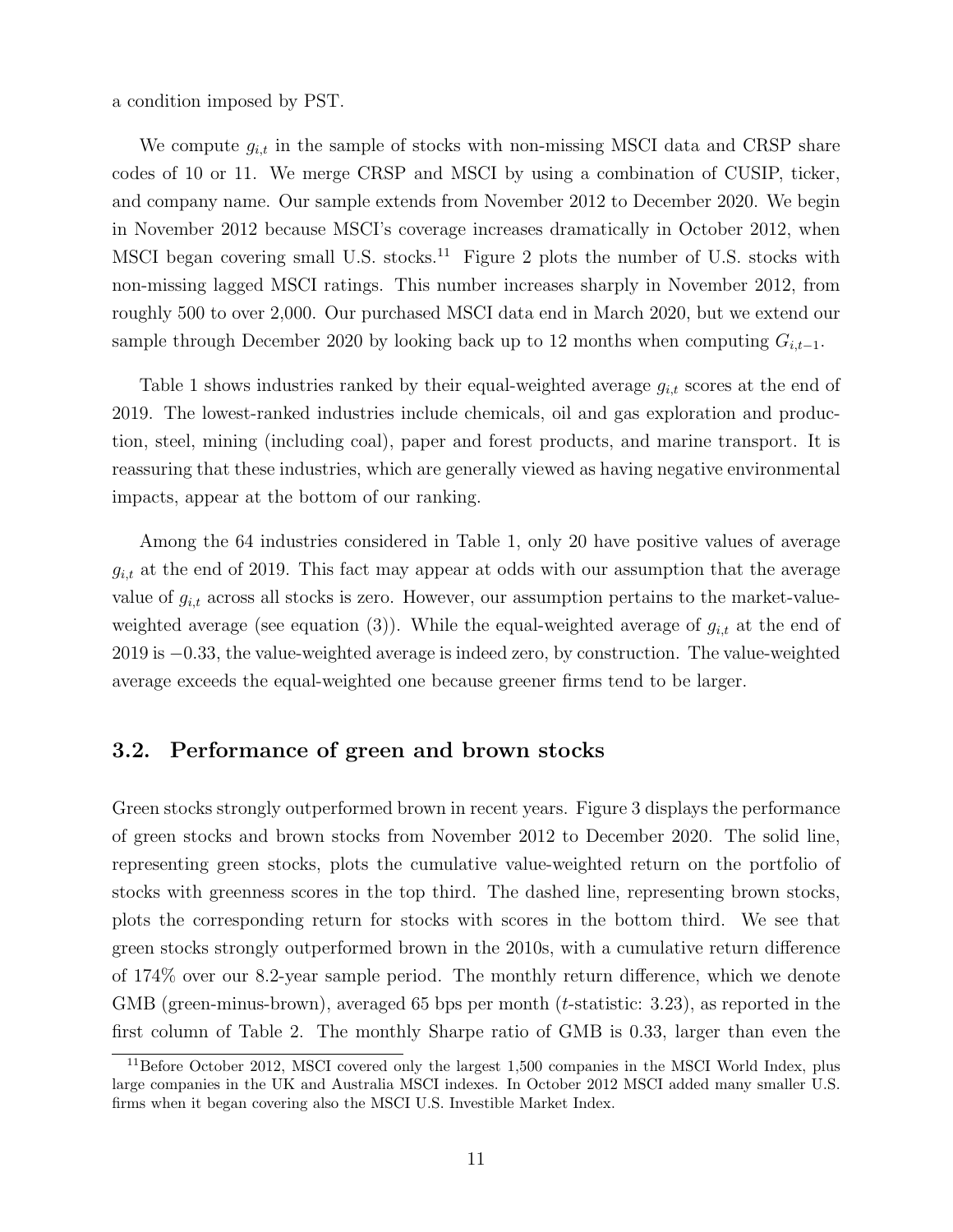a condition imposed by PST.

We compute $g_{i,t}$ in the sample of stocks with non-missing MSCI data and CRSP share codes of 10 or 11. We merge CRSP and MSCI by using a combination of CUSIP, ticker, and company name. Our sample extends from November 2012 to December 2020. We begin in November 2012 because MSCI's coverage increases dramatically in October 2012, when MSCI began covering small U.S. stocks.[11] Figure 2 plots the number of U.S. stocks with non-missing lagged MSCI ratings. This number increases sharply in November 2012, from roughly 500 to over 2,000. Our purchased MSCI data end in March 2020, but we extend our sample through December 2020 by looking back up to 12 months when computing $G_{i,t-1}$.

Table 1 shows industries ranked by their equal-weighted average $g_{i,t}$ scores at the end of 2019. The lowest-ranked industries include chemicals, oil and gas exploration and production, steel, mining (including coal), paper and forest products, and marine transport. It is reassuring that these industries, which are generally viewed as having negative environmental impacts, appear at the bottom of our ranking.

Among the 64 industries considered in Table 1, only 20 have positive values of average $g_{i,t}$ at the end of 2019. This fact may appear at odds with our assumption that the average value of $g_{i,t}$ across all stocks is zero. However, our assumption pertains to the market-value-weighted average (see equation (3)). While the equal-weighted average of $g_{i,t}$ at the end of 2019 is $-0.33$, the value-weighted average is indeed zero, by construction. The value-weighted average exceeds the equal-weighted one because greener firms tend to be larger.

## 3.2. Performance of green and brown stocks

Green stocks strongly outperformed brown in recent years. Figure 3 displays the performance of green stocks and brown stocks from November 2012 to December 2020. The solid line, representing green stocks, plots the cumulative value-weighted return on the portfolio of stocks with greenness scores in the top third. The dashed line, representing brown stocks, plots the corresponding return for stocks with scores in the bottom third. We see that green stocks strongly outperformed brown in the 2010s, with a cumulative return difference of 174% over our 8.2-year sample period. The monthly return difference, which we denote GMB (green-minus-brown), averaged 65 bps per month (*t*-statistic: 3.23), as reported in the first column of Table 2. The monthly Sharpe ratio of GMB is 0.33, larger than even the

[11] Before October 2012, MSCI covered only the largest 1,500 companies in the MSCI World Index, plus large companies in the UK and Australia MSCI indexes. In October 2012 MSCI added many smaller U.S. firms when it began covering also the MSCI U.S. Investible Market Index.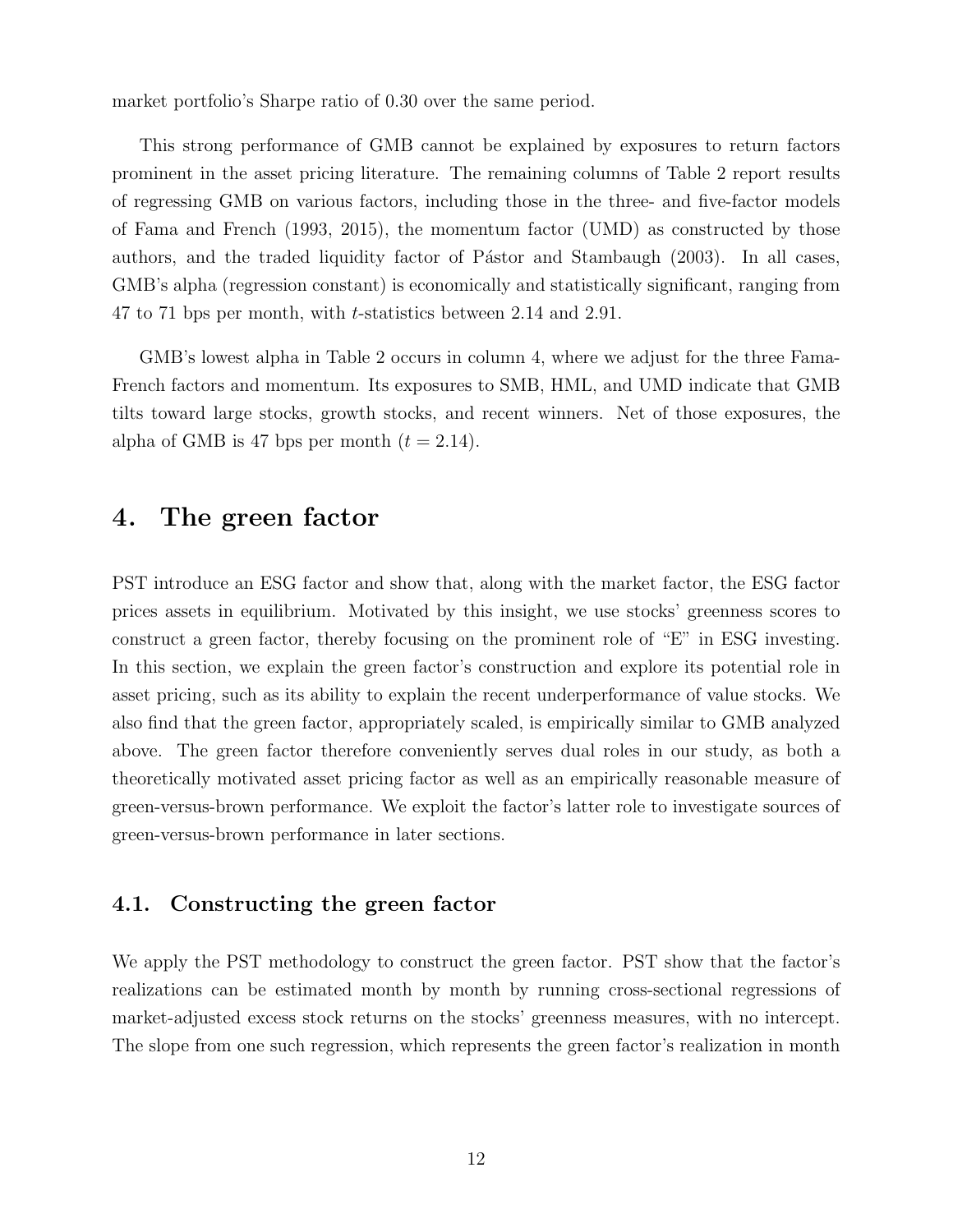market portfolio's Sharpe ratio of 0.30 over the same period.

This strong performance of GMB cannot be explained by exposures to return factors prominent in the asset pricing literature. The remaining columns of Table 2 report results of regressing GMB on various factors, including those in the three- and five-factor models of Fama and French (1993, 2015), the momentum factor (UMD) as constructed by those authors, and the traded liquidity factor of Pástor and Stambaugh (2003). In all cases, GMB's alpha (regression constant) is economically and statistically significant, ranging from 47 to 71 bps per month, with $t$-statistics between 2.14 and 2.91.

GMB's lowest alpha in Table 2 occurs in column 4, where we adjust for the three Fama-French factors and momentum. Its exposures to SMB, HML, and UMD indicate that GMB tilts toward large stocks, growth stocks, and recent winners. Net of those exposures, the alpha of GMB is 47 bps per month ($t = 2.14$).

# 4. The green factor

PST introduce an ESG factor and show that, along with the market factor, the ESG factor prices assets in equilibrium. Motivated by this insight, we use stocks' greenness scores to construct a green factor, thereby focusing on the prominent role of "E" in ESG investing. In this section, we explain the green factor's construction and explore its potential role in asset pricing, such as its ability to explain the recent underperformance of value stocks. We also find that the green factor, appropriately scaled, is empirically similar to GMB analyzed above. The green factor therefore conveniently serves dual roles in our study, as both a theoretically motivated asset pricing factor as well as an empirically reasonable measure of green-versus-brown performance. We exploit the factor's latter role to investigate sources of green-versus-brown performance in later sections.

## 4.1. Constructing the green factor

We apply the PST methodology to construct the green factor. PST show that the factor's realizations can be estimated month by month by running cross-sectional regressions of market-adjusted excess stock returns on the stocks' greenness measures, with no intercept. The slope from one such regression, which represents the green factor's realization in month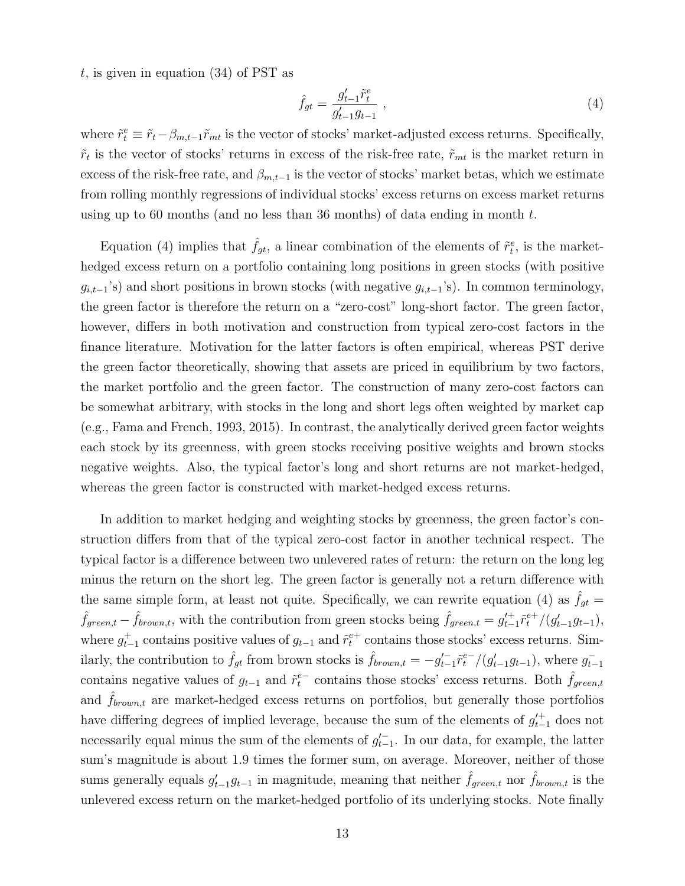$t$, is given in equation (34) of PST as

$$\hat{f}_{gt} = \frac{g'_{t-1}\tilde{r}^e_t}{g'_{t-1}g_{t-1}} \ , \tag{4}$$

where $\tilde{r}^e_t \equiv \tilde{r}_t - \beta_{m,t-1}\tilde{r}_{mt}$ is the vector of stocks' market-adjusted excess returns. Specifically, $\tilde{r}_t$ is the vector of stocks' returns in excess of the risk-free rate, $\tilde{r}_{mt}$ is the market return in excess of the risk-free rate, and $\beta_{m,t-1}$ is the vector of stocks' market betas, which we estimate from rolling monthly regressions of individual stocks' excess returns on excess market returns using up to 60 months (and no less than 36 months) of data ending in month $t$.

Equation (4) implies that $\hat{f}_{gt}$, a linear combination of the elements of $\tilde{r}^e_t$, is the market-hedged excess return on a portfolio containing long positions in green stocks (with positive $g_{i,t-1}$'s) and short positions in brown stocks (with negative $g_{i,t-1}$'s). In common terminology, the green factor is therefore the return on a "zero-cost" long-short factor. The green factor, however, differs in both motivation and construction from typical zero-cost factors in the finance literature. Motivation for the latter factors is often empirical, whereas PST derive the green factor theoretically, showing that assets are priced in equilibrium by two factors, the market portfolio and the green factor. The construction of many zero-cost factors can be somewhat arbitrary, with stocks in the long and short legs often weighted by market cap (e.g., Fama and French, 1993, 2015). In contrast, the analytically derived green factor weights each stock by its greenness, with green stocks receiving positive weights and brown stocks negative weights. Also, the typical factor's long and short returns are not market-hedged, whereas the green factor is constructed with market-hedged excess returns.

In addition to market hedging and weighting stocks by greenness, the green factor's construction differs from that of the typical zero-cost factor in another technical respect. The typical factor is a difference between two unlevered rates of return: the return on the long leg minus the return on the short leg. The green factor is generally not a return difference with the same simple form, at least not quite. Specifically, we can rewrite equation (4) as $\hat{f}_{gt} = \hat{f}_{green,t} - \hat{f}_{brown,t}$, with the contribution from green stocks being $\hat{f}_{green,t} = g'^{+}_{t-1}\tilde{r}^{e+}_t/(g'_{t-1}g_{t-1})$, where $g^{+}_{t-1}$ contains positive values of $g_{t-1}$ and $\tilde{r}^{e+}_t$ contains those stocks' excess returns. Similarly, the contribution to $\hat{f}_{gt}$ from brown stocks is $\hat{f}_{brown,t} = -g'^{-}_{t-1}\tilde{r}^{e-}_t/(g'_{t-1}g_{t-1})$, where $g^{-}_{t-1}$ contains negative values of $g_{t-1}$ and $\tilde{r}^{e-}_t$ contains those stocks' excess returns. Both $\hat{f}_{green,t}$ and $\hat{f}_{brown,t}$ are market-hedged excess returns on portfolios, but generally those portfolios have differing degrees of implied leverage, because the sum of the elements of $g'^{+}_{t-1}$ does not necessarily equal minus the sum of the elements of $g'^{-}_{t-1}$. In our data, for example, the latter sum's magnitude is about 1.9 times the former sum, on average. Moreover, neither of those sums generally equals $g'_{t-1}g_{t-1}$ in magnitude, meaning that neither $\hat{f}_{green,t}$ nor $\hat{f}_{brown,t}$ is the unlevered excess return on the market-hedged portfolio of its underlying stocks. Note finally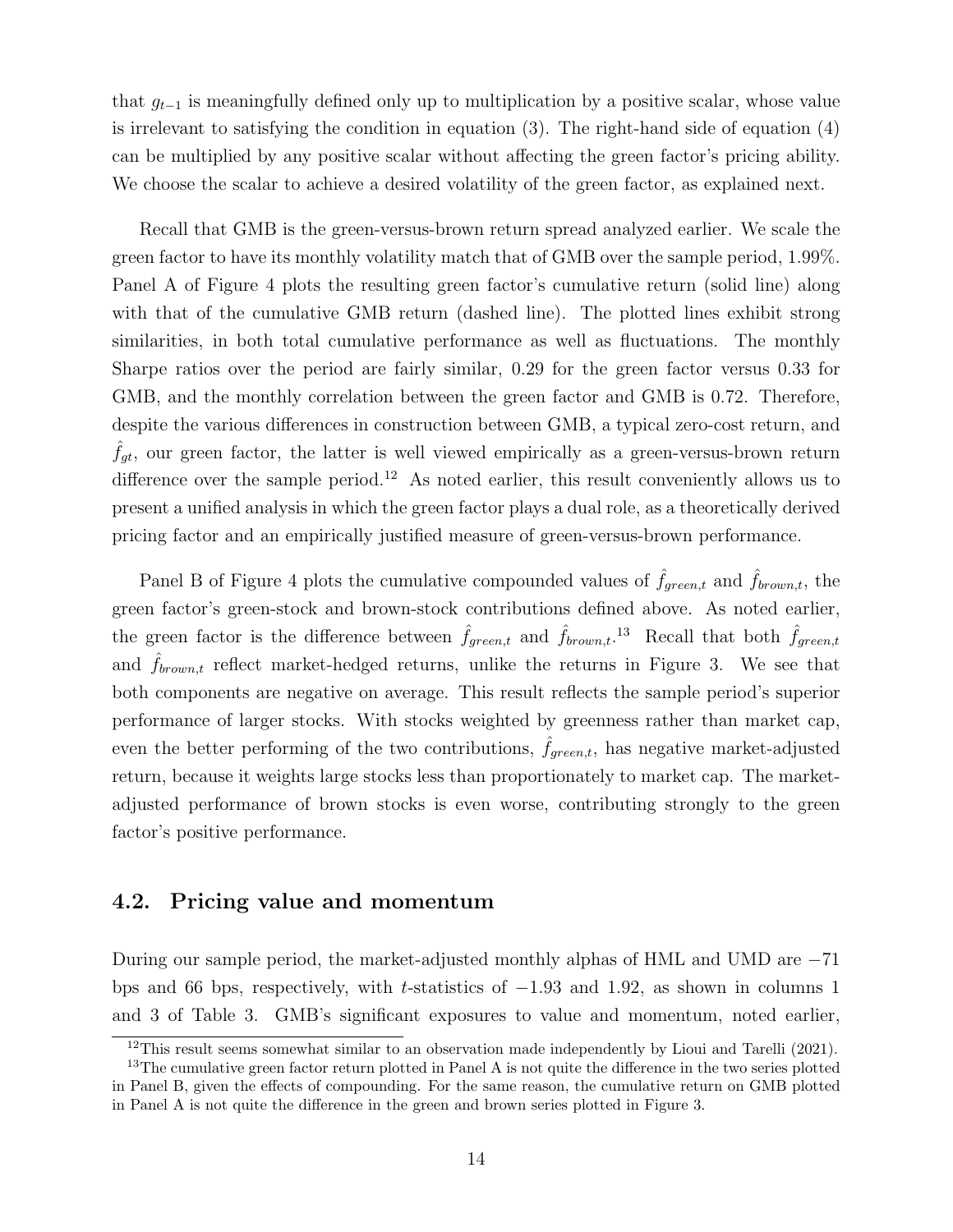that $g_{t-1}$ is meaningfully defined only up to multiplication by a positive scalar, whose value is irrelevant to satisfying the condition in equation (3). The right-hand side of equation (4) can be multiplied by any positive scalar without affecting the green factor's pricing ability. We choose the scalar to achieve a desired volatility of the green factor, as explained next.

Recall that GMB is the green-versus-brown return spread analyzed earlier. We scale the green factor to have its monthly volatility match that of GMB over the sample period, 1.99%. Panel A of Figure 4 plots the resulting green factor's cumulative return (solid line) along with that of the cumulative GMB return (dashed line). The plotted lines exhibit strong similarities, in both total cumulative performance as well as fluctuations. The monthly Sharpe ratios over the period are fairly similar, 0.29 for the green factor versus 0.33 for GMB, and the monthly correlation between the green factor and GMB is 0.72. Therefore, despite the various differences in construction between GMB, a typical zero-cost return, and $\hat{f}_{gt}$, our green factor, the latter is well viewed empirically as a green-versus-brown return difference over the sample period.[12] As noted earlier, this result conveniently allows us to present a unified analysis in which the green factor plays a dual role, as a theoretically derived pricing factor and an empirically justified measure of green-versus-brown performance.

Panel B of Figure 4 plots the cumulative compounded values of $\hat{f}_{green,t}$ and $\hat{f}_{brown,t}$, the green factor's green-stock and brown-stock contributions defined above. As noted earlier, the green factor is the difference between $\hat{f}_{green,t}$ and $\hat{f}_{brown,t}$.[13] Recall that both $\hat{f}_{green,t}$ and $\hat{f}_{brown,t}$ reflect market-hedged returns, unlike the returns in Figure 3. We see that both components are negative on average. This result reflects the sample period's superior performance of larger stocks. With stocks weighted by greenness rather than market cap, even the better performing of the two contributions, $\hat{f}_{green,t}$, has negative market-adjusted return, because it weights large stocks less than proportionately to market cap. The market-adjusted performance of brown stocks is even worse, contributing strongly to the green factor's positive performance.

## 4.2. Pricing value and momentum

During our sample period, the market-adjusted monthly alphas of HML and UMD are −71 bps and 66 bps, respectively, with $t$-statistics of −1.93 and 1.92, as shown in columns 1 and 3 of Table 3. GMB's significant exposures to value and momentum, noted earlier,

[12] This result seems somewhat similar to an observation made independently by Lioui and Tarelli (2021).

[13] The cumulative green factor return plotted in Panel A is not quite the difference in the two series plotted in Panel B, given the effects of compounding. For the same reason, the cumulative return on GMB plotted in Panel A is not quite the difference in the green and brown series plotted in Figure 3.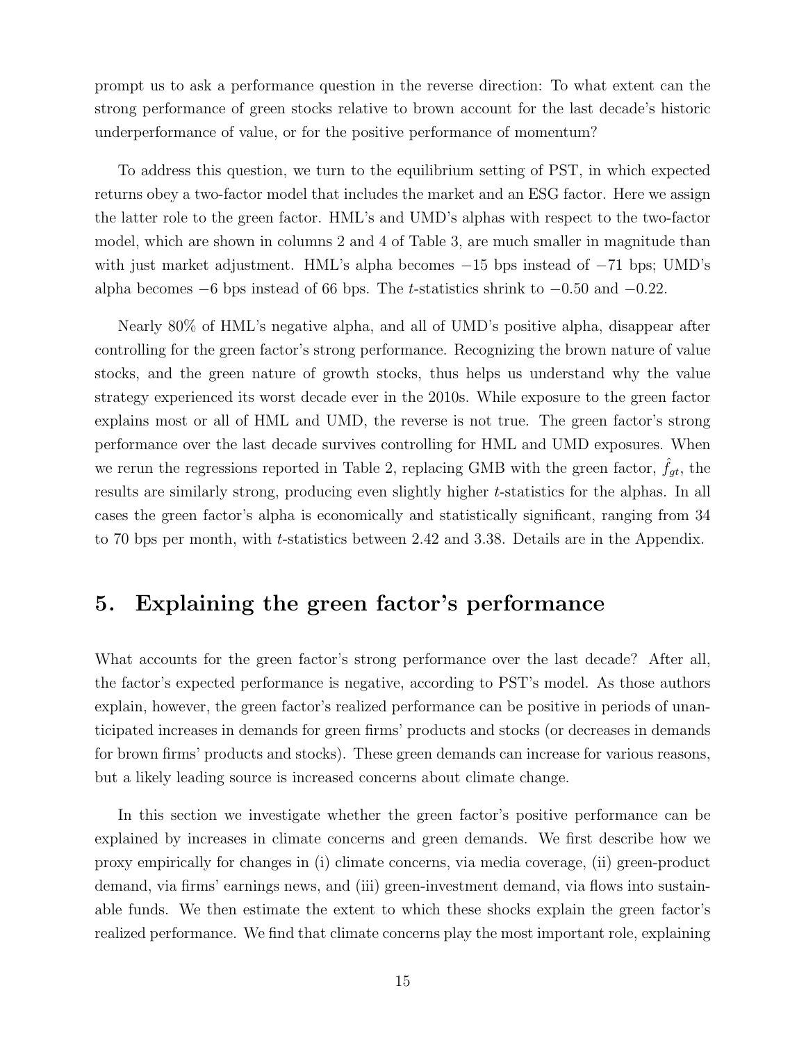prompt us to ask a performance question in the reverse direction: To what extent can the strong performance of green stocks relative to brown account for the last decade's historic underperformance of value, or for the positive performance of momentum?

To address this question, we turn to the equilibrium setting of PST, in which expected returns obey a two-factor model that includes the market and an ESG factor. Here we assign the latter role to the green factor. HML's and UMD's alphas with respect to the two-factor model, which are shown in columns 2 and 4 of Table 3, are much smaller in magnitude than with just market adjustment. HML's alpha becomes $-15$ bps instead of $-71$ bps; UMD's alpha becomes $-6$ bps instead of 66 bps. The $t$-statistics shrink to $-0.50$ and $-0.22$.

Nearly 80% of HML's negative alpha, and all of UMD's positive alpha, disappear after controlling for the green factor's strong performance. Recognizing the brown nature of value stocks, and the green nature of growth stocks, thus helps us understand why the value strategy experienced its worst decade ever in the 2010s. While exposure to the green factor explains most or all of HML and UMD, the reverse is not true. The green factor's strong performance over the last decade survives controlling for HML and UMD exposures. When we rerun the regressions reported in Table 2, replacing GMB with the green factor, $\hat{f}_{gt}$, the results are similarly strong, producing even slightly higher $t$-statistics for the alphas. In all cases the green factor's alpha is economically and statistically significant, ranging from 34 to 70 bps per month, with $t$-statistics between 2.42 and 3.38. Details are in the Appendix.

# 5. Explaining the green factor's performance

What accounts for the green factor's strong performance over the last decade? After all, the factor's expected performance is negative, according to PST's model. As those authors explain, however, the green factor's realized performance can be positive in periods of unanticipated increases in demands for green firms' products and stocks (or decreases in demands for brown firms' products and stocks). These green demands can increase for various reasons, but a likely leading source is increased concerns about climate change.

In this section we investigate whether the green factor's positive performance can be explained by increases in climate concerns and green demands. We first describe how we proxy empirically for changes in (i) climate concerns, via media coverage, (ii) green-product demand, via firms' earnings news, and (iii) green-investment demand, via flows into sustainable funds. We then estimate the extent to which these shocks explain the green factor's realized performance. We find that climate concerns play the most important role, explaining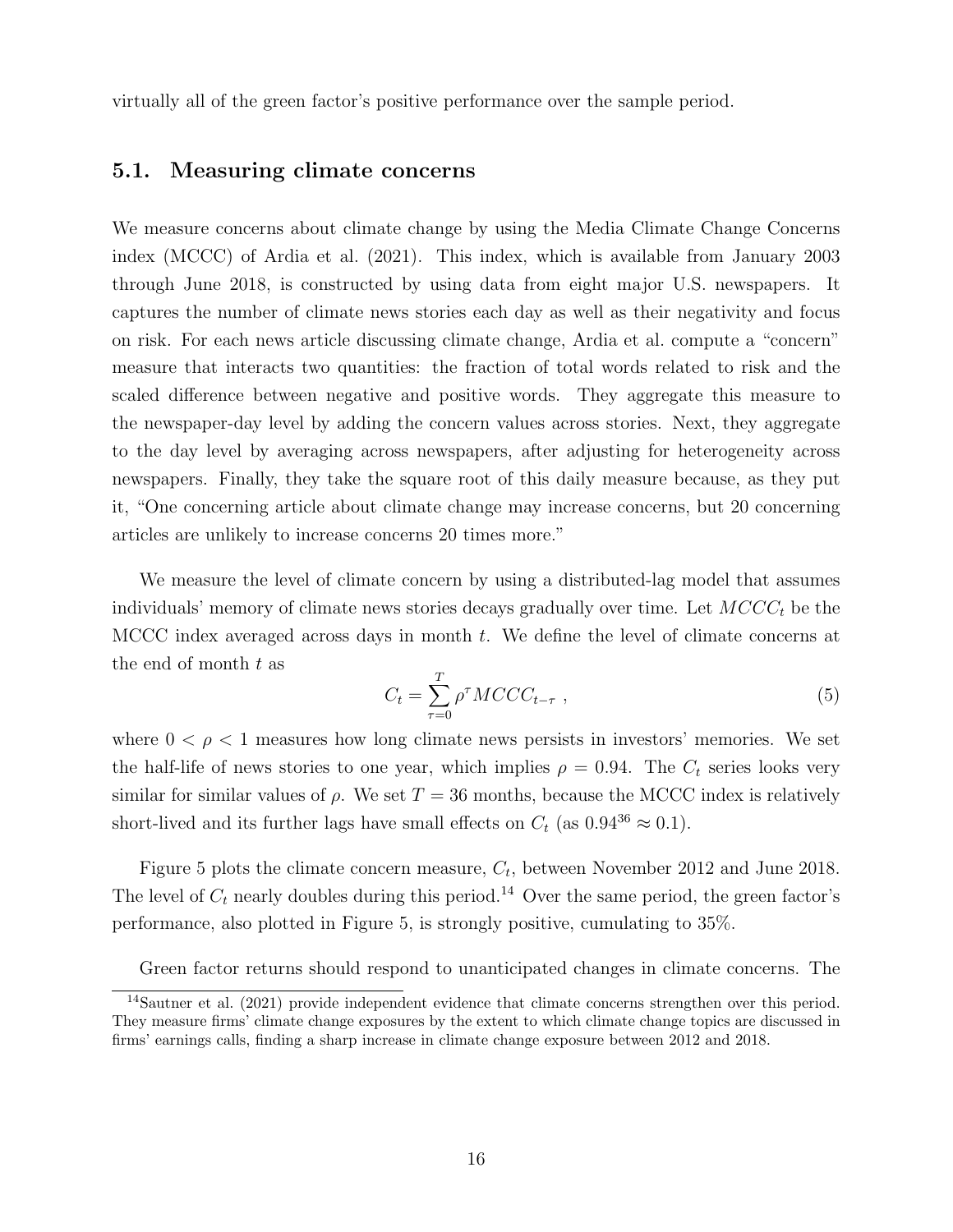virtually all of the green factor's positive performance over the sample period.

## 5.1. Measuring climate concerns

We measure concerns about climate change by using the Media Climate Change Concerns index (MCCC) of Ardia et al. (2021). This index, which is available from January 2003 through June 2018, is constructed by using data from eight major U.S. newspapers. It captures the number of climate news stories each day as well as their negativity and focus on risk. For each news article discussing climate change, Ardia et al. compute a "concern" measure that interacts two quantities: the fraction of total words related to risk and the scaled difference between negative and positive words. They aggregate this measure to the newspaper-day level by adding the concern values across stories. Next, they aggregate to the day level by averaging across newspapers, after adjusting for heterogeneity across newspapers. Finally, they take the square root of this daily measure because, as they put it, "One concerning article about climate change may increase concerns, but 20 concerning articles are unlikely to increase concerns 20 times more."

We measure the level of climate concern by using a distributed-lag model that assumes individuals' memory of climate news stories decays gradually over time. Let $MCCC_t$ be the MCCC index averaged across days in month $t$. We define the level of climate concerns at the end of month $t$ as

$$C_t = \sum_{\tau=0}^{T} \rho^{\tau} MCCC_{t-\tau} \ , \tag{5}$$

where $0 < \rho < 1$ measures how long climate news persists in investors' memories. We set the half-life of news stories to one year, which implies $\rho = 0.94$. The $C_t$ series looks very similar for similar values of $\rho$. We set $T = 36$ months, because the MCCC index is relatively short-lived and its further lags have small effects on $C_t$ (as $0.94^{36} \approx 0.1$).

Figure 5 plots the climate concern measure, $C_t$, between November 2012 and June 2018. The level of $C_t$ nearly doubles during this period.[14] Over the same period, the green factor's performance, also plotted in Figure 5, is strongly positive, cumulating to 35%.

Green factor returns should respond to unanticipated changes in climate concerns. The

[14] Sautner et al. (2021) provide independent evidence that climate concerns strengthen over this period. They measure firms' climate change exposures by the extent to which climate change topics are discussed in firms' earnings calls, finding a sharp increase in climate change exposure between 2012 and 2018.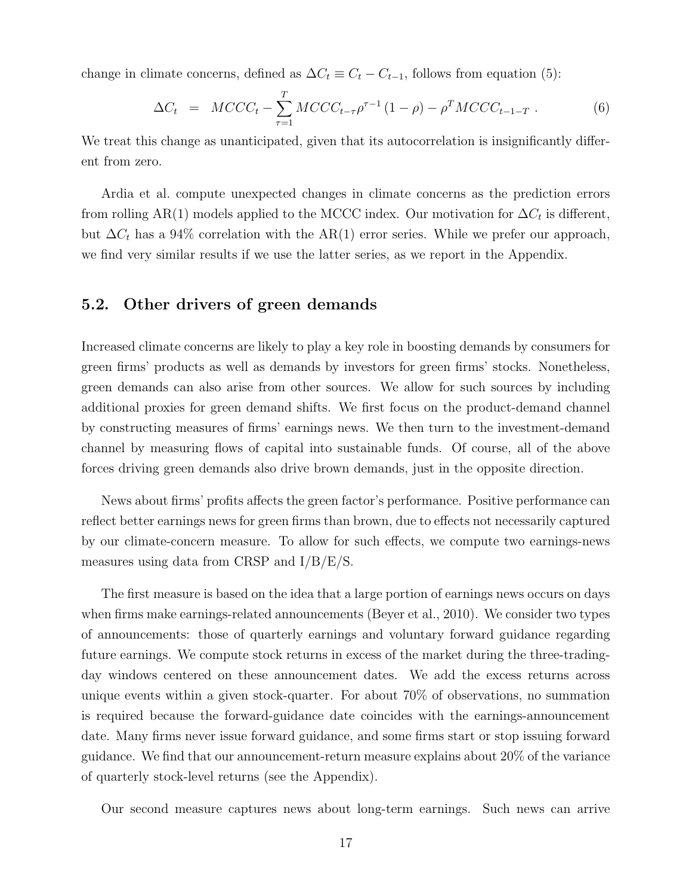change in climate concerns, defined as $\Delta C_t \equiv C_t - C_{t-1}$, follows from equation (5):

$$\Delta C_t \;\; = \;\; MCCC_t - \sum_{\tau=1}^{T} MCCC_{t-\tau}\rho^{\tau-1}(1-\rho) - \rho^T MCCC_{t-1-T} \; . \tag{6}$$

We treat this change as unanticipated, given that its autocorrelation is insignificantly different from zero.

Ardia et al. compute unexpected changes in climate concerns as the prediction errors from rolling AR(1) models applied to the MCCC index. Our motivation for $\Delta C_t$ is different, but $\Delta C_t$ has a 94% correlation with the AR(1) error series. While we prefer our approach, we find very similar results if we use the latter series, as we report in the Appendix.

## 5.2. Other drivers of green demands

Increased climate concerns are likely to play a key role in boosting demands by consumers for green firms' products as well as demands by investors for green firms' stocks. Nonetheless, green demands can also arise from other sources. We allow for such sources by including additional proxies for green demand shifts. We first focus on the product-demand channel by constructing measures of firms' earnings news. We then turn to the investment-demand channel by measuring flows of capital into sustainable funds. Of course, all of the above forces driving green demands also drive brown demands, just in the opposite direction.

News about firms' profits affects the green factor's performance. Positive performance can reflect better earnings news for green firms than brown, due to effects not necessarily captured by our climate-concern measure. To allow for such effects, we compute two earnings-news measures using data from CRSP and I/B/E/S.

The first measure is based on the idea that a large portion of earnings news occurs on days when firms make earnings-related announcements (Beyer et al., 2010). We consider two types of announcements: those of quarterly earnings and voluntary forward guidance regarding future earnings. We compute stock returns in excess of the market during the three-trading-day windows centered on these announcement dates. We add the excess returns across unique events within a given stock-quarter. For about 70% of observations, no summation is required because the forward-guidance date coincides with the earnings-announcement date. Many firms never issue forward guidance, and some firms start or stop issuing forward guidance. We find that our announcement-return measure explains about 20% of the variance of quarterly stock-level returns (see the Appendix).

Our second measure captures news about long-term earnings. Such news can arrive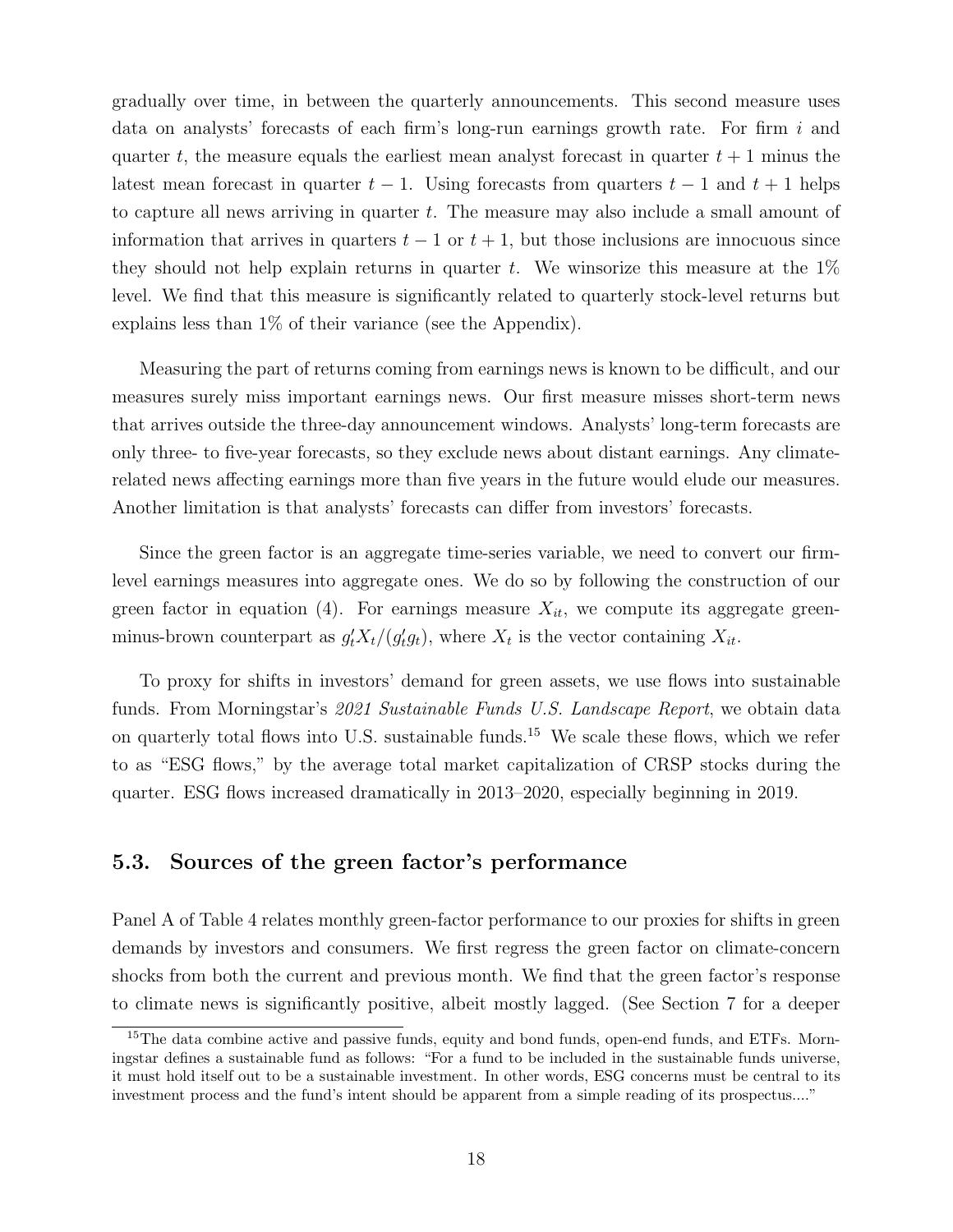gradually over time, in between the quarterly announcements. This second measure uses data on analysts' forecasts of each firm's long-run earnings growth rate. For firm $i$ and quarter $t$, the measure equals the earliest mean analyst forecast in quarter $t+1$ minus the latest mean forecast in quarter $t-1$. Using forecasts from quarters $t-1$ and $t+1$ helps to capture all news arriving in quarter $t$. The measure may also include a small amount of information that arrives in quarters $t-1$ or $t+1$, but those inclusions are innocuous since they should not help explain returns in quarter $t$. We winsorize this measure at the 1% level. We find that this measure is significantly related to quarterly stock-level returns but explains less than 1% of their variance (see the Appendix).

Measuring the part of returns coming from earnings news is known to be difficult, and our measures surely miss important earnings news. Our first measure misses short-term news that arrives outside the three-day announcement windows. Analysts' long-term forecasts are only three- to five-year forecasts, so they exclude news about distant earnings. Any climate-related news affecting earnings more than five years in the future would elude our measures. Another limitation is that analysts' forecasts can differ from investors' forecasts.

Since the green factor is an aggregate time-series variable, we need to convert our firm-level earnings measures into aggregate ones. We do so by following the construction of our green factor in equation (4). For earnings measure $X_{it}$, we compute its aggregate green-minus-brown counterpart as $g_t'X_t/(g_t'g_t)$, where $X_t$ is the vector containing $X_{it}$.

To proxy for shifts in investors' demand for green assets, we use flows into sustainable funds. From Morningstar's *2021 Sustainable Funds U.S. Landscape Report*, we obtain data on quarterly total flows into U.S. sustainable funds.[15] We scale these flows, which we refer to as "ESG flows," by the average total market capitalization of CRSP stocks during the quarter. ESG flows increased dramatically in 2013–2020, especially beginning in 2019.

## 5.3. Sources of the green factor's performance

Panel A of Table 4 relates monthly green-factor performance to our proxies for shifts in green demands by investors and consumers. We first regress the green factor on climate-concern shocks from both the current and previous month. We find that the green factor's response to climate news is significantly positive, albeit mostly lagged. (See Section 7 for a deeper

[15] The data combine active and passive funds, equity and bond funds, open-end funds, and ETFs. Morningstar defines a sustainable fund as follows: "For a fund to be included in the sustainable funds universe, it must hold itself out to be a sustainable investment. In other words, ESG concerns must be central to its investment process and the fund's intent should be apparent from a simple reading of its prospectus...."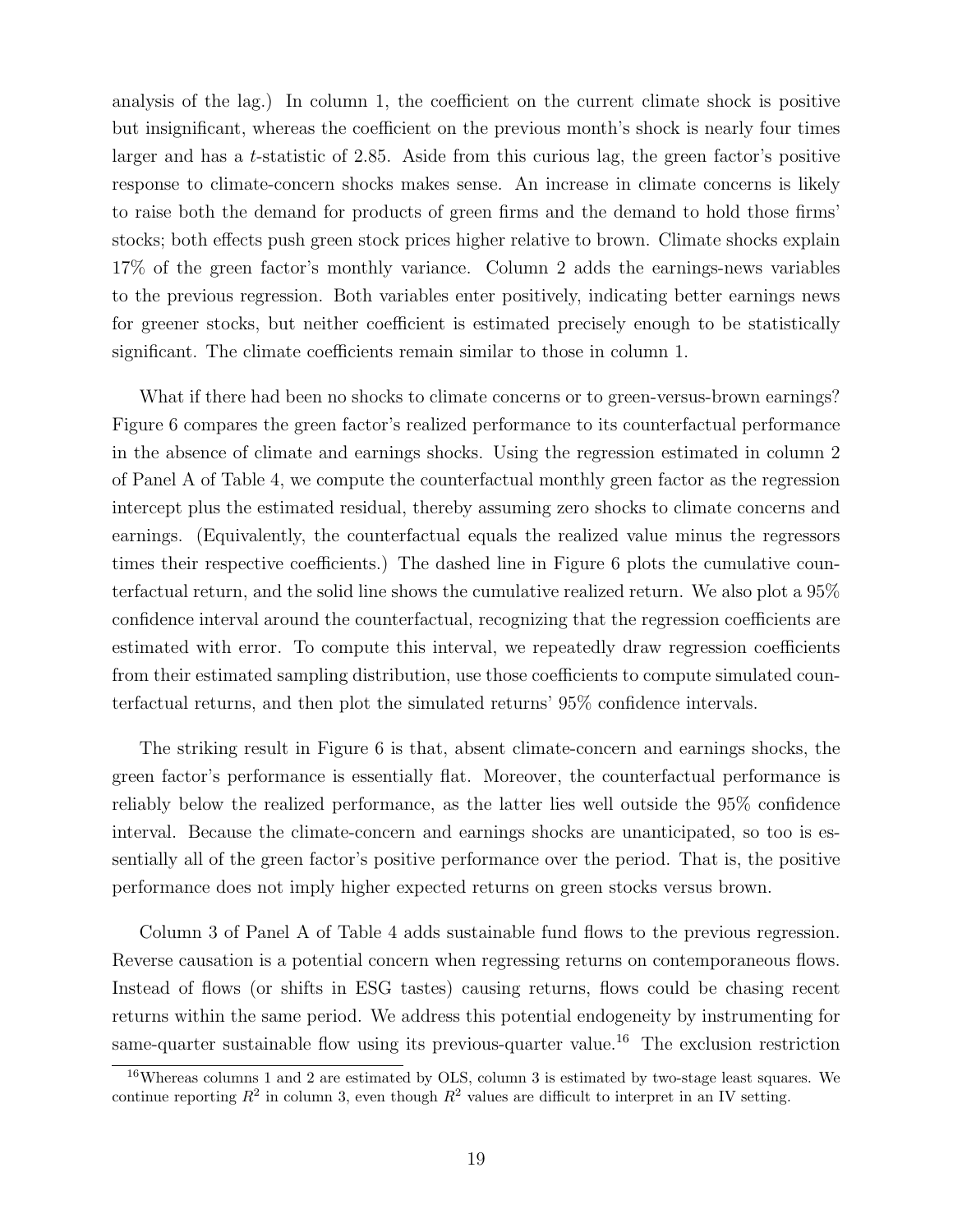analysis of the lag.) In column 1, the coefficient on the current climate shock is positive but insignificant, whereas the coefficient on the previous month's shock is nearly four times larger and has a $t$-statistic of 2.85. Aside from this curious lag, the green factor's positive response to climate-concern shocks makes sense. An increase in climate concerns is likely to raise both the demand for products of green firms and the demand to hold those firms' stocks; both effects push green stock prices higher relative to brown. Climate shocks explain 17% of the green factor's monthly variance. Column 2 adds the earnings-news variables to the previous regression. Both variables enter positively, indicating better earnings news for greener stocks, but neither coefficient is estimated precisely enough to be statistically significant. The climate coefficients remain similar to those in column 1.

What if there had been no shocks to climate concerns or to green-versus-brown earnings? Figure 6 compares the green factor's realized performance to its counterfactual performance in the absence of climate and earnings shocks. Using the regression estimated in column 2 of Panel A of Table 4, we compute the counterfactual monthly green factor as the regression intercept plus the estimated residual, thereby assuming zero shocks to climate concerns and earnings. (Equivalently, the counterfactual equals the realized value minus the regressors times their respective coefficients.) The dashed line in Figure 6 plots the cumulative counterfactual return, and the solid line shows the cumulative realized return. We also plot a 95% confidence interval around the counterfactual, recognizing that the regression coefficients are estimated with error. To compute this interval, we repeatedly draw regression coefficients from their estimated sampling distribution, use those coefficients to compute simulated counterfactual returns, and then plot the simulated returns' 95% confidence intervals.

The striking result in Figure 6 is that, absent climate-concern and earnings shocks, the green factor's performance is essentially flat. Moreover, the counterfactual performance is reliably below the realized performance, as the latter lies well outside the 95% confidence interval. Because the climate-concern and earnings shocks are unanticipated, so too is essentially all of the green factor's positive performance over the period. That is, the positive performance does not imply higher expected returns on green stocks versus brown.

Column 3 of Panel A of Table 4 adds sustainable fund flows to the previous regression. Reverse causation is a potential concern when regressing returns on contemporaneous flows. Instead of flows (or shifts in ESG tastes) causing returns, flows could be chasing recent returns within the same period. We address this potential endogeneity by instrumenting for same-quarter sustainable flow using its previous-quarter value.[16] The exclusion restriction

[16] Whereas columns 1 and 2 are estimated by OLS, column 3 is estimated by two-stage least squares. We continue reporting $R^2$ in column 3, even though $R^2$ values are difficult to interpret in an IV setting.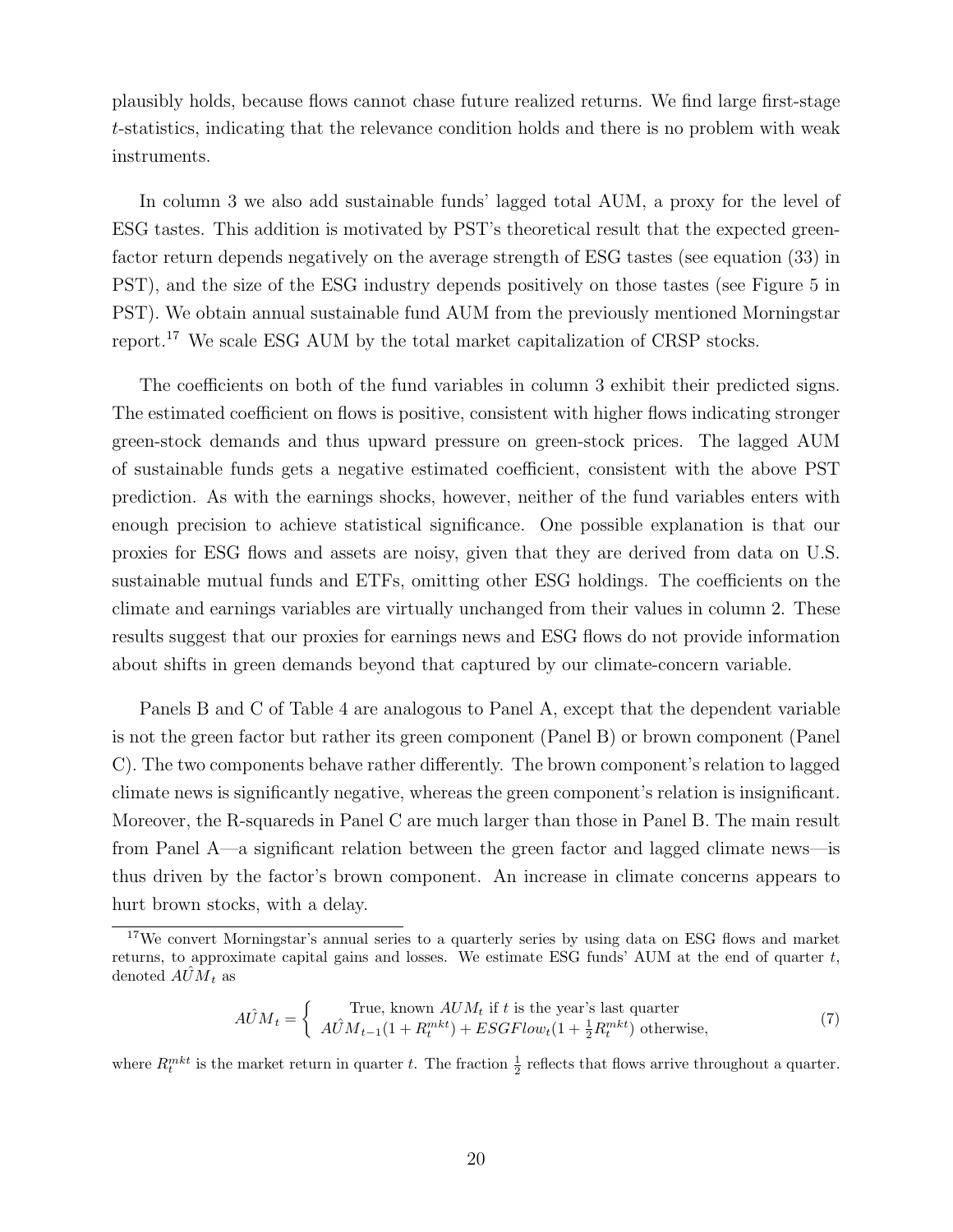plausibly holds, because flows cannot chase future realized returns. We find large first-stage $t$-statistics, indicating that the relevance condition holds and there is no problem with weak instruments.

In column 3 we also add sustainable funds' lagged total AUM, a proxy for the level of ESG tastes. This addition is motivated by PST's theoretical result that the expected green-factor return depends negatively on the average strength of ESG tastes (see equation (33) in PST), and the size of the ESG industry depends positively on those tastes (see Figure 5 in PST). We obtain annual sustainable fund AUM from the previously mentioned Morningstar report.[17] We scale ESG AUM by the total market capitalization of CRSP stocks.

The coefficients on both of the fund variables in column 3 exhibit their predicted signs. The estimated coefficient on flows is positive, consistent with higher flows indicating stronger green-stock demands and thus upward pressure on green-stock prices. The lagged AUM of sustainable funds gets a negative estimated coefficient, consistent with the above PST prediction. As with the earnings shocks, however, neither of the fund variables enters with enough precision to achieve statistical significance. One possible explanation is that our proxies for ESG flows and assets are noisy, given that they are derived from data on U.S. sustainable mutual funds and ETFs, omitting other ESG holdings. The coefficients on the climate and earnings variables are virtually unchanged from their values in column 2. These results suggest that our proxies for earnings news and ESG flows do not provide information about shifts in green demands beyond that captured by our climate-concern variable.

Panels B and C of Table 4 are analogous to Panel A, except that the dependent variable is not the green factor but rather its green component (Panel B) or brown component (Panel C). The two components behave rather differently. The brown component's relation to lagged climate news is significantly negative, whereas the green component's relation is insignificant. Moreover, the R-squareds in Panel C are much larger than those in Panel B. The main result from Panel A—a significant relation between the green factor and lagged climate news—is thus driven by the factor's brown component. An increase in climate concerns appears to hurt brown stocks, with a delay.

[17] We convert Morningstar's annual series to a quarterly series by using data on ESG flows and market returns, to approximate capital gains and losses. We estimate ESG funds' AUM at the end of quarter $t$, denoted $\hat{AUM}_t$ as

$$\hat{AUM}_t = \begin{cases} \text{True, known } AUM_t \text{ if } t \text{ is the year's last quarter} \\ \hat{AUM}_{t-1}(1+R_t^{mkt}) + ESGFlow_t(1+\frac{1}{2}R_t^{mkt}) \text{ otherwise,} \end{cases} \tag{7}$$

where $R_t^{mkt}$ is the market return in quarter $t$. The fraction $\frac{1}{2}$ reflects that flows arrive throughout a quarter.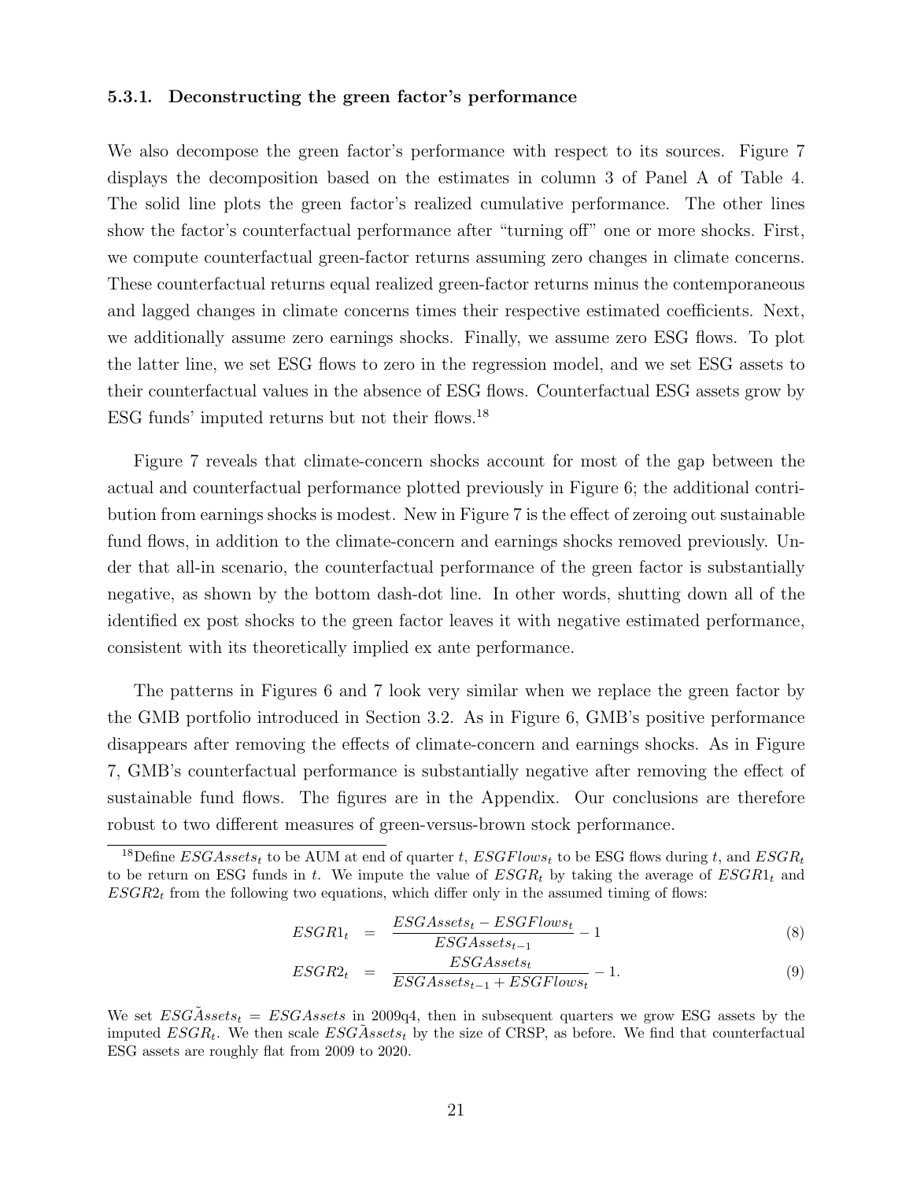### 5.3.1. Deconstructing the green factor's performance

We also decompose the green factor's performance with respect to its sources. Figure 7 displays the decomposition based on the estimates in column 3 of Panel A of Table 4. The solid line plots the green factor's realized cumulative performance. The other lines show the factor's counterfactual performance after "turning off" one or more shocks. First, we compute counterfactual green-factor returns assuming zero changes in climate concerns. These counterfactual returns equal realized green-factor returns minus the contemporaneous and lagged changes in climate concerns times their respective estimated coefficients. Next, we additionally assume zero earnings shocks. Finally, we assume zero ESG flows. To plot the latter line, we set ESG flows to zero in the regression model, and we set ESG assets to their counterfactual values in the absence of ESG flows. Counterfactual ESG assets grow by ESG funds' imputed returns but not their flows.[18]

Figure 7 reveals that climate-concern shocks account for most of the gap between the actual and counterfactual performance plotted previously in Figure 6; the additional contribution from earnings shocks is modest. New in Figure 7 is the effect of zeroing out sustainable fund flows, in addition to the climate-concern and earnings shocks removed previously. Under that all-in scenario, the counterfactual performance of the green factor is substantially negative, as shown by the bottom dash-dot line. In other words, shutting down all of the identified ex post shocks to the green factor leaves it with negative estimated performance, consistent with its theoretically implied ex ante performance.

The patterns in Figures 6 and 7 look very similar when we replace the green factor by the GMB portfolio introduced in Section 3.2. As in Figure 6, GMB's positive performance disappears after removing the effects of climate-concern and earnings shocks. As in Figure 7, GMB's counterfactual performance is substantially negative after removing the effect of sustainable fund flows. The figures are in the Appendix. Our conclusions are therefore robust to two different measures of green-versus-brown stock performance.

---

[18] Define $ESGAssets_t$ to be AUM at end of quarter $t$, $ESGFlows_t$ to be ESG flows during $t$, and $ESGR_t$ to be return on ESG funds in $t$. We impute the value of $ESGR_t$ by taking the average of $ESGR1_t$ and $ESGR2_t$ from the following two equations, which differ only in the assumed timing of flows:

$$ESGR1_t = \frac{ESGAssets_t - ESGFlows_t}{ESGAssets_{t-1}} - 1 \tag{8}$$

$$ESGR2_t = \frac{ESGAssets_t}{ESGAssets_{t-1} + ESGFlows_t} - 1. \tag{9}$$

We set $ES\tilde{G}Assets_t = ESGAssets$ in 2009q4, then in subsequent quarters we grow ESG assets by the imputed $ESGR_t$. We then scale $ES\tilde{G}Assets_t$ by the size of CRSP, as before. We find that counterfactual ESG assets are roughly flat from 2009 to 2020.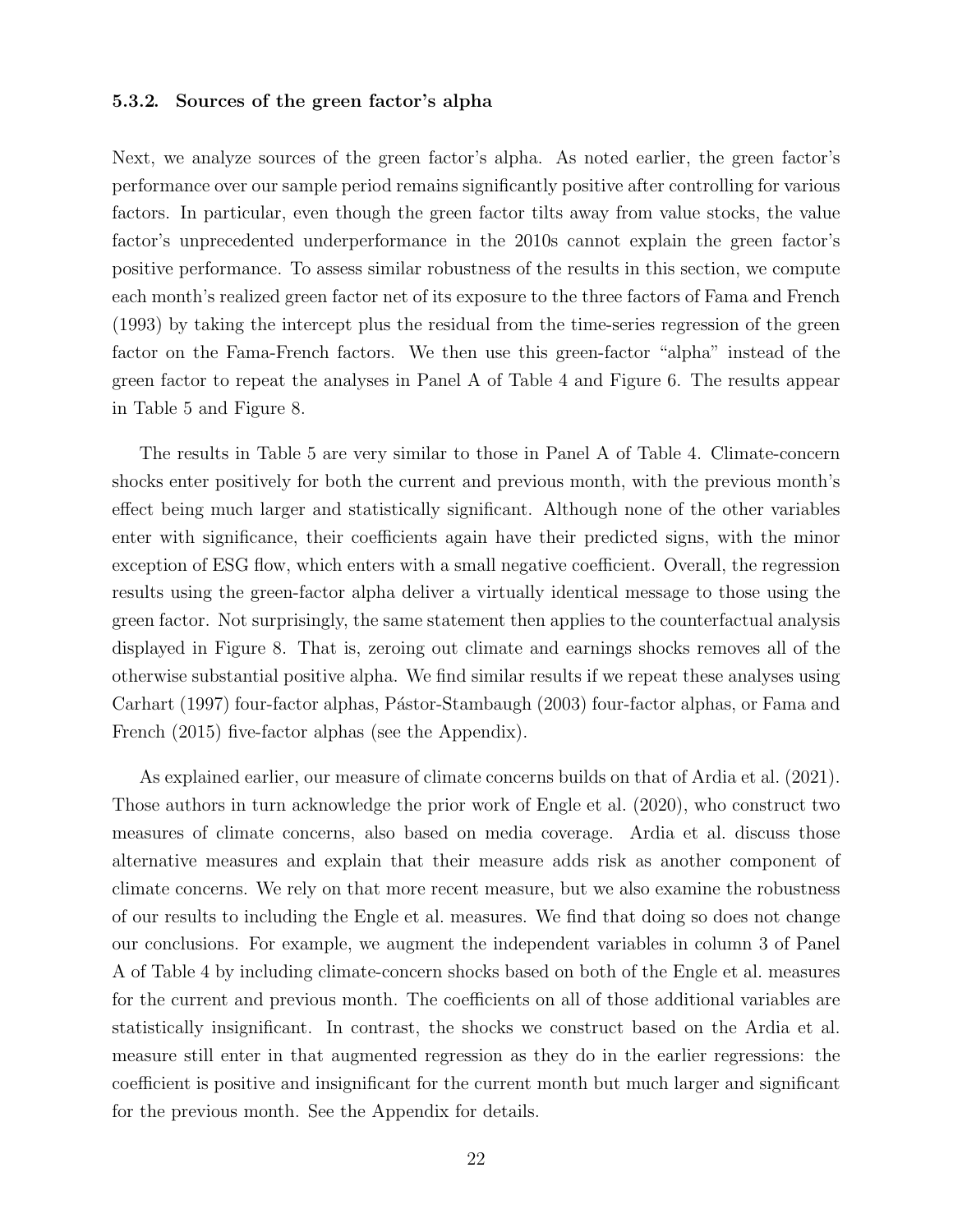### 5.3.2. Sources of the green factor's alpha

Next, we analyze sources of the green factor's alpha. As noted earlier, the green factor's performance over our sample period remains significantly positive after controlling for various factors. In particular, even though the green factor tilts away from value stocks, the value factor's unprecedented underperformance in the 2010s cannot explain the green factor's positive performance. To assess similar robustness of the results in this section, we compute each month's realized green factor net of its exposure to the three factors of Fama and French (1993) by taking the intercept plus the residual from the time-series regression of the green factor on the Fama-French factors. We then use this green-factor "alpha" instead of the green factor to repeat the analyses in Panel A of Table 4 and Figure 6. The results appear in Table 5 and Figure 8.

The results in Table 5 are very similar to those in Panel A of Table 4. Climate-concern shocks enter positively for both the current and previous month, with the previous month's effect being much larger and statistically significant. Although none of the other variables enter with significance, their coefficients again have their predicted signs, with the minor exception of ESG flow, which enters with a small negative coefficient. Overall, the regression results using the green-factor alpha deliver a virtually identical message to those using the green factor. Not surprisingly, the same statement then applies to the counterfactual analysis displayed in Figure 8. That is, zeroing out climate and earnings shocks removes all of the otherwise substantial positive alpha. We find similar results if we repeat these analyses using Carhart (1997) four-factor alphas, Pástor-Stambaugh (2003) four-factor alphas, or Fama and French (2015) five-factor alphas (see the Appendix).

As explained earlier, our measure of climate concerns builds on that of Ardia et al. (2021). Those authors in turn acknowledge the prior work of Engle et al. (2020), who construct two measures of climate concerns, also based on media coverage. Ardia et al. discuss those alternative measures and explain that their measure adds risk as another component of climate concerns. We rely on that more recent measure, but we also examine the robustness of our results to including the Engle et al. measures. We find that doing so does not change our conclusions. For example, we augment the independent variables in column 3 of Panel A of Table 4 by including climate-concern shocks based on both of the Engle et al. measures for the current and previous month. The coefficients on all of those additional variables are statistically insignificant. In contrast, the shocks we construct based on the Ardia et al. measure still enter in that augmented regression as they do in the earlier regressions: the coefficient is positive and insignificant for the current month but much larger and significant for the previous month. See the Appendix for details.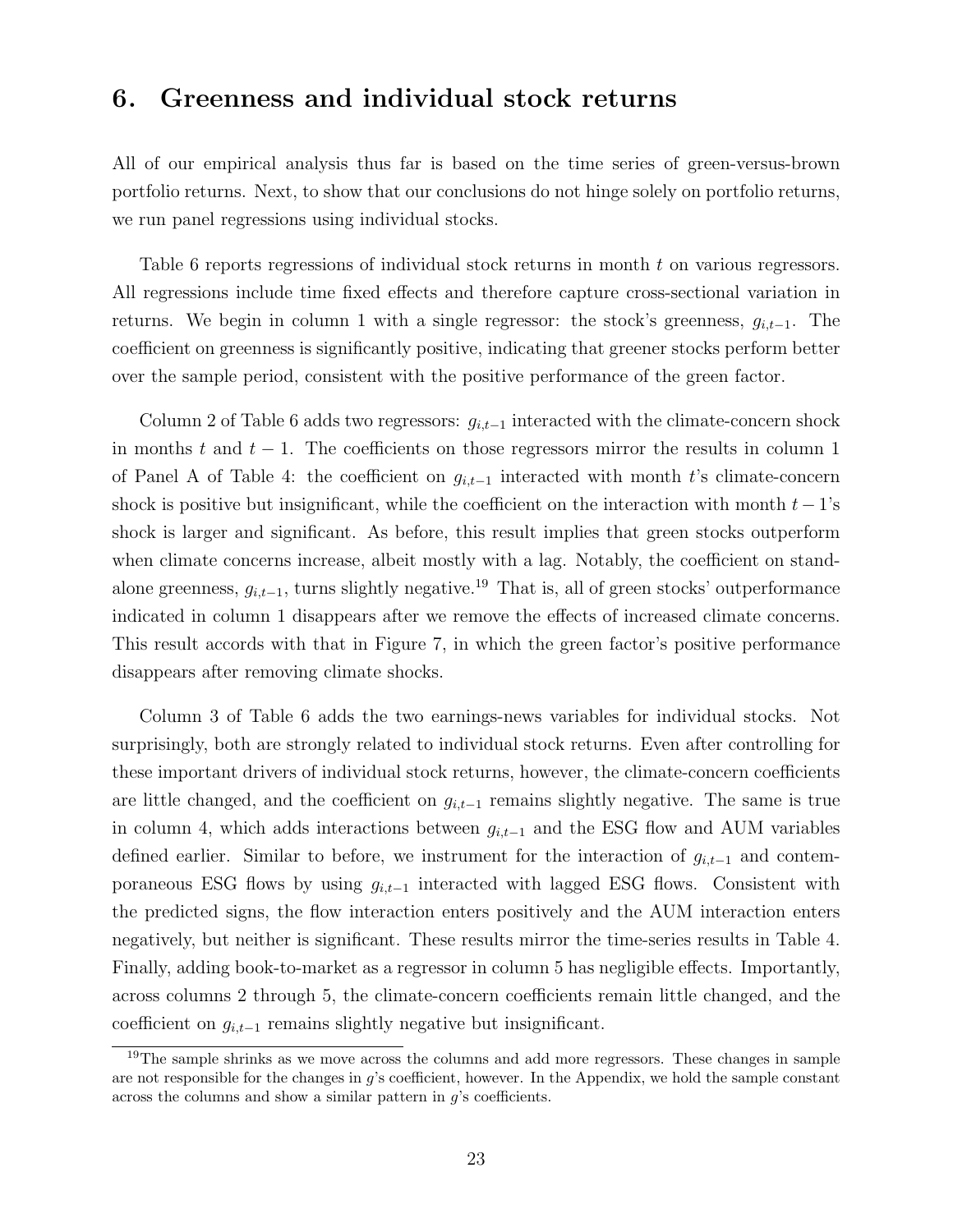## 6. Greenness and individual stock returns

All of our empirical analysis thus far is based on the time series of green-versus-brown portfolio returns. Next, to show that our conclusions do not hinge solely on portfolio returns, we run panel regressions using individual stocks.

Table 6 reports regressions of individual stock returns in month $t$ on various regressors. All regressions include time fixed effects and therefore capture cross-sectional variation in returns. We begin in column 1 with a single regressor: the stock's greenness, $g_{i,t-1}$. The coefficient on greenness is significantly positive, indicating that greener stocks perform better over the sample period, consistent with the positive performance of the green factor.

Column 2 of Table 6 adds two regressors: $g_{i,t-1}$ interacted with the climate-concern shock in months $t$ and $t-1$. The coefficients on those regressors mirror the results in column 1 of Panel A of Table 4: the coefficient on $g_{i,t-1}$ interacted with month $t$'s climate-concern shock is positive but insignificant, while the coefficient on the interaction with month $t-1$'s shock is larger and significant. As before, this result implies that green stocks outperform when climate concerns increase, albeit mostly with a lag. Notably, the coefficient on standalone greenness, $g_{i,t-1}$, turns slightly negative.[19] That is, all of green stocks' outperformance indicated in column 1 disappears after we remove the effects of increased climate concerns. This result accords with that in Figure 7, in which the green factor's positive performance disappears after removing climate shocks.

Column 3 of Table 6 adds the two earnings-news variables for individual stocks. Not surprisingly, both are strongly related to individual stock returns. Even after controlling for these important drivers of individual stock returns, however, the climate-concern coefficients are little changed, and the coefficient on $g_{i,t-1}$ remains slightly negative. The same is true in column 4, which adds interactions between $g_{i,t-1}$ and the ESG flow and AUM variables defined earlier. Similar to before, we instrument for the interaction of $g_{i,t-1}$ and contemporaneous ESG flows by using $g_{i,t-1}$ interacted with lagged ESG flows. Consistent with the predicted signs, the flow interaction enters positively and the AUM interaction enters negatively, but neither is significant. These results mirror the time-series results in Table 4. Finally, adding book-to-market as a regressor in column 5 has negligible effects. Importantly, across columns 2 through 5, the climate-concern coefficients remain little changed, and the coefficient on $g_{i,t-1}$ remains slightly negative but insignificant.

[19] The sample shrinks as we move across the columns and add more regressors. These changes in sample are not responsible for the changes in $g$'s coefficient, however. In the Appendix, we hold the sample constant across the columns and show a similar pattern in $g$'s coefficients.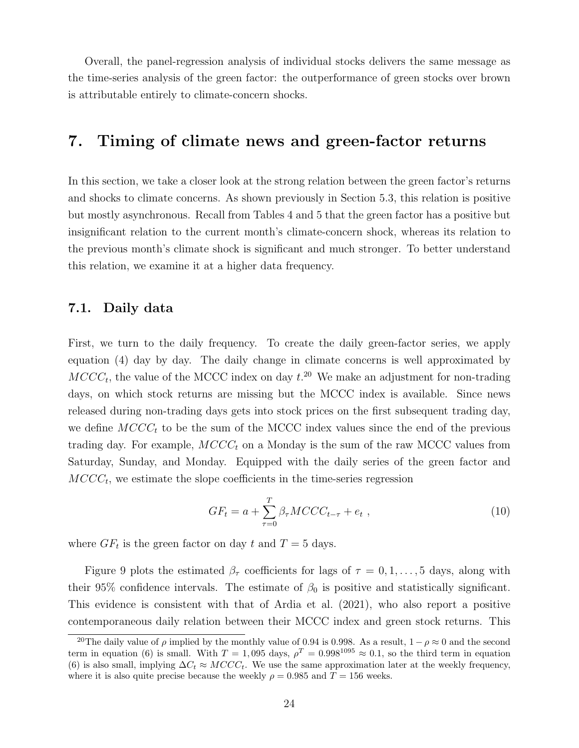Overall, the panel-regression analysis of individual stocks delivers the same message as the time-series analysis of the green factor: the outperformance of green stocks over brown is attributable entirely to climate-concern shocks.

# 7. Timing of climate news and green-factor returns

In this section, we take a closer look at the strong relation between the green factor's returns and shocks to climate concerns. As shown previously in Section 5.3, this relation is positive but mostly asynchronous. Recall from Tables 4 and 5 that the green factor has a positive but insignificant relation to the current month's climate-concern shock, whereas its relation to the previous month's climate shock is significant and much stronger. To better understand this relation, we examine it at a higher data frequency.

## 7.1. Daily data

First, we turn to the daily frequency. To create the daily green-factor series, we apply equation (4) day by day. The daily change in climate concerns is well approximated by $MCCC_t$, the value of the MCCC index on day $t$.[20] We make an adjustment for non-trading days, on which stock returns are missing but the MCCC index is available. Since news released during non-trading days gets into stock prices on the first subsequent trading day, we define $MCCC_t$ to be the sum of the MCCC index values since the end of the previous trading day. For example, $MCCC_t$ on a Monday is the sum of the raw MCCC values from Saturday, Sunday, and Monday. Equipped with the daily series of the green factor and $MCCC_t$, we estimate the slope coefficients in the time-series regression

$$GF_t = a + \sum_{\tau=0}^{T} \beta_\tau MCCC_{t-\tau} + e_t \ , \tag{10}$$

where $GF_t$ is the green factor on day $t$ and $T = 5$ days.

Figure 9 plots the estimated $\beta_\tau$ coefficients for lags of $\tau = 0, 1, \ldots, 5$ days, along with their 95% confidence intervals. The estimate of $\beta_0$ is positive and statistically significant. This evidence is consistent with that of Ardia et al. (2021), who also report a positive contemporaneous daily relation between their MCCC index and green stock returns. This

[20] The daily value of $\rho$ implied by the monthly value of 0.94 is 0.998. As a result, $1 - \rho \approx 0$ and the second term in equation (6) is small. With $T = 1,095$ days, $\rho^T = 0.998^{1095} \approx 0.1$, so the third term in equation (6) is also small, implying $\Delta C_t \approx MCCC_t$. We use the same approximation later at the weekly frequency, where it is also quite precise because the weekly $\rho = 0.985$ and $T = 156$ weeks.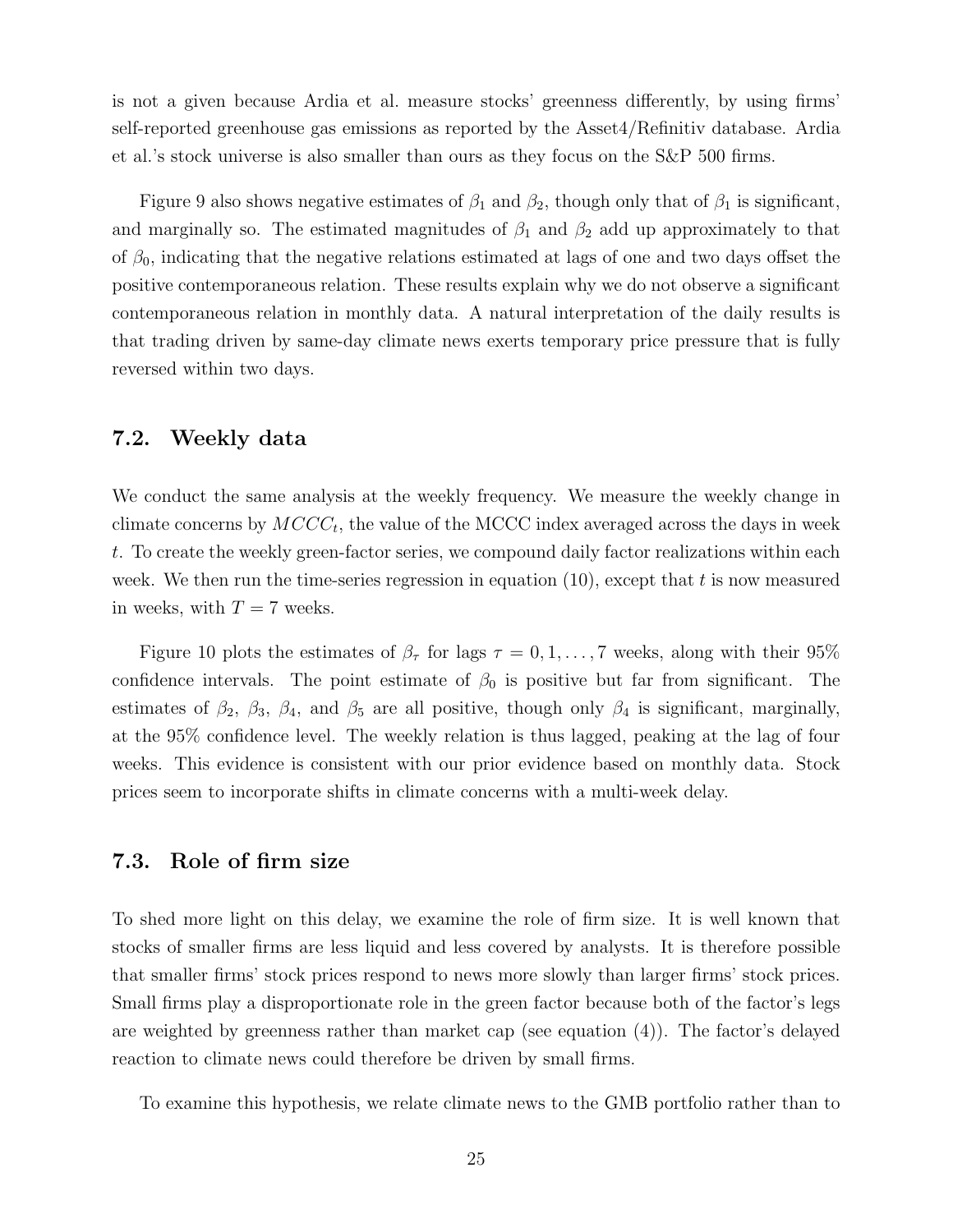is not a given because Ardia et al. measure stocks' greenness differently, by using firms' self-reported greenhouse gas emissions as reported by the Asset4/Refinitiv database. Ardia et al.'s stock universe is also smaller than ours as they focus on the S&P 500 firms.

Figure 9 also shows negative estimates of $\beta_1$ and $\beta_2$, though only that of $\beta_1$ is significant, and marginally so. The estimated magnitudes of $\beta_1$ and $\beta_2$ add up approximately to that of $\beta_0$, indicating that the negative relations estimated at lags of one and two days offset the positive contemporaneous relation. These results explain why we do not observe a significant contemporaneous relation in monthly data. A natural interpretation of the daily results is that trading driven by same-day climate news exerts temporary price pressure that is fully reversed within two days.

## 7.2. Weekly data

We conduct the same analysis at the weekly frequency. We measure the weekly change in climate concerns by $MCCC_t$, the value of the MCCC index averaged across the days in week $t$. To create the weekly green-factor series, we compound daily factor realizations within each week. We then run the time-series regression in equation (10), except that $t$ is now measured in weeks, with $T = 7$ weeks.

Figure 10 plots the estimates of $\beta_\tau$ for lags $\tau = 0, 1, \ldots, 7$ weeks, along with their 95% confidence intervals. The point estimate of $\beta_0$ is positive but far from significant. The estimates of $\beta_2$, $\beta_3$, $\beta_4$, and $\beta_5$ are all positive, though only $\beta_4$ is significant, marginally, at the 95% confidence level. The weekly relation is thus lagged, peaking at the lag of four weeks. This evidence is consistent with our prior evidence based on monthly data. Stock prices seem to incorporate shifts in climate concerns with a multi-week delay.

## 7.3. Role of firm size

To shed more light on this delay, we examine the role of firm size. It is well known that stocks of smaller firms are less liquid and less covered by analysts. It is therefore possible that smaller firms' stock prices respond to news more slowly than larger firms' stock prices. Small firms play a disproportionate role in the green factor because both of the factor's legs are weighted by greenness rather than market cap (see equation (4)). The factor's delayed reaction to climate news could therefore be driven by small firms.

To examine this hypothesis, we relate climate news to the GMB portfolio rather than to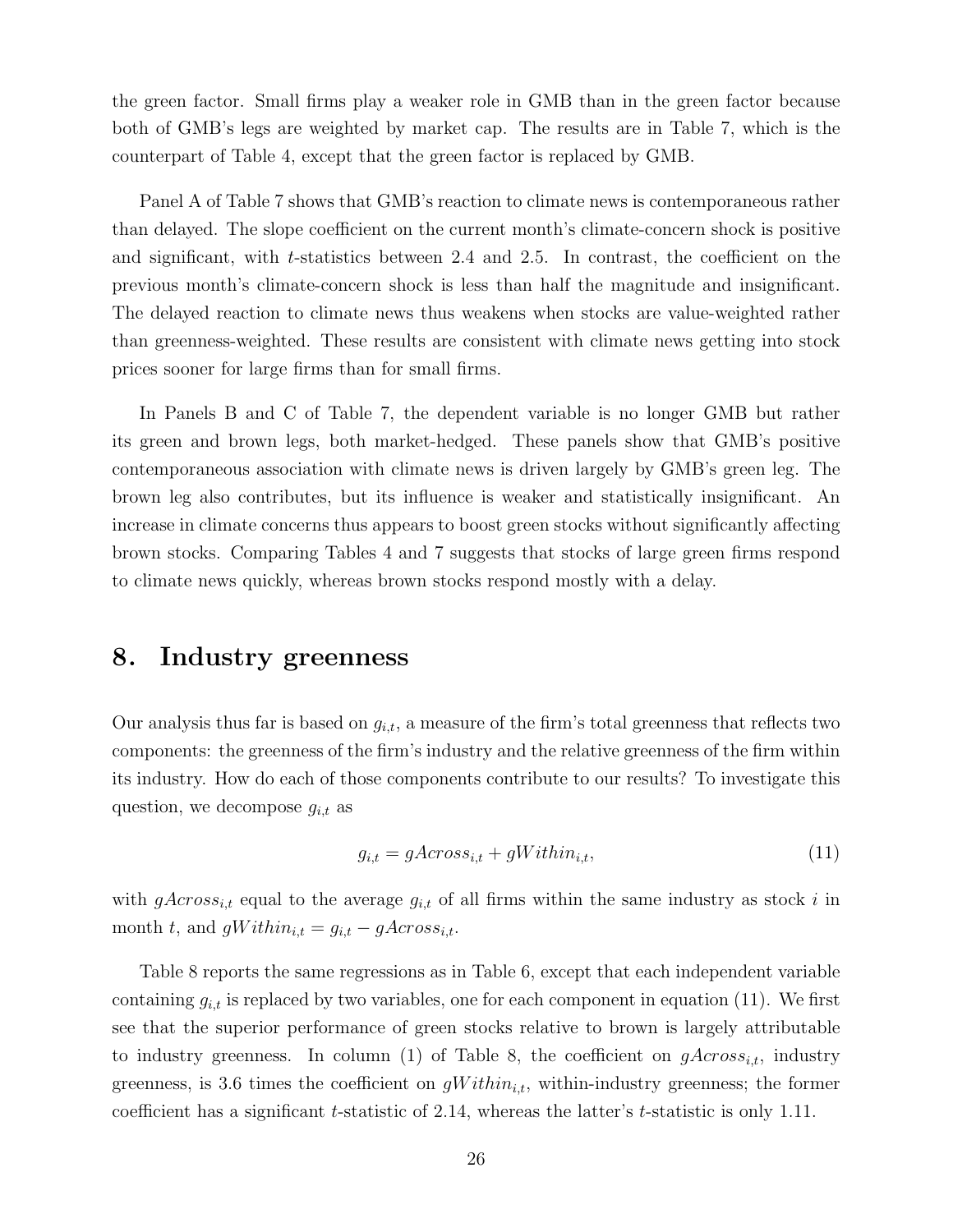the green factor. Small firms play a weaker role in GMB than in the green factor because both of GMB's legs are weighted by market cap. The results are in Table 7, which is the counterpart of Table 4, except that the green factor is replaced by GMB.

Panel A of Table 7 shows that GMB's reaction to climate news is contemporaneous rather than delayed. The slope coefficient on the current month's climate-concern shock is positive and significant, with $t$-statistics between 2.4 and 2.5. In contrast, the coefficient on the previous month's climate-concern shock is less than half the magnitude and insignificant. The delayed reaction to climate news thus weakens when stocks are value-weighted rather than greenness-weighted. These results are consistent with climate news getting into stock prices sooner for large firms than for small firms.

In Panels B and C of Table 7, the dependent variable is no longer GMB but rather its green and brown legs, both market-hedged. These panels show that GMB's positive contemporaneous association with climate news is driven largely by GMB's green leg. The brown leg also contributes, but its influence is weaker and statistically insignificant. An increase in climate concerns thus appears to boost green stocks without significantly affecting brown stocks. Comparing Tables 4 and 7 suggests that stocks of large green firms respond to climate news quickly, whereas brown stocks respond mostly with a delay.

# 8. Industry greenness

Our analysis thus far is based on $g_{i,t}$, a measure of the firm's total greenness that reflects two components: the greenness of the firm's industry and the relative greenness of the firm within its industry. How do each of those components contribute to our results? To investigate this question, we decompose $g_{i,t}$ as

$$g_{i,t} = gAcross_{i,t} + gWithin_{i,t}, \tag{11}$$

with $gAcross_{i,t}$ equal to the average $g_{i,t}$ of all firms within the same industry as stock $i$ in month $t$, and $gWithin_{i,t} = g_{i,t} - gAcross_{i,t}$.

Table 8 reports the same regressions as in Table 6, except that each independent variable containing $g_{i,t}$ is replaced by two variables, one for each component in equation (11). We first see that the superior performance of green stocks relative to brown is largely attributable to industry greenness. In column (1) of Table 8, the coefficient on $gAcross_{i,t}$, industry greenness, is 3.6 times the coefficient on $gWithin_{i,t}$, within-industry greenness; the former coefficient has a significant $t$-statistic of 2.14, whereas the latter's $t$-statistic is only 1.11.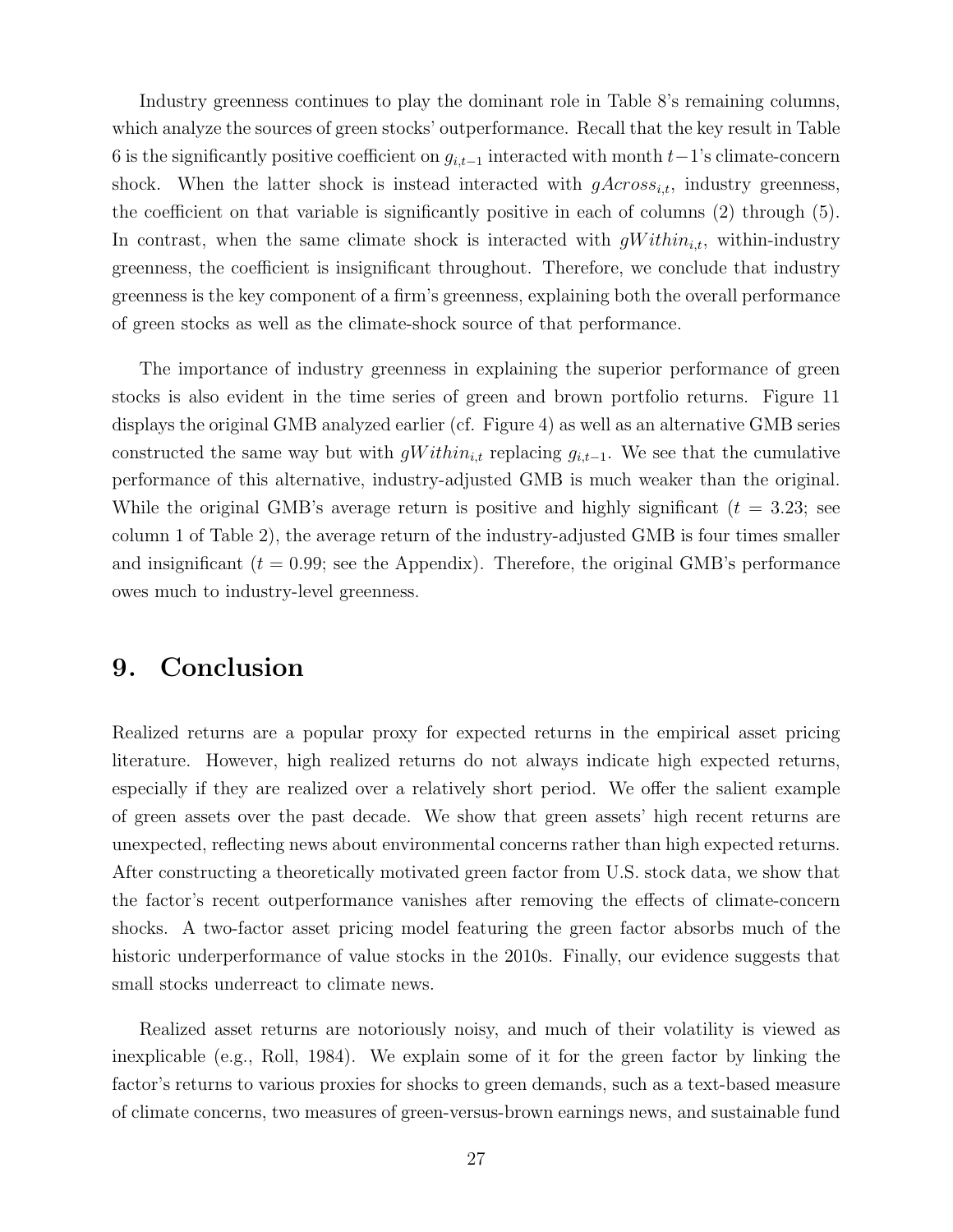Industry greenness continues to play the dominant role in Table 8's remaining columns, which analyze the sources of green stocks' outperformance. Recall that the key result in Table 6 is the significantly positive coefficient on $g_{i,t-1}$ interacted with month $t-1$'s climate-concern shock. When the latter shock is instead interacted with $gAcross_{i,t}$, industry greenness, the coefficient on that variable is significantly positive in each of columns (2) through (5). In contrast, when the same climate shock is interacted with $gWithin_{i,t}$, within-industry greenness, the coefficient is insignificant throughout. Therefore, we conclude that industry greenness is the key component of a firm's greenness, explaining both the overall performance of green stocks as well as the climate-shock source of that performance.

The importance of industry greenness in explaining the superior performance of green stocks is also evident in the time series of green and brown portfolio returns. Figure 11 displays the original GMB analyzed earlier (cf. Figure 4) as well as an alternative GMB series constructed the same way but with $gWithin_{i,t}$ replacing $g_{i,t-1}$. We see that the cumulative performance of this alternative, industry-adjusted GMB is much weaker than the original. While the original GMB's average return is positive and highly significant ($t = 3.23$; see column 1 of Table 2), the average return of the industry-adjusted GMB is four times smaller and insignificant ($t = 0.99$; see the Appendix). Therefore, the original GMB's performance owes much to industry-level greenness.

# 9. Conclusion

Realized returns are a popular proxy for expected returns in the empirical asset pricing literature. However, high realized returns do not always indicate high expected returns, especially if they are realized over a relatively short period. We offer the salient example of green assets over the past decade. We show that green assets' high recent returns are unexpected, reflecting news about environmental concerns rather than high expected returns. After constructing a theoretically motivated green factor from U.S. stock data, we show that the factor's recent outperformance vanishes after removing the effects of climate-concern shocks. A two-factor asset pricing model featuring the green factor absorbs much of the historic underperformance of value stocks in the 2010s. Finally, our evidence suggests that small stocks underreact to climate news.

Realized asset returns are notoriously noisy, and much of their volatility is viewed as inexplicable (e.g., Roll, 1984). We explain some of it for the green factor by linking the factor's returns to various proxies for shocks to green demands, such as a text-based measure of climate concerns, two measures of green-versus-brown earnings news, and sustainable fund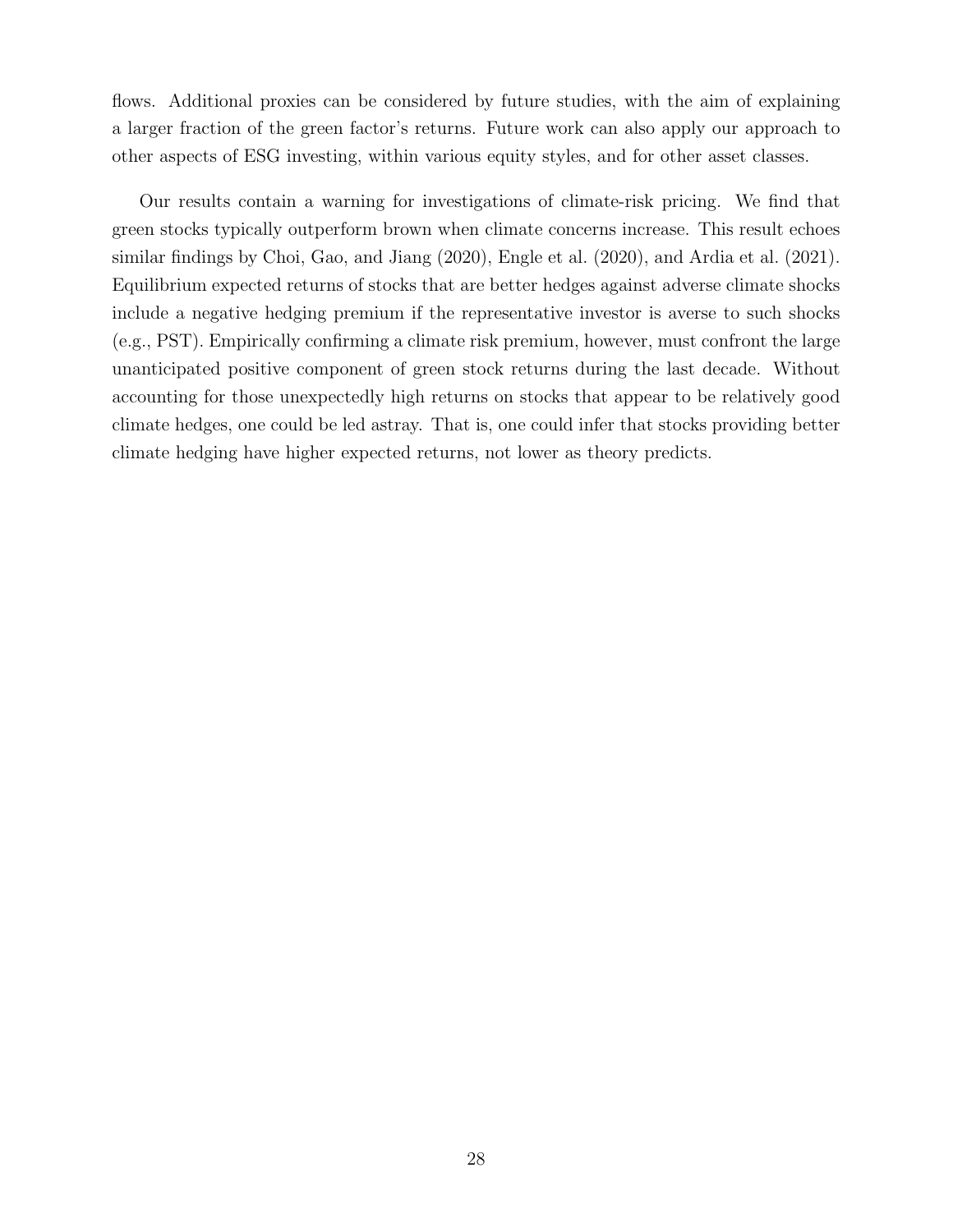flows. Additional proxies can be considered by future studies, with the aim of explaining a larger fraction of the green factor's returns. Future work can also apply our approach to other aspects of ESG investing, within various equity styles, and for other asset classes.

Our results contain a warning for investigations of climate-risk pricing. We find that green stocks typically outperform brown when climate concerns increase. This result echoes similar findings by Choi, Gao, and Jiang (2020), Engle et al. (2020), and Ardia et al. (2021). Equilibrium expected returns of stocks that are better hedges against adverse climate shocks include a negative hedging premium if the representative investor is averse to such shocks (e.g., PST). Empirically confirming a climate risk premium, however, must confront the large unanticipated positive component of green stock returns during the last decade. Without accounting for those unexpectedly high returns on stocks that appear to be relatively good climate hedges, one could be led astray. That is, one could infer that stocks providing better climate hedging have higher expected returns, not lower as theory predicts.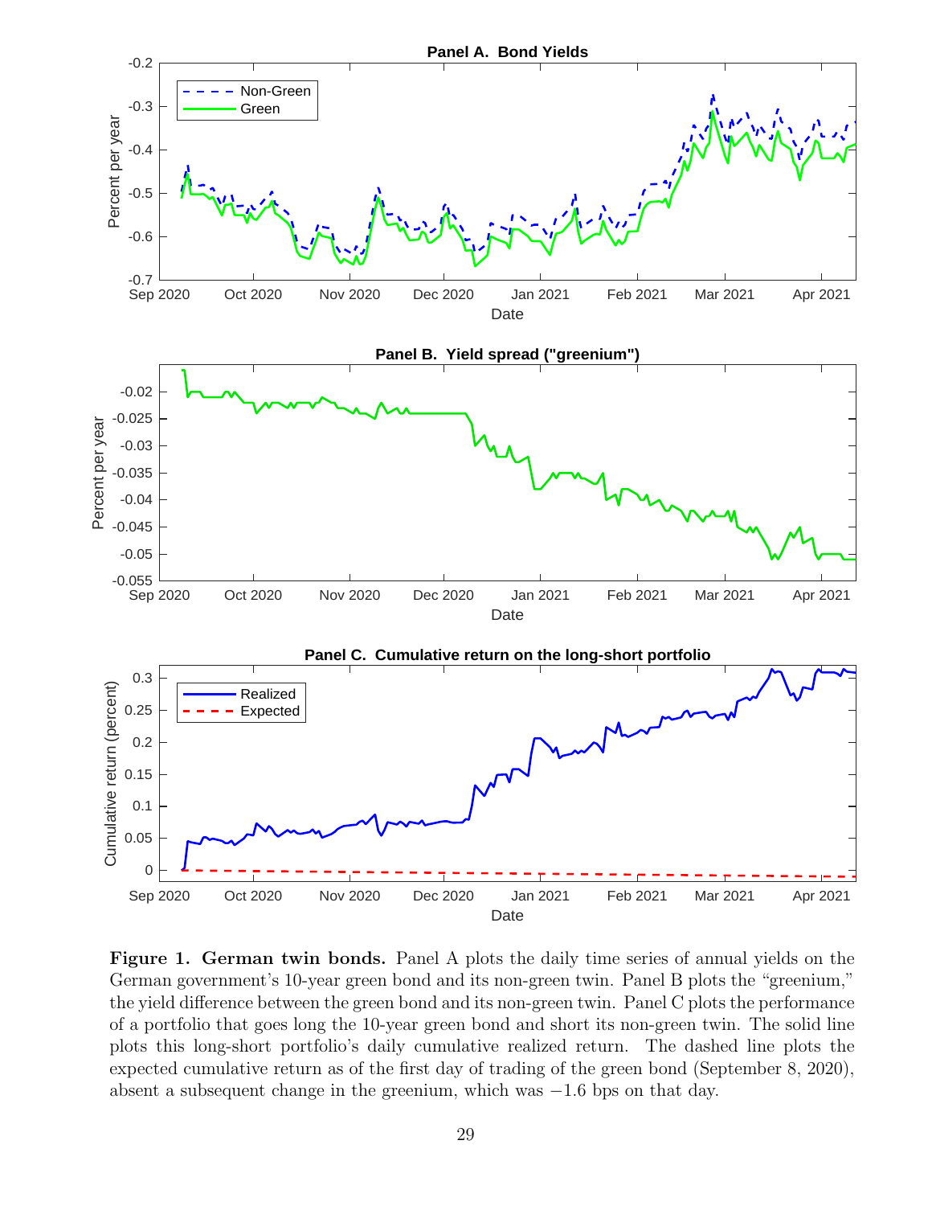**Figure 1. German twin bonds.** Panel A plots the daily time series of annual yields on the German government's 10-year green bond and its non-green twin. Panel B plots the "greenium," the yield difference between the green bond and its non-green twin. Panel C plots the performance of a portfolio that goes long the 10-year green bond and short its non-green twin. The solid line plots this long-short portfolio's daily cumulative realized return. The dashed line plots the expected cumulative return as of the first day of trading of the green bond (September 8, 2020), absent a subsequent change in the greenium, which was −1.6 bps on that day.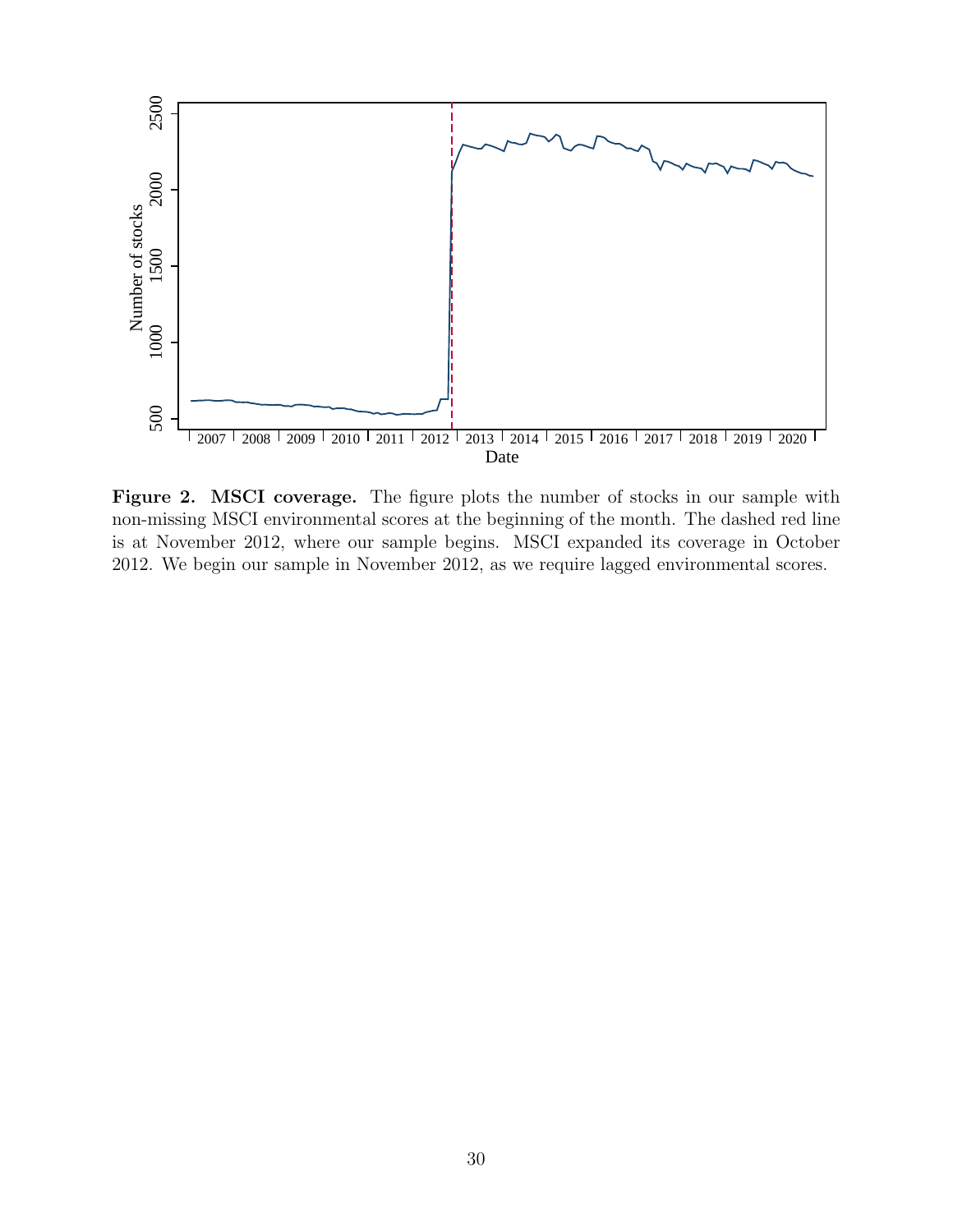**Figure 2. MSCI coverage.** The figure plots the number of stocks in our sample with non-missing MSCI environmental scores at the beginning of the month. The dashed red line is at November 2012, where our sample begins. MSCI expanded its coverage in October 2012. We begin our sample in November 2012, as we require lagged environmental scores.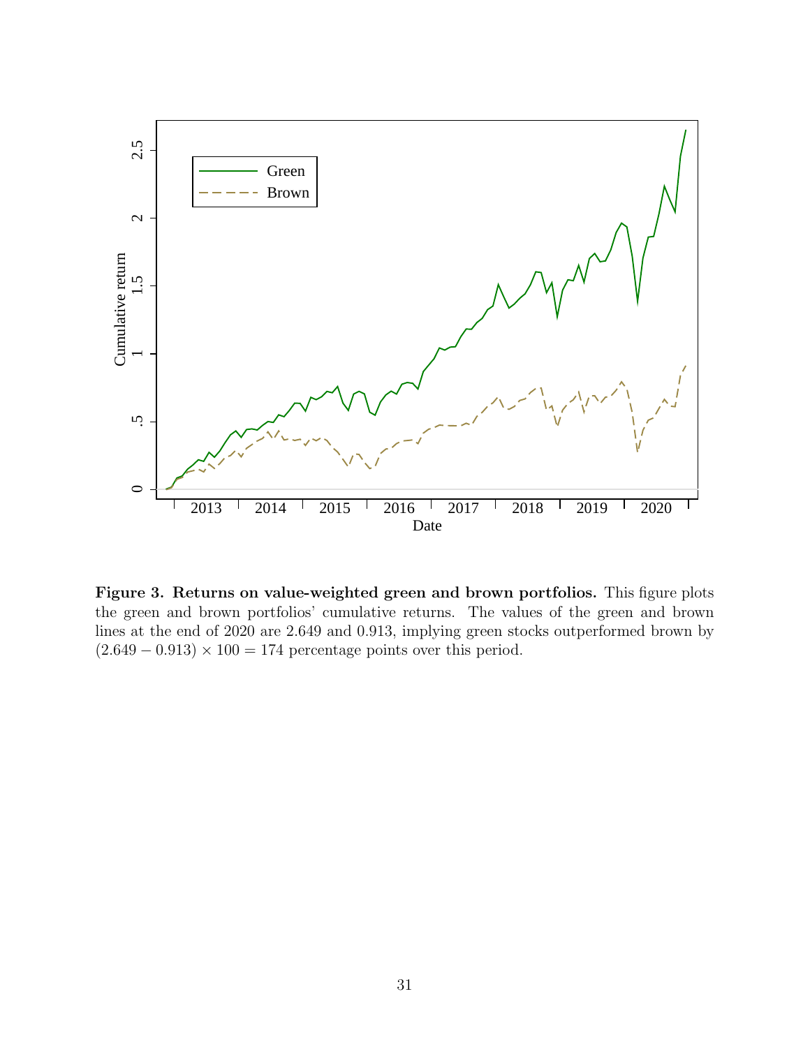**Figure 3. Returns on value-weighted green and brown portfolios.** This figure plots the green and brown portfolios' cumulative returns. The values of the green and brown lines at the end of 2020 are 2.649 and 0.913, implying green stocks outperformed brown by $(2.649 - 0.913) \times 100 = 174$ percentage points over this period.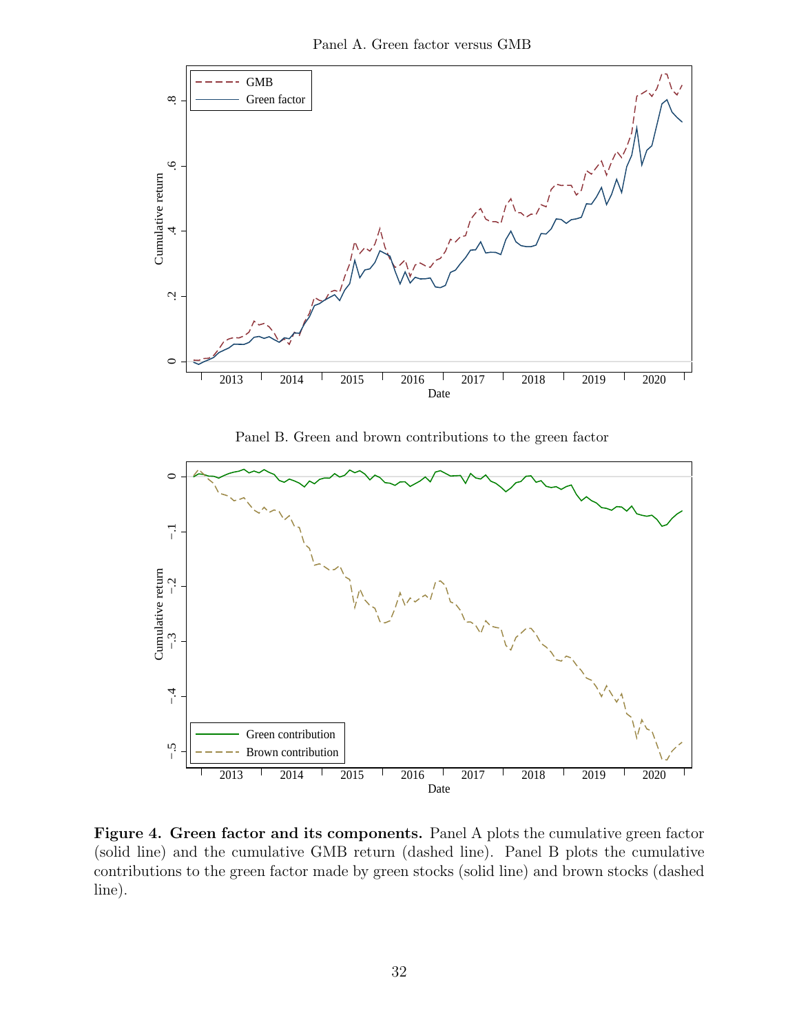Panel A. Green factor versus GMB

Panel B. Green and brown contributions to the green factor

**Figure 4. Green factor and its components.** Panel A plots the cumulative green factor (solid line) and the cumulative GMB return (dashed line). Panel B plots the cumulative contributions to the green factor made by green stocks (solid line) and brown stocks (dashed line).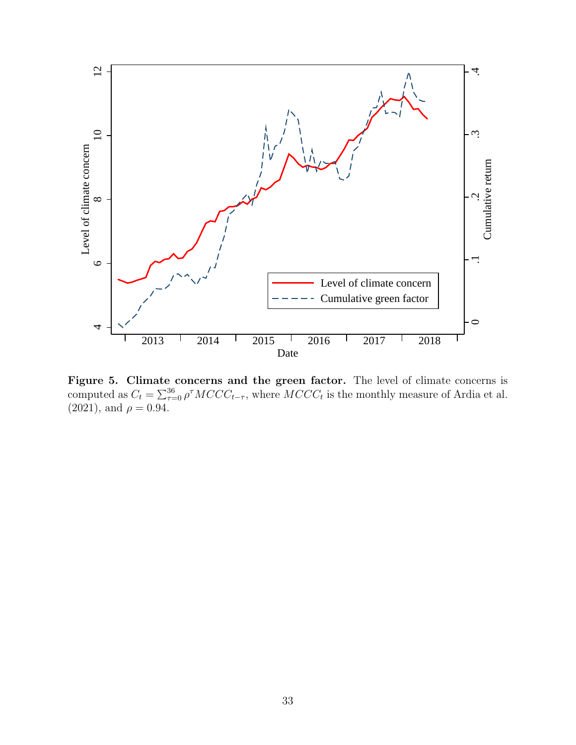**Figure 5. Climate concerns and the green factor.** The level of climate concerns is computed as $C_t = \sum_{\tau=0}^{36} \rho^{\tau} MCCC_{t-\tau}$, where $MCCC_t$ is the monthly measure of Ardia et al. (2021), and $\rho = 0.94$.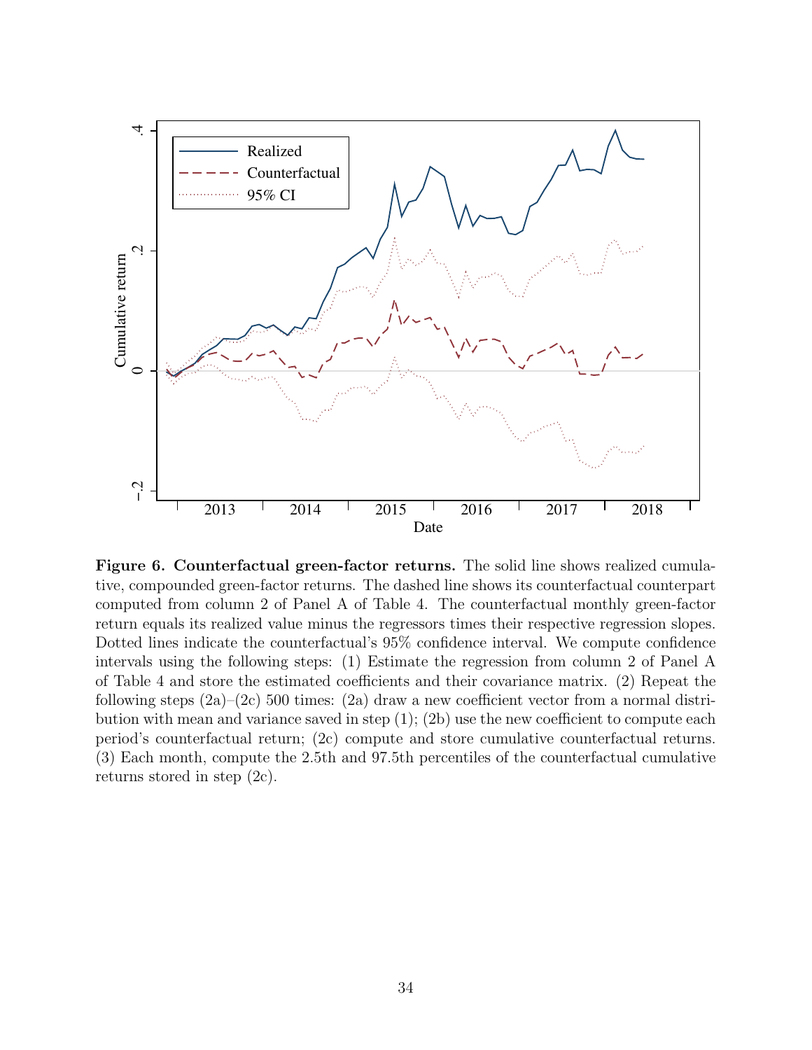**Figure 6. Counterfactual green-factor returns.** The solid line shows realized cumulative, compounded green-factor returns. The dashed line shows its counterfactual counterpart computed from column 2 of Panel A of Table 4. The counterfactual monthly green-factor return equals its realized value minus the regressors times their respective regression slopes. Dotted lines indicate the counterfactual's 95% confidence interval. We compute confidence intervals using the following steps: (1) Estimate the regression from column 2 of Panel A of Table 4 and store the estimated coefficients and their covariance matrix. (2) Repeat the following steps (2a)–(2c) 500 times: (2a) draw a new coefficient vector from a normal distribution with mean and variance saved in step (1); (2b) use the new coefficient to compute each period's counterfactual return; (2c) compute and store cumulative counterfactual returns. (3) Each month, compute the 2.5th and 97.5th percentiles of the counterfactual cumulative returns stored in step (2c).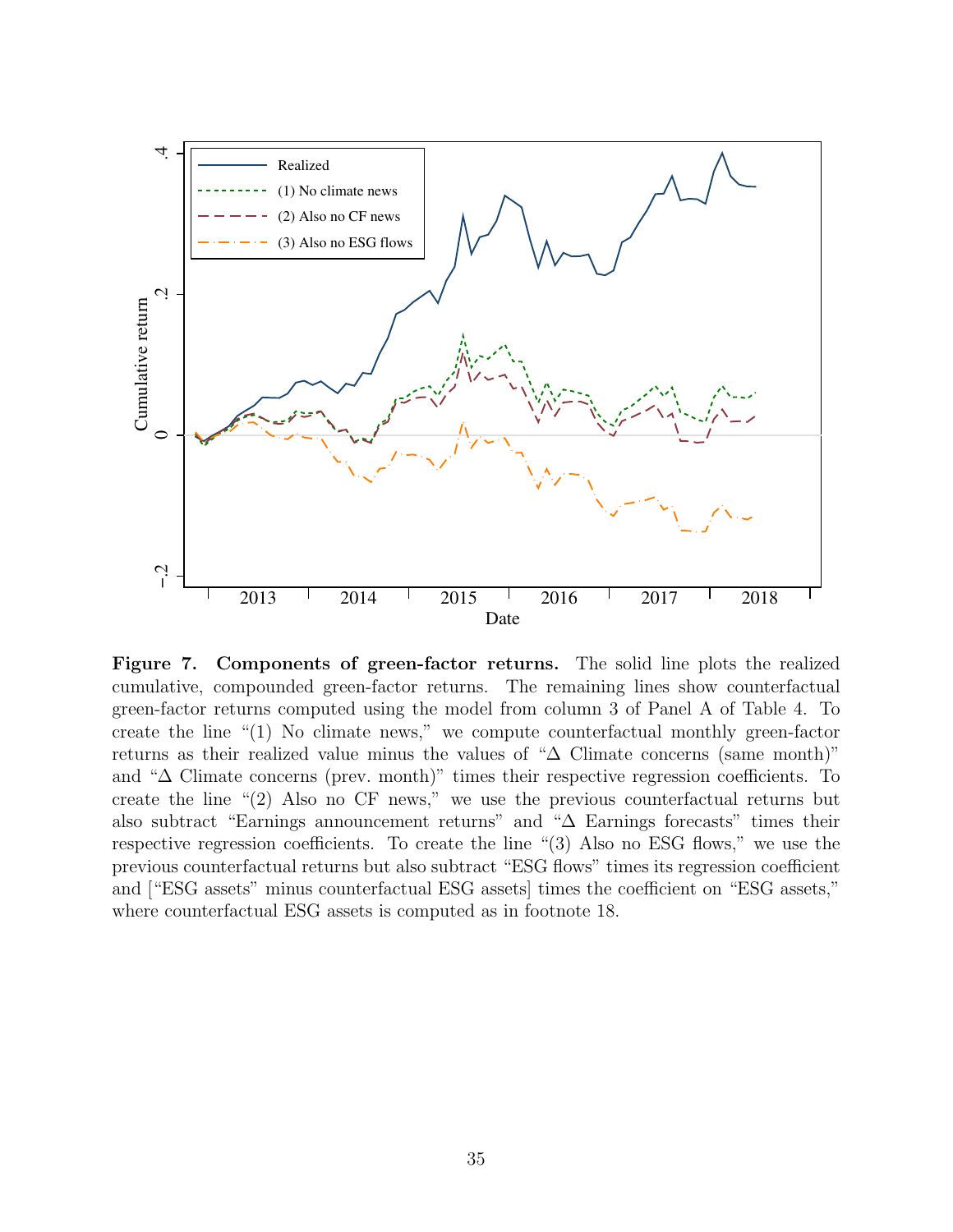**Figure 7. Components of green-factor returns.** The solid line plots the realized cumulative, compounded green-factor returns. The remaining lines show counterfactual green-factor returns computed using the model from column 3 of Panel A of Table 4. To create the line "(1) No climate news," we compute counterfactual monthly green-factor returns as their realized value minus the values of "$\Delta$ Climate concerns (same month)" and "$\Delta$ Climate concerns (prev. month)" times their respective regression coefficients. To create the line "(2) Also no CF news," we use the previous counterfactual returns but also subtract "Earnings announcement returns" and "$\Delta$ Earnings forecasts" times their respective regression coefficients. To create the line "(3) Also no ESG flows," we use the previous counterfactual returns but also subtract "ESG flows" times its regression coefficient and ["ESG assets" minus counterfactual ESG assets] times the coefficient on "ESG assets," where counterfactual ESG assets is computed as in footnote 18.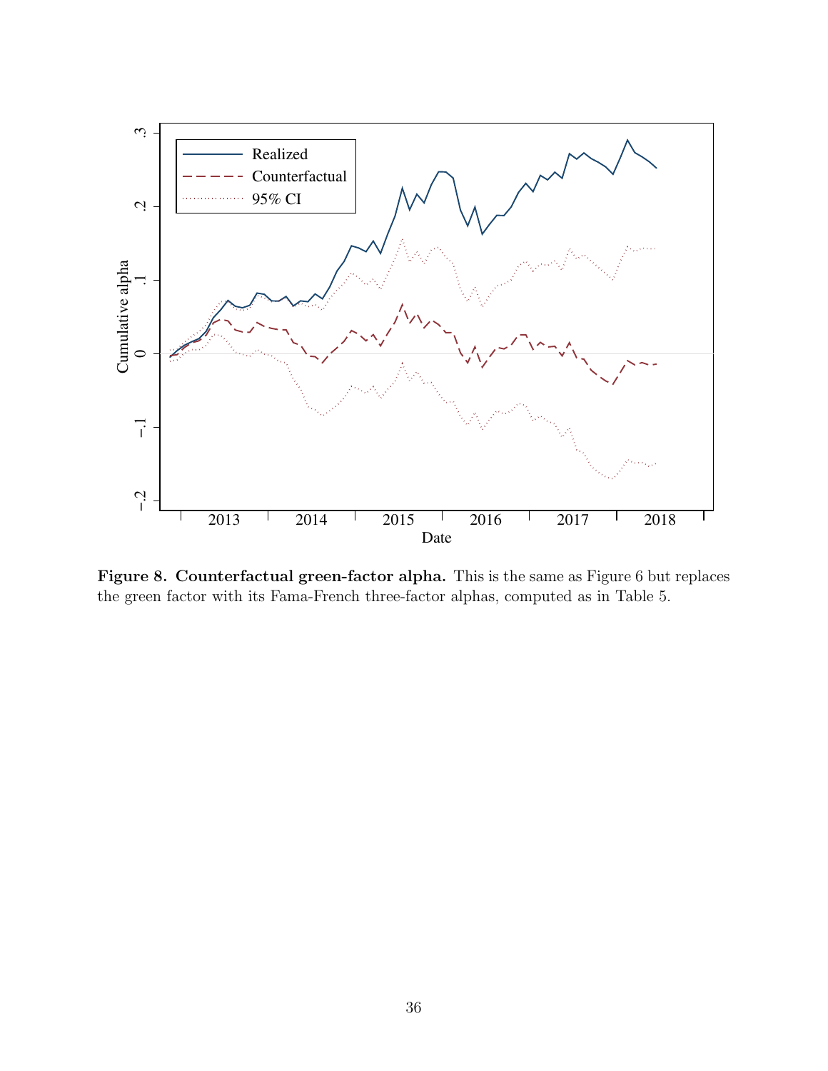**Figure 8. Counterfactual green-factor alpha.** This is the same as Figure 6 but replaces the green factor with its Fama-French three-factor alphas, computed as in Table 5.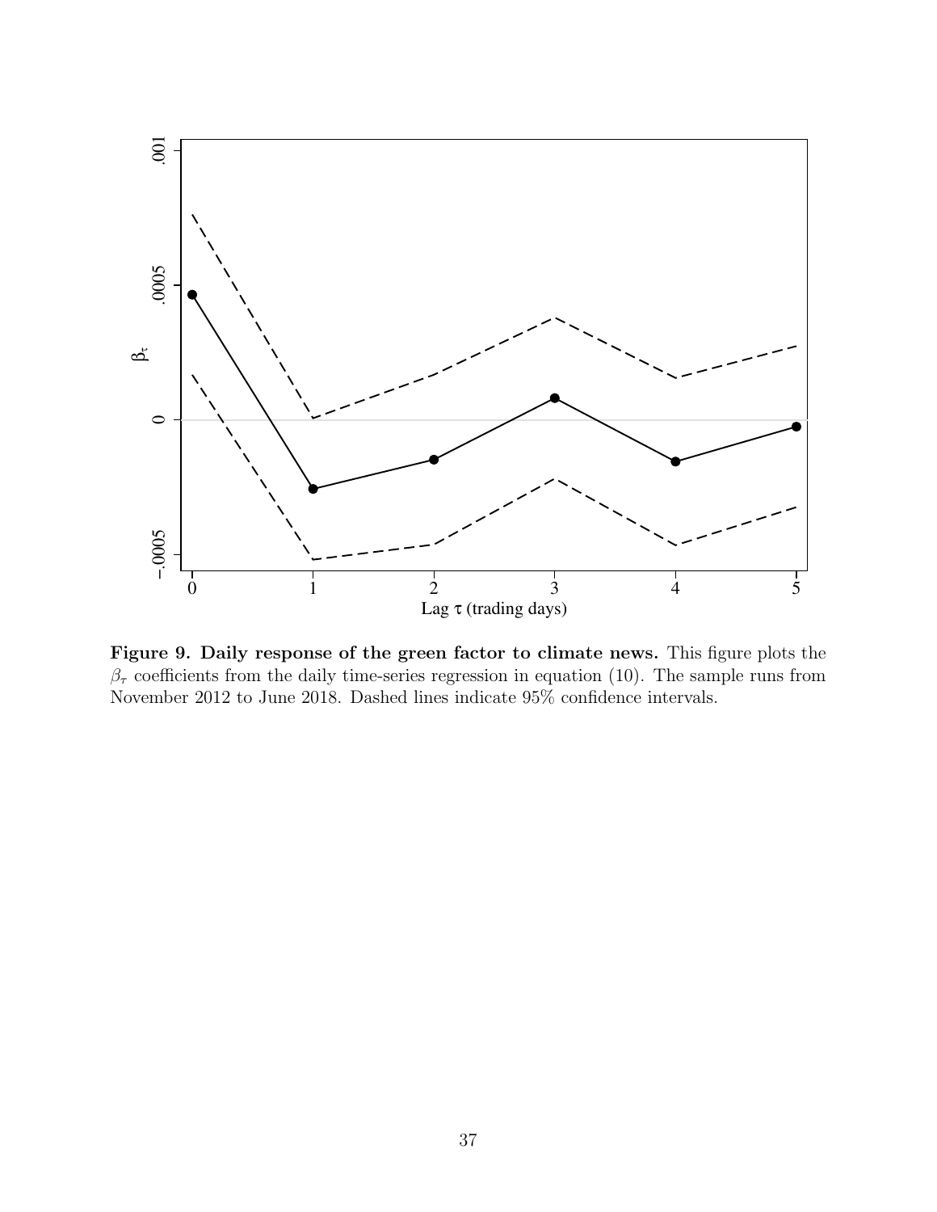**Figure 9. Daily response of the green factor to climate news.** This figure plots the $\beta_\tau$ coefficients from the daily time-series regression in equation (10). The sample runs from November 2012 to June 2018. Dashed lines indicate 95% confidence intervals.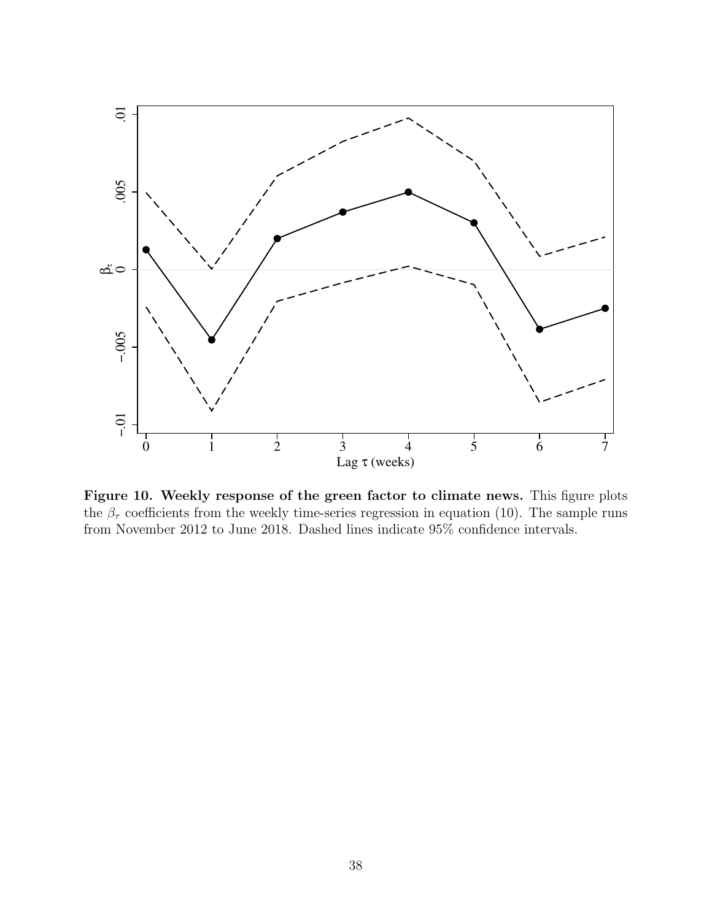**Figure 10. Weekly response of the green factor to climate news.** This figure plots the $\beta_\tau$ coefficients from the weekly time-series regression in equation (10). The sample runs from November 2012 to June 2018. Dashed lines indicate 95% confidence intervals.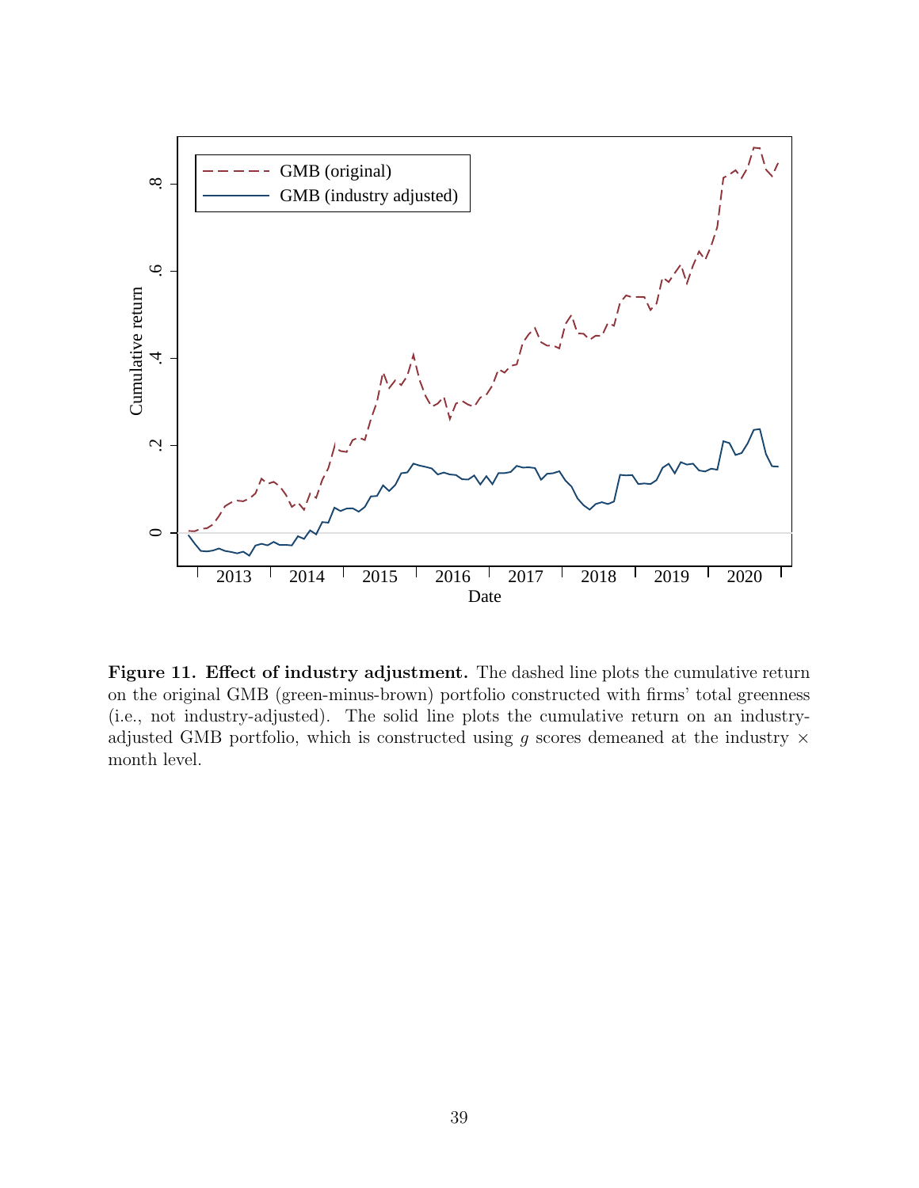**Figure 11. Effect of industry adjustment.** The dashed line plots the cumulative return on the original GMB (green-minus-brown) portfolio constructed with firms' total greenness (i.e., not industry-adjusted). The solid line plots the cumulative return on an industry-adjusted GMB portfolio, which is constructed using $g$ scores demeaned at the industry $\times$ month level.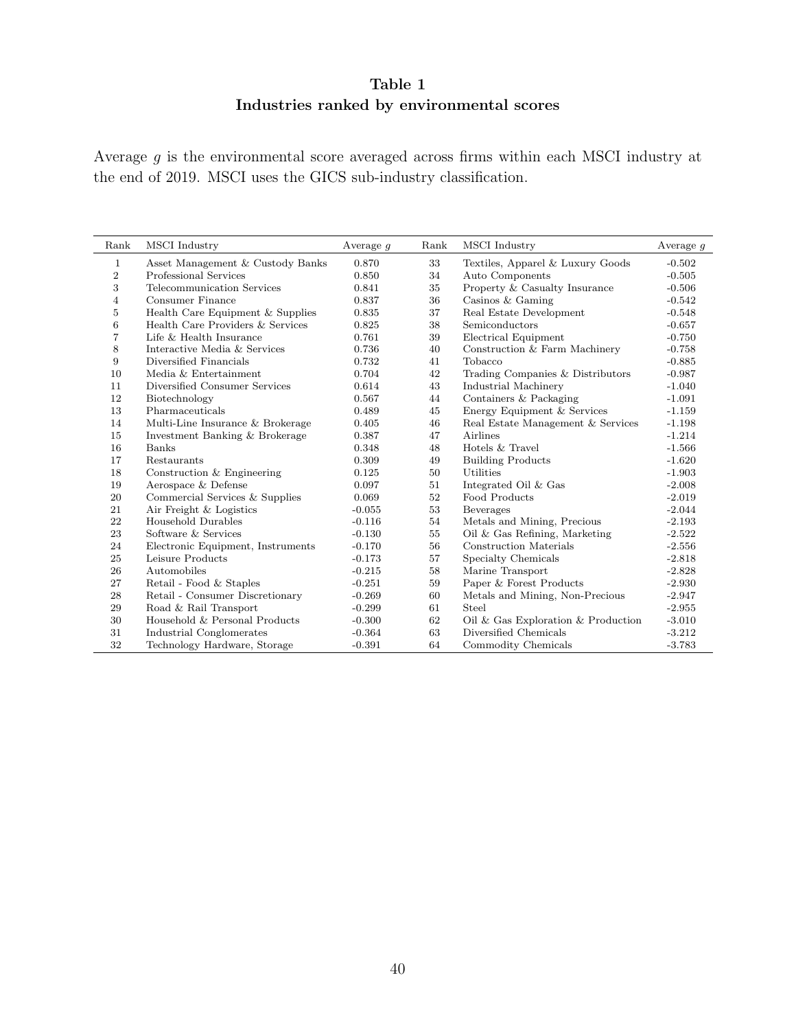**Table 1**
**Industries ranked by environmental scores**

Average $g$ is the environmental score averaged across firms within each MSCI industry at the end of 2019. MSCI uses the GICS sub-industry classification.

| Rank | MSCI Industry | Average $g$ | Rank | MSCI Industry | Average $g$ |
|---|---|---|---|---|---|
| 1 | Asset Management & Custody Banks | 0.870 | 33 | Textiles, Apparel & Luxury Goods | -0.502 |
| 2 | Professional Services | 0.850 | 34 | Auto Components | -0.505 |
| 3 | Telecommunication Services | 0.841 | 35 | Property & Casualty Insurance | -0.506 |
| 4 | Consumer Finance | 0.837 | 36 | Casinos & Gaming | -0.542 |
| 5 | Health Care Equipment & Supplies | 0.835 | 37 | Real Estate Development | -0.548 |
| 6 | Health Care Providers & Services | 0.825 | 38 | Semiconductors | -0.657 |
| 7 | Life & Health Insurance | 0.761 | 39 | Electrical Equipment | -0.750 |
| 8 | Interactive Media & Services | 0.736 | 40 | Construction & Farm Machinery | -0.758 |
| 9 | Diversified Financials | 0.732 | 41 | Tobacco | -0.885 |
| 10 | Media & Entertainment | 0.704 | 42 | Trading Companies & Distributors | -0.987 |
| 11 | Diversified Consumer Services | 0.614 | 43 | Industrial Machinery | -1.040 |
| 12 | Biotechnology | 0.567 | 44 | Containers & Packaging | -1.091 |
| 13 | Pharmaceuticals | 0.489 | 45 | Energy Equipment & Services | -1.159 |
| 14 | Multi-Line Insurance & Brokerage | 0.405 | 46 | Real Estate Management & Services | -1.198 |
| 15 | Investment Banking & Brokerage | 0.387 | 47 | Airlines | -1.214 |
| 16 | Banks | 0.348 | 48 | Hotels & Travel | -1.566 |
| 17 | Restaurants | 0.309 | 49 | Building Products | -1.620 |
| 18 | Construction & Engineering | 0.125 | 50 | Utilities | -1.903 |
| 19 | Aerospace & Defense | 0.097 | 51 | Integrated Oil & Gas | -2.008 |
| 20 | Commercial Services & Supplies | 0.069 | 52 | Food Products | -2.019 |
| 21 | Air Freight & Logistics | -0.055 | 53 | Beverages | -2.044 |
| 22 | Household Durables | -0.116 | 54 | Metals and Mining, Precious | -2.193 |
| 23 | Software & Services | -0.130 | 55 | Oil & Gas Refining, Marketing | -2.522 |
| 24 | Electronic Equipment, Instruments | -0.170 | 56 | Construction Materials | -2.556 |
| 25 | Leisure Products | -0.173 | 57 | Specialty Chemicals | -2.818 |
| 26 | Automobiles | -0.215 | 58 | Marine Transport | -2.828 |
| 27 | Retail - Food & Staples | -0.251 | 59 | Paper & Forest Products | -2.930 |
| 28 | Retail - Consumer Discretionary | -0.269 | 60 | Metals and Mining, Non-Precious | -2.947 |
| 29 | Road & Rail Transport | -0.299 | 61 | Steel | -2.955 |
| 30 | Household & Personal Products | -0.300 | 62 | Oil & Gas Exploration & Production | -3.010 |
| 31 | Industrial Conglomerates | -0.364 | 63 | Diversified Chemicals | -3.212 |
| 32 | Technology Hardware, Storage | -0.391 | 64 | Commodity Chemicals | -3.783 |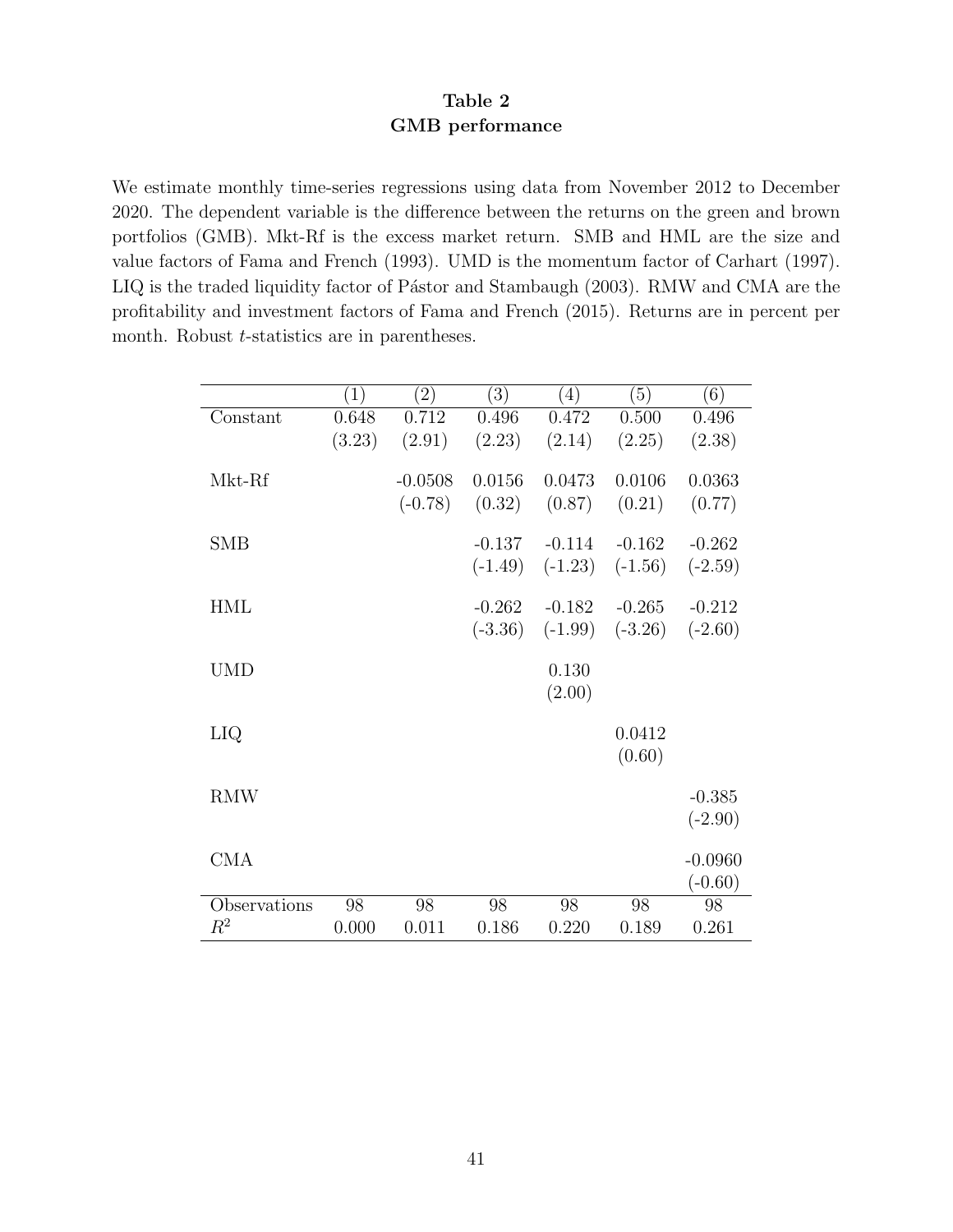# Table 2
## GMB performance

We estimate monthly time-series regressions using data from November 2012 to December 2020. The dependent variable is the difference between the returns on the green and brown portfolios (GMB). Mkt-Rf is the excess market return. SMB and HML are the size and value factors of Fama and French (1993). UMD is the momentum factor of Carhart (1997). LIQ is the traded liquidity factor of Pástor and Stambaugh (2003). RMW and CMA are the profitability and investment factors of Fama and French (2015). Returns are in percent per month. Robust $t$-statistics are in parentheses.

| | (1) | (2) | (3) | (4) | (5) | (6) |
|---|---|---|---|---|---|---|
| Constant | 0.648 | 0.712 | 0.496 | 0.472 | 0.500 | 0.496 |
| | (3.23) | (2.91) | (2.23) | (2.14) | (2.25) | (2.38) |
| Mkt-Rf | | -0.0508 | 0.0156 | 0.0473 | 0.0106 | 0.0363 |
| | | (-0.78) | (0.32) | (0.87) | (0.21) | (0.77) |
| SMB | | | -0.137 | -0.114 | -0.162 | -0.262 |
| | | | (-1.49) | (-1.23) | (-1.56) | (-2.59) |
| HML | | | -0.262 | -0.182 | -0.265 | -0.212 |
| | | | (-3.36) | (-1.99) | (-3.26) | (-2.60) |
| UMD | | | | 0.130 | | |
| | | | | (2.00) | | |
| LIQ | | | | | 0.0412 | |
| | | | | | (0.60) | |
| RMW | | | | | | -0.385 |
| | | | | | | (-2.90) |
| CMA | | | | | | -0.0960 |
| | | | | | | (-0.60) |
| Observations | 98 | 98 | 98 | 98 | 98 | 98 |
| $R^2$ | 0.000 | 0.011 | 0.186 | 0.220 | 0.189 | 0.261 |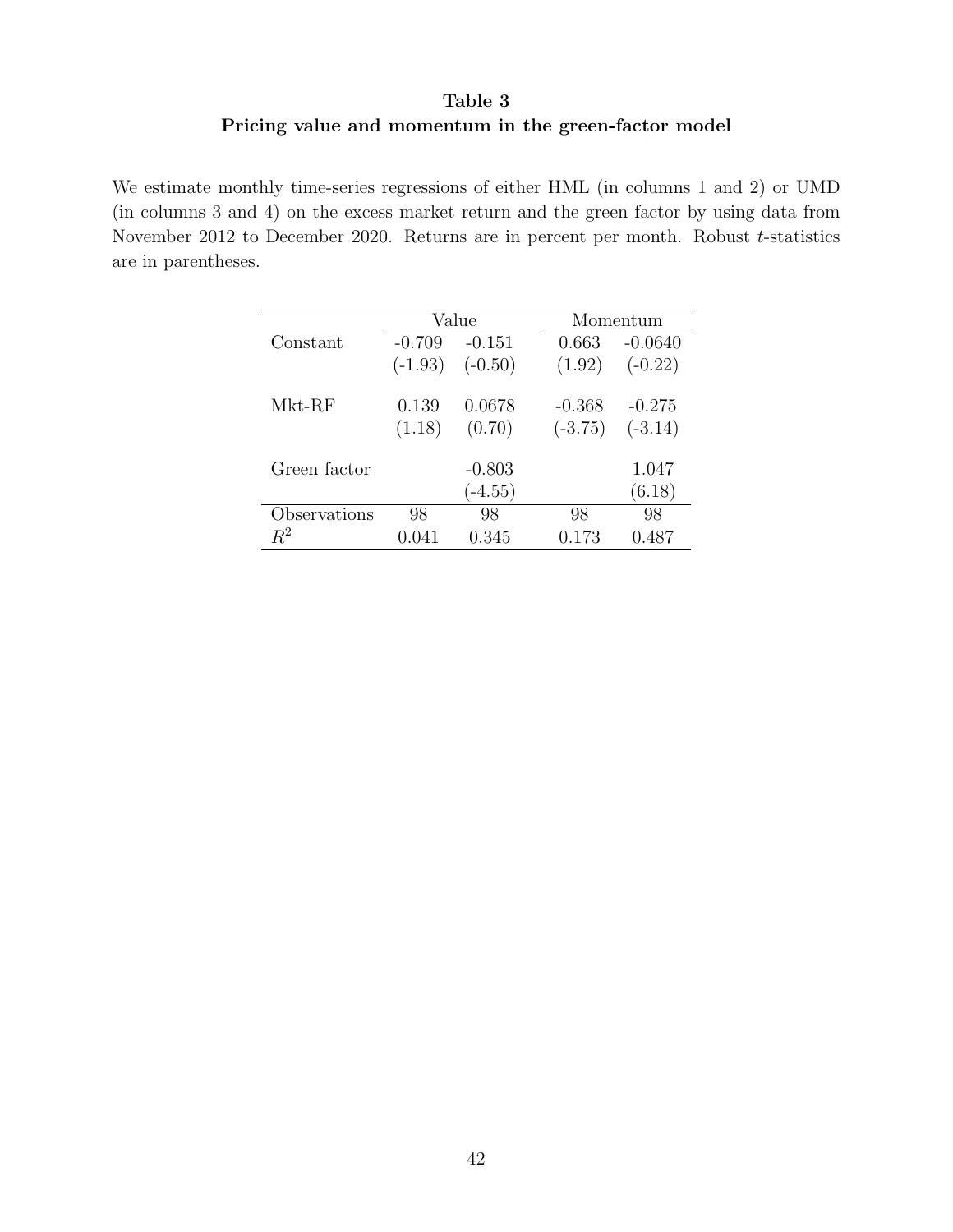**Table 3**
**Pricing value and momentum in the green-factor model**

We estimate monthly time-series regressions of either HML (in columns 1 and 2) or UMD (in columns 3 and 4) on the excess market return and the green factor by using data from November 2012 to December 2020. Returns are in percent per month. Robust *t*-statistics are in parentheses.

| | Value | | Momentum | |
|---|---|---|---|---|
| Constant | -0.709 | -0.151 | 0.663 | -0.0640 |
| | (-1.93) | (-0.50) | (1.92) | (-0.22) |
| Mkt-RF | 0.139 | 0.0678 | -0.368 | -0.275 |
| | (1.18) | (0.70) | (-3.75) | (-3.14) |
| Green factor | | -0.803 | | 1.047 |
| | | (-4.55) | | (6.18) |
| Observations | 98 | 98 | 98 | 98 |
| $R^2$ | 0.041 | 0.345 | 0.173 | 0.487 |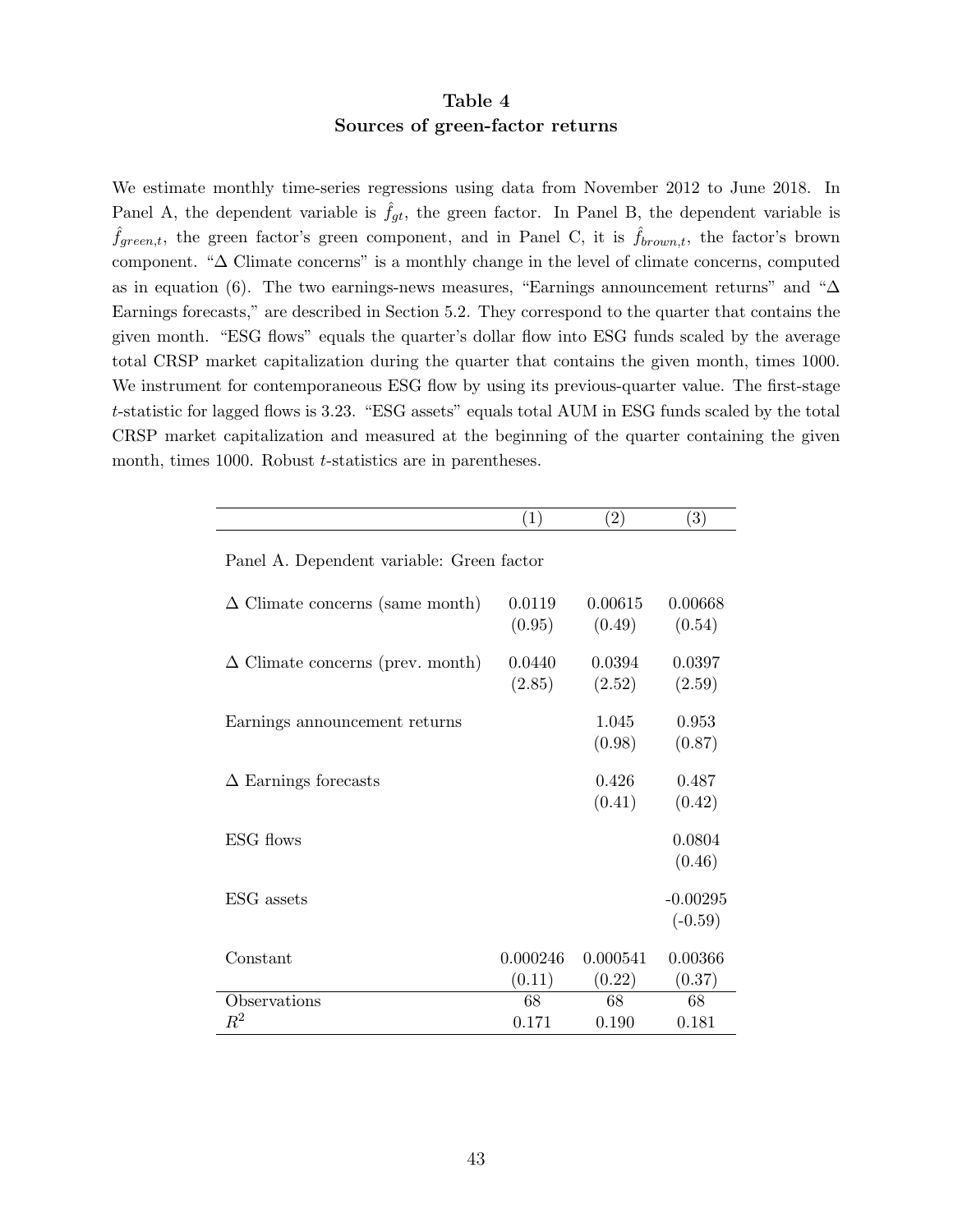## Table 4
## Sources of green-factor returns

We estimate monthly time-series regressions using data from November 2012 to June 2018. In Panel A, the dependent variable is $\hat{f}_{gt}$, the green factor. In Panel B, the dependent variable is $\hat{f}_{green,t}$, the green factor's green component, and in Panel C, it is $\hat{f}_{brown,t}$, the factor's brown component. "Δ Climate concerns" is a monthly change in the level of climate concerns, computed as in equation (6). The two earnings-news measures, "Earnings announcement returns" and "Δ Earnings forecasts," are described in Section 5.2. They correspond to the quarter that contains the given month. "ESG flows" equals the quarter's dollar flow into ESG funds scaled by the average total CRSP market capitalization during the quarter that contains the given month, times 1000. We instrument for contemporaneous ESG flow by using its previous-quarter value. The first-stage $t$-statistic for lagged flows is 3.23. "ESG assets" equals total AUM in ESG funds scaled by the total CRSP market capitalization and measured at the beginning of the quarter containing the given month, times 1000. Robust $t$-statistics are in parentheses.

| | (1) | (2) | (3) |
|---|---|---|---|
| Panel A. Dependent variable: Green factor | | | |
| Δ Climate concerns (same month) | 0.0119 | 0.00615 | 0.00668 |
| | (0.95) | (0.49) | (0.54) |
| Δ Climate concerns (prev. month) | 0.0440 | 0.0394 | 0.0397 |
| | (2.85) | (2.52) | (2.59) |
| Earnings announcement returns | | 1.045 | 0.953 |
| | | (0.98) | (0.87) |
| Δ Earnings forecasts | | 0.426 | 0.487 |
| | | (0.41) | (0.42) |
| ESG flows | | | 0.0804 |
| | | | (0.46) |
| ESG assets | | | -0.00295 |
| | | | (-0.59) |
| Constant | 0.000246 | 0.000541 | 0.00366 |
| | (0.11) | (0.22) | (0.37) |
| Observations | 68 | 68 | 68 |
| $R^2$ | 0.171 | 0.190 | 0.181 |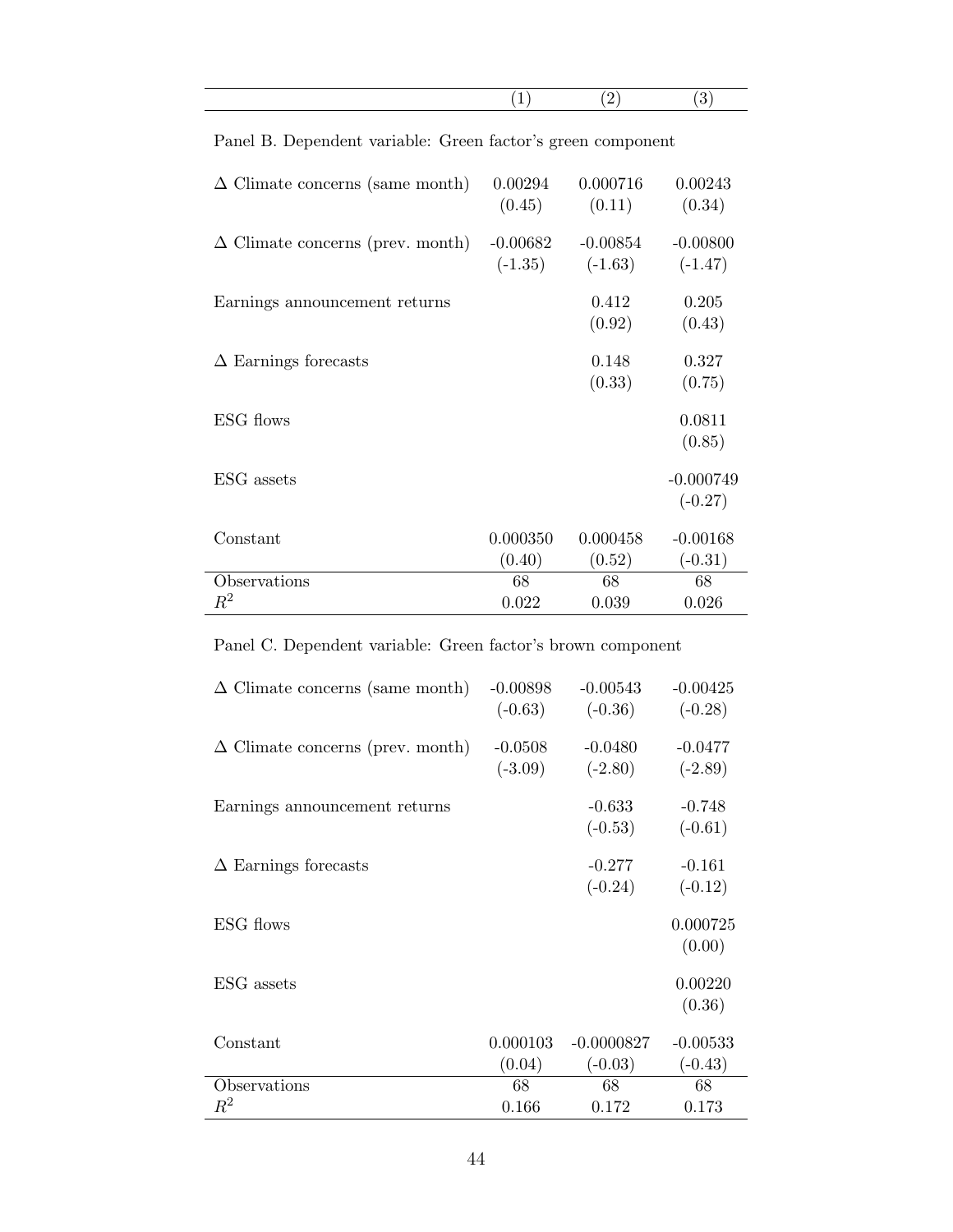| | (1) | (2) | (3) |
|---|---|---|---|
| Panel B. Dependent variable: Green factor's green component | | | |
| $\Delta$ Climate concerns (same month) | 0.00294 | 0.000716 | 0.00243 |
| | (0.45) | (0.11) | (0.34) |
| $\Delta$ Climate concerns (prev. month) | -0.00682 | -0.00854 | -0.00800 |
| | (-1.35) | (-1.63) | (-1.47) |
| Earnings announcement returns | | 0.412 | 0.205 |
| | | (0.92) | (0.43) |
| $\Delta$ Earnings forecasts | | 0.148 | 0.327 |
| | | (0.33) | (0.75) |
| ESG flows | | | 0.0811 |
| | | | (0.85) |
| ESG assets | | | -0.000749 |
| | | | (-0.27) |
| Constant | 0.000350 | 0.000458 | -0.00168 |
| | (0.40) | (0.52) | (-0.31) |
| Observations | 68 | 68 | 68 |
| $R^2$ | 0.022 | 0.039 | 0.026 |

| | (1) | (2) | (3) |
|---|---|---|---|
| Panel C. Dependent variable: Green factor's brown component | | | |
| $\Delta$ Climate concerns (same month) | -0.00898 | -0.00543 | -0.00425 |
| | (-0.63) | (-0.36) | (-0.28) |
| $\Delta$ Climate concerns (prev. month) | -0.0508 | -0.0480 | -0.0477 |
| | (-3.09) | (-2.80) | (-2.89) |
| Earnings announcement returns | | -0.633 | -0.748 |
| | | (-0.53) | (-0.61) |
| $\Delta$ Earnings forecasts | | -0.277 | -0.161 |
| | | (-0.24) | (-0.12) |
| ESG flows | | | 0.000725 |
| | | | (0.00) |
| ESG assets | | | 0.00220 |
| | | | (0.36) |
| Constant | 0.000103 | -0.0000827 | -0.00533 |
| | (0.04) | (-0.03) | (-0.43) |
| Observations | 68 | 68 | 68 |
| $R^2$ | 0.166 | 0.172 | 0.173 |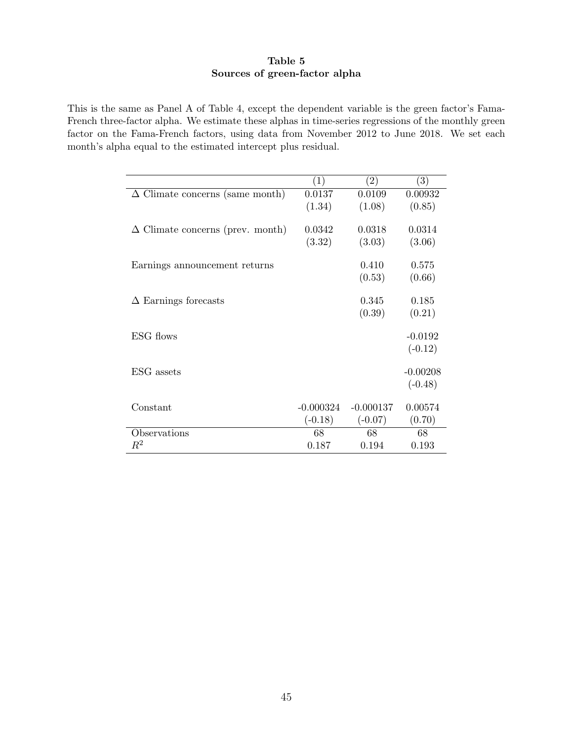**Table 5**
**Sources of green-factor alpha**

This is the same as Panel A of Table 4, except the dependent variable is the green factor's Fama-French three-factor alpha. We estimate these alphas in time-series regressions of the monthly green factor on the Fama-French factors, using data from November 2012 to June 2018. We set each month's alpha equal to the estimated intercept plus residual.

| | (1) | (2) | (3) |
|---|---|---|---|
| $\Delta$ Climate concerns (same month) | 0.0137 | 0.0109 | 0.00932 |
| | (1.34) | (1.08) | (0.85) |
| $\Delta$ Climate concerns (prev. month) | 0.0342 | 0.0318 | 0.0314 |
| | (3.32) | (3.03) | (3.06) |
| Earnings announcement returns | | 0.410 | 0.575 |
| | | (0.53) | (0.66) |
| $\Delta$ Earnings forecasts | | 0.345 | 0.185 |
| | | (0.39) | (0.21) |
| ESG flows | | | -0.0192 |
| | | | (-0.12) |
| ESG assets | | | -0.00208 |
| | | | (-0.48) |
| Constant | -0.000324 | -0.000137 | 0.00574 |
| | (-0.18) | (-0.07) | (0.70) |
| Observations | 68 | 68 | 68 |
| $R^2$ | 0.187 | 0.194 | 0.193 |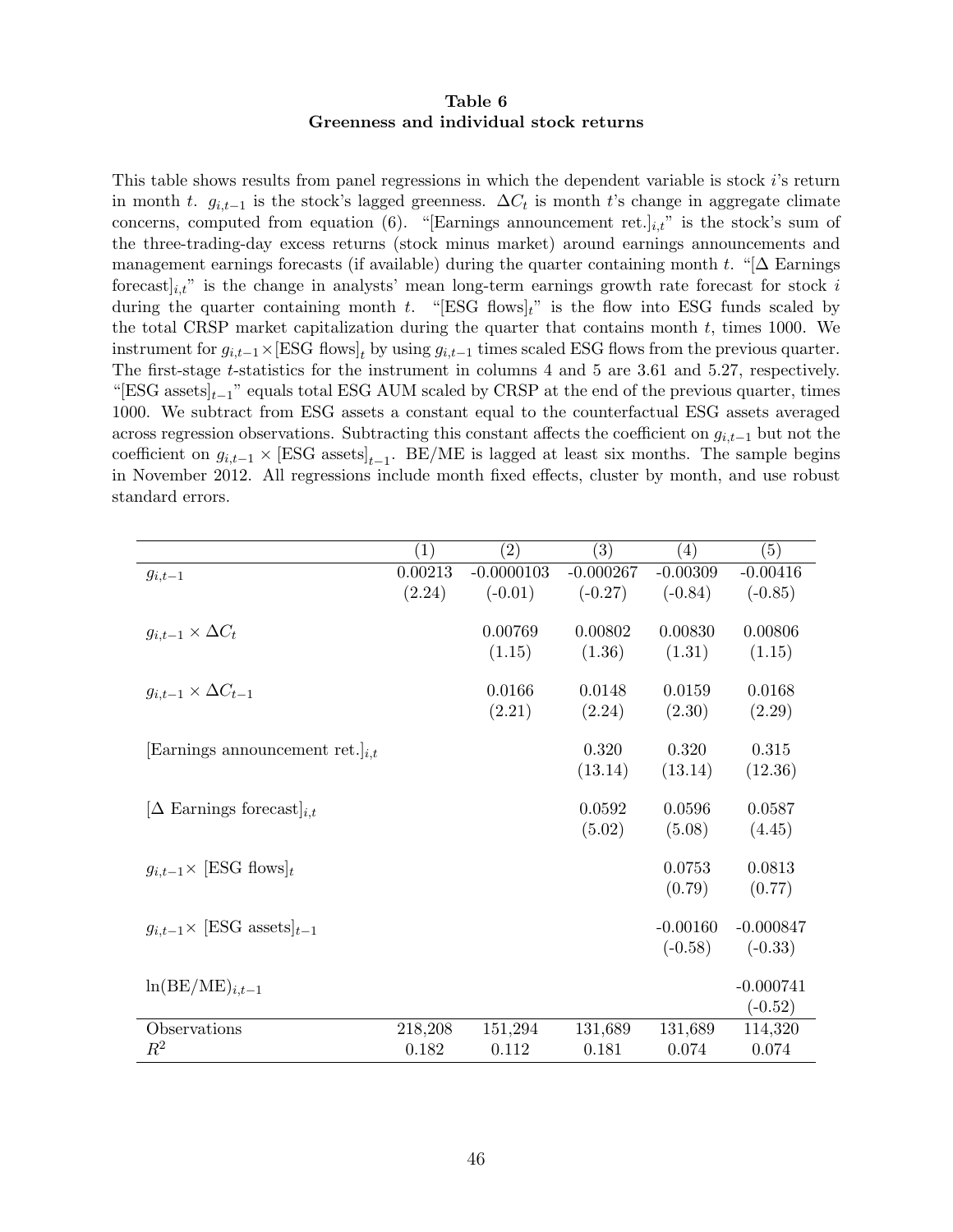**Table 6**
**Greenness and individual stock returns**

This table shows results from panel regressions in which the dependent variable is stock $i$'s return in month $t$. $g_{i,t-1}$ is the stock's lagged greenness. $\Delta C_t$ is month $t$'s change in aggregate climate concerns, computed from equation (6). "[Earnings announcement ret.]$_{i,t}$" is the stock's sum of the three-trading-day excess returns (stock minus market) around earnings announcements and management earnings forecasts (if available) during the quarter containing month $t$. "[$\Delta$ Earnings forecast]$_{i,t}$" is the change in analysts' mean long-term earnings growth rate forecast for stock $i$ during the quarter containing month $t$. "[ESG flows]$_t$" is the flow into ESG funds scaled by the total CRSP market capitalization during the quarter that contains month $t$, times 1000. We instrument for $g_{i,t-1} \times$[ESG flows]$_t$ by using $g_{i,t-1}$ times scaled ESG flows from the previous quarter. The first-stage $t$-statistics for the instrument in columns 4 and 5 are 3.61 and 5.27, respectively. "[ESG assets]$_{t-1}$" equals total ESG AUM scaled by CRSP at the end of the previous quarter, times 1000. We subtract from ESG assets a constant equal to the counterfactual ESG assets averaged across regression observations. Subtracting this constant affects the coefficient on $g_{i,t-1}$ but not the coefficient on $g_{i,t-1} \times$ [ESG assets]$_{t-1}$. BE/ME is lagged at least six months. The sample begins in November 2012. All regressions include month fixed effects, cluster by month, and use robust standard errors.

| | (1) | (2) | (3) | (4) | (5) |
|---|---|---|---|---|---|
| $g_{i,t-1}$ | 0.00213 | -0.0000103 | -0.000267 | -0.00309 | -0.00416 |
| | (2.24) | (-0.01) | (-0.27) | (-0.84) | (-0.85) |
| $g_{i,t-1} \times \Delta C_t$ | | 0.00769 | 0.00802 | 0.00830 | 0.00806 |
| | | (1.15) | (1.36) | (1.31) | (1.15) |
| $g_{i,t-1} \times \Delta C_{t-1}$ | | 0.0166 | 0.0148 | 0.0159 | 0.0168 |
| | | (2.21) | (2.24) | (2.30) | (2.29) |
| [Earnings announcement ret.]$_{i,t}$ | | | 0.320 | 0.320 | 0.315 |
| | | | (13.14) | (13.14) | (12.36) |
| [$\Delta$ Earnings forecast]$_{i,t}$ | | | 0.0592 | 0.0596 | 0.0587 |
| | | | (5.02) | (5.08) | (4.45) |
| $g_{i,t-1} \times$ [ESG flows]$_t$ | | | | 0.0753 | 0.0813 |
| | | | | (0.79) | (0.77) |
| $g_{i,t-1} \times$ [ESG assets]$_{t-1}$ | | | | -0.00160 | -0.000847 |
| | | | | (-0.58) | (-0.33) |
| $\ln(\text{BE/ME})_{i,t-1}$ | | | | | -0.000741 |
| | | | | | (-0.52) |
| Observations | 218,208 | 151,294 | 131,689 | 131,689 | 114,320 |
| $R^2$ | 0.182 | 0.112 | 0.181 | 0.074 | 0.074 |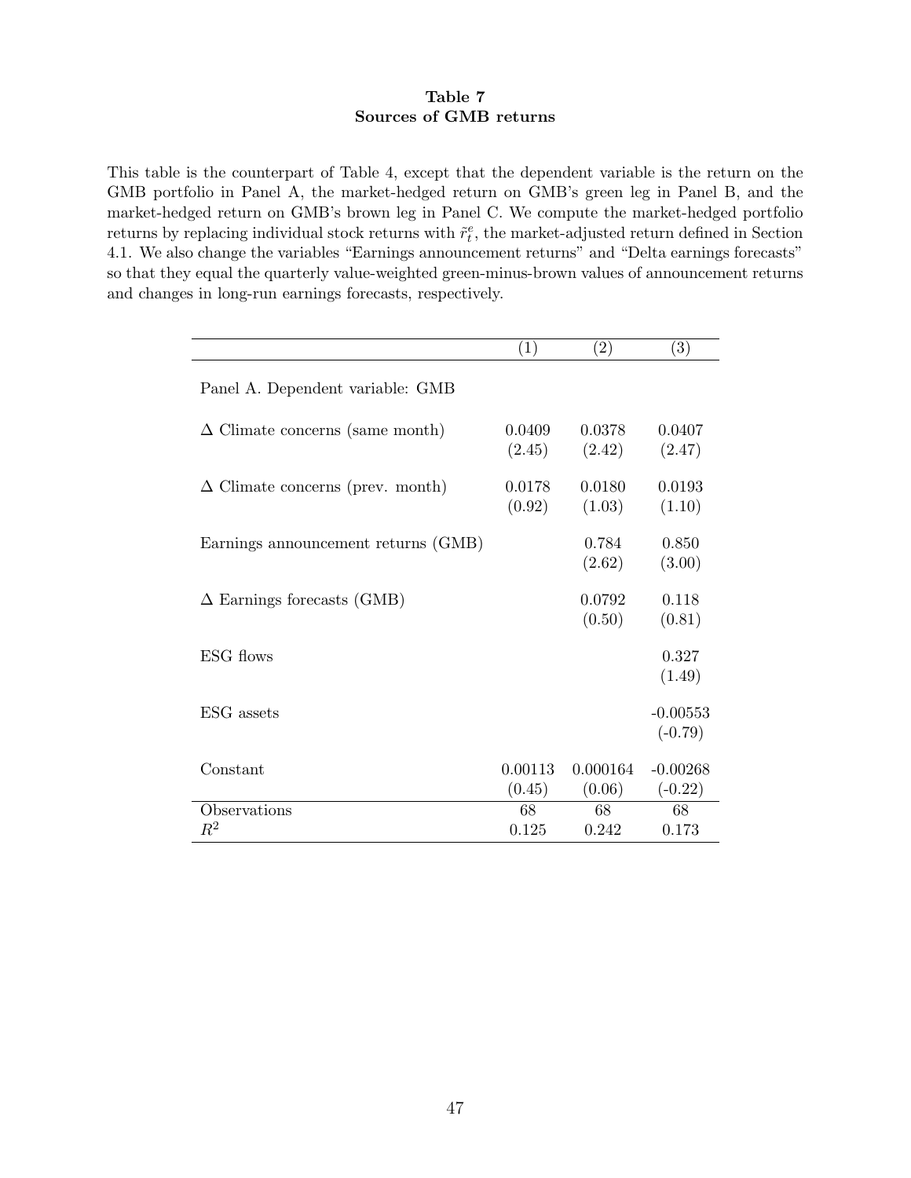**Table 7**
**Sources of GMB returns**

This table is the counterpart of Table 4, except that the dependent variable is the return on the GMB portfolio in Panel A, the market-hedged return on GMB's green leg in Panel B, and the market-hedged return on GMB's brown leg in Panel C. We compute the market-hedged portfolio returns by replacing individual stock returns with $\tilde{r}_t^e$, the market-adjusted return defined in Section 4.1. We also change the variables "Earnings announcement returns" and "Delta earnings forecasts" so that they equal the quarterly value-weighted green-minus-brown values of announcement returns and changes in long-run earnings forecasts, respectively.

| | (1) | (2) | (3) |
|---|---|---|---|
| Panel A. Dependent variable: GMB | | | |
| $\Delta$ Climate concerns (same month) | 0.0409 | 0.0378 | 0.0407 |
| | (2.45) | (2.42) | (2.47) |
| $\Delta$ Climate concerns (prev. month) | 0.0178 | 0.0180 | 0.0193 |
| | (0.92) | (1.03) | (1.10) |
| Earnings announcement returns (GMB) | | 0.784 | 0.850 |
| | | (2.62) | (3.00) |
| $\Delta$ Earnings forecasts (GMB) | | 0.0792 | 0.118 |
| | | (0.50) | (0.81) |
| ESG flows | | | 0.327 |
| | | | (1.49) |
| ESG assets | | | -0.00553 |
| | | | (-0.79) |
| Constant | 0.00113 | 0.000164 | -0.00268 |
| | (0.45) | (0.06) | (-0.22) |
| Observations | 68 | 68 | 68 |
| $R^2$ | 0.125 | 0.242 | 0.173 |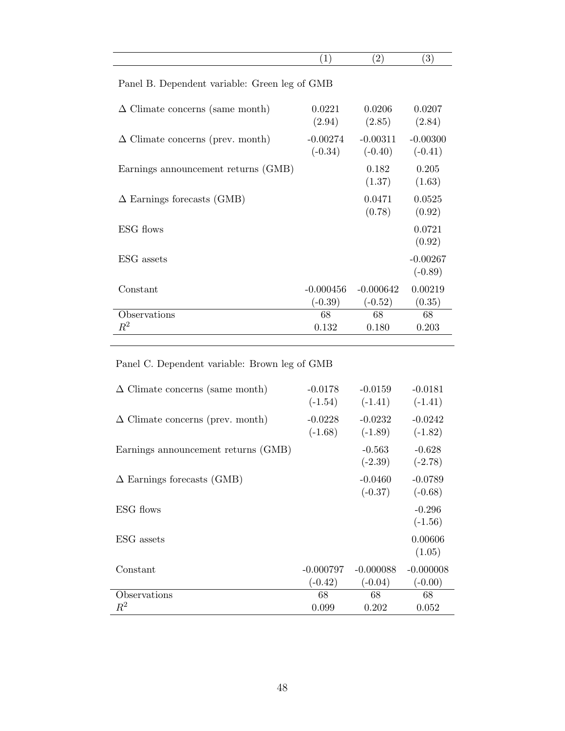| | (1) | (2) | (3) |
|---|---|---|---|
| Panel B. Dependent variable: Green leg of GMB | | | |
| $\Delta$ Climate concerns (same month) | 0.0221 | 0.0206 | 0.0207 |
| | (2.94) | (2.85) | (2.84) |
| $\Delta$ Climate concerns (prev. month) | -0.00274 | -0.00311 | -0.00300 |
| | (-0.34) | (-0.40) | (-0.41) |
| Earnings announcement returns (GMB) | | 0.182 | 0.205 |
| | | (1.37) | (1.63) |
| $\Delta$ Earnings forecasts (GMB) | | 0.0471 | 0.0525 |
| | | (0.78) | (0.92) |
| ESG flows | | | 0.0721 |
| | | | (0.92) |
| ESG assets | | | -0.00267 |
| | | | (-0.89) |
| Constant | -0.000456 | -0.000642 | 0.00219 |
| | (-0.39) | (-0.52) | (0.35) |
| Observations | 68 | 68 | 68 |
| $R^2$ | 0.132 | 0.180 | 0.203 |

| | (1) | (2) | (3) |
|---|---|---|---|
| Panel C. Dependent variable: Brown leg of GMB | | | |
| $\Delta$ Climate concerns (same month) | -0.0178 | -0.0159 | -0.0181 |
| | (-1.54) | (-1.41) | (-1.41) |
| $\Delta$ Climate concerns (prev. month) | -0.0228 | -0.0232 | -0.0242 |
| | (-1.68) | (-1.89) | (-1.82) |
| Earnings announcement returns (GMB) | | -0.563 | -0.628 |
| | | (-2.39) | (-2.78) |
| $\Delta$ Earnings forecasts (GMB) | | -0.0460 | -0.0789 |
| | | (-0.37) | (-0.68) |
| ESG flows | | | -0.296 |
| | | | (-1.56) |
| ESG assets | | | 0.00606 |
| | | | (1.05) |
| Constant | -0.000797 | -0.000088 | -0.000008 |
| | (-0.42) | (-0.04) | (-0.00) |
| Observations | 68 | 68 | 68 |
| $R^2$ | 0.099 | 0.202 | 0.052 |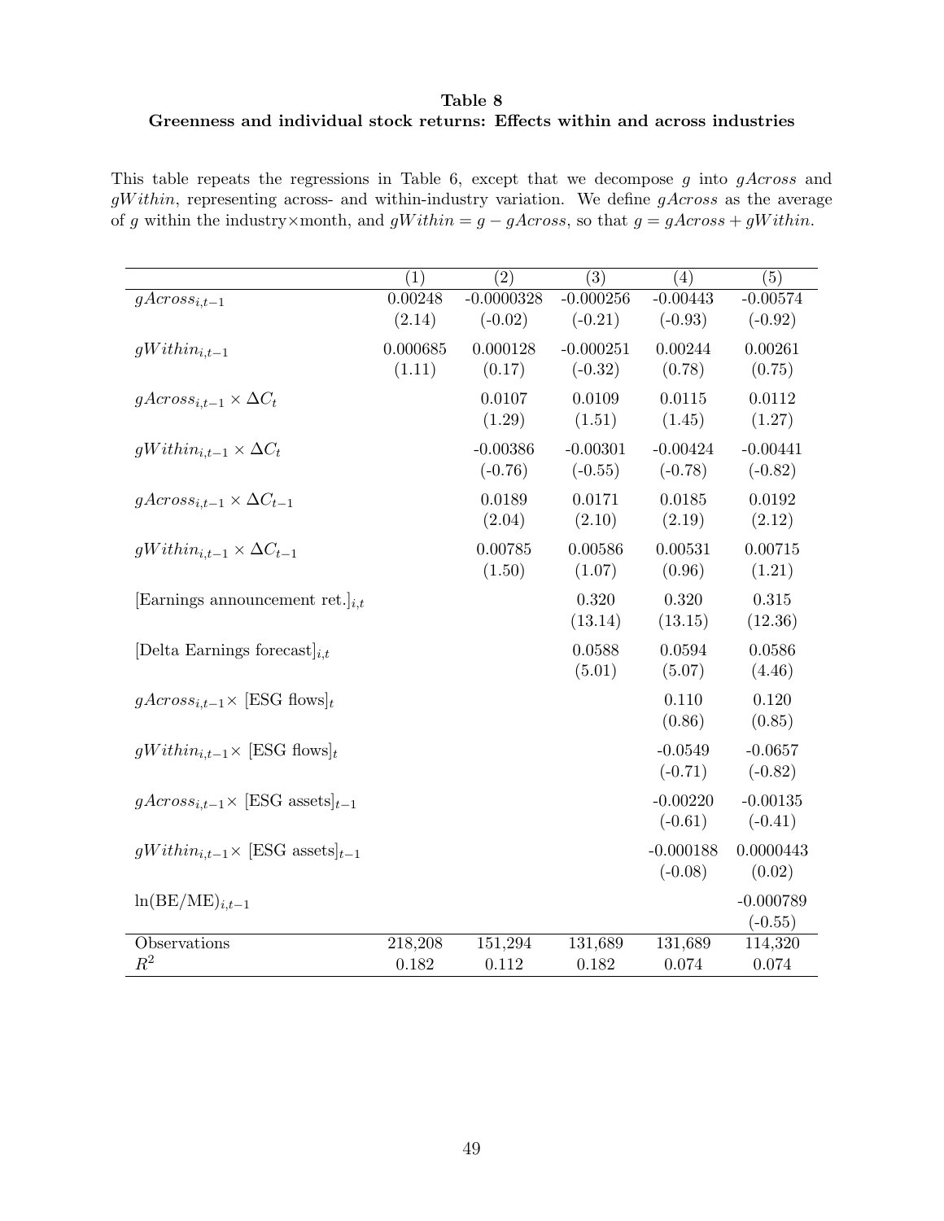**Table 8**
**Greenness and individual stock returns: Effects within and across industries**

This table repeats the regressions in Table 6, except that we decompose $g$ into $gAcross$ and $gWithin$, representing across- and within-industry variation. We define $gAcross$ as the average of $g$ within the industry×month, and $gWithin = g - gAcross$, so that $g = gAcross + gWithin$.

| | (1) | (2) | (3) | (4) | (5) |
|---|---|---|---|---|---|
| $gAcross_{i,t-1}$ | 0.00248 | -0.0000328 | -0.000256 | -0.00443 | -0.00574 |
| | (2.14) | (-0.02) | (-0.21) | (-0.93) | (-0.92) |
| $gWithin_{i,t-1}$ | 0.000685 | 0.000128 | -0.000251 | 0.00244 | 0.00261 |
| | (1.11) | (0.17) | (-0.32) | (0.78) | (0.75) |
| $gAcross_{i,t-1} \times \Delta C_t$ | | 0.0107 | 0.0109 | 0.0115 | 0.0112 |
| | | (1.29) | (1.51) | (1.45) | (1.27) |
| $gWithin_{i,t-1} \times \Delta C_t$ | | -0.00386 | -0.00301 | -0.00424 | -0.00441 |
| | | (-0.76) | (-0.55) | (-0.78) | (-0.82) |
| $gAcross_{i,t-1} \times \Delta C_{t-1}$ | | 0.0189 | 0.0171 | 0.0185 | 0.0192 |
| | | (2.04) | (2.10) | (2.19) | (2.12) |
| $gWithin_{i,t-1} \times \Delta C_{t-1}$ | | 0.00785 | 0.00586 | 0.00531 | 0.00715 |
| | | (1.50) | (1.07) | (0.96) | (1.21) |
| [Earnings announcement ret.]$_{i,t}$ | | | 0.320 | 0.320 | 0.315 |
| | | | (13.14) | (13.15) | (12.36) |
| [Delta Earnings forecast]$_{i,t}$ | | | 0.0588 | 0.0594 | 0.0586 |
| | | | (5.01) | (5.07) | (4.46) |
| $gAcross_{i,t-1} \times$ [ESG flows]$_t$ | | | | 0.110 | 0.120 |
| | | | | (0.86) | (0.85) |
| $gWithin_{i,t-1} \times$ [ESG flows]$_t$ | | | | -0.0549 | -0.0657 |
| | | | | (-0.71) | (-0.82) |
| $gAcross_{i,t-1} \times$ [ESG assets]$_{t-1}$ | | | | -0.00220 | -0.00135 |
| | | | | (-0.61) | (-0.41) |
| $gWithin_{i,t-1} \times$ [ESG assets]$_{t-1}$ | | | | -0.000188 | 0.0000443 |
| | | | | (-0.08) | (0.02) |
| $\ln(\text{BE/ME})_{i,t-1}$ | | | | | -0.000789 |
| | | | | | (-0.55) |
| Observations | 218,208 | 151,294 | 131,689 | 131,689 | 114,320 |
| $R^2$ | 0.182 | 0.112 | 0.182 | 0.074 | 0.074 |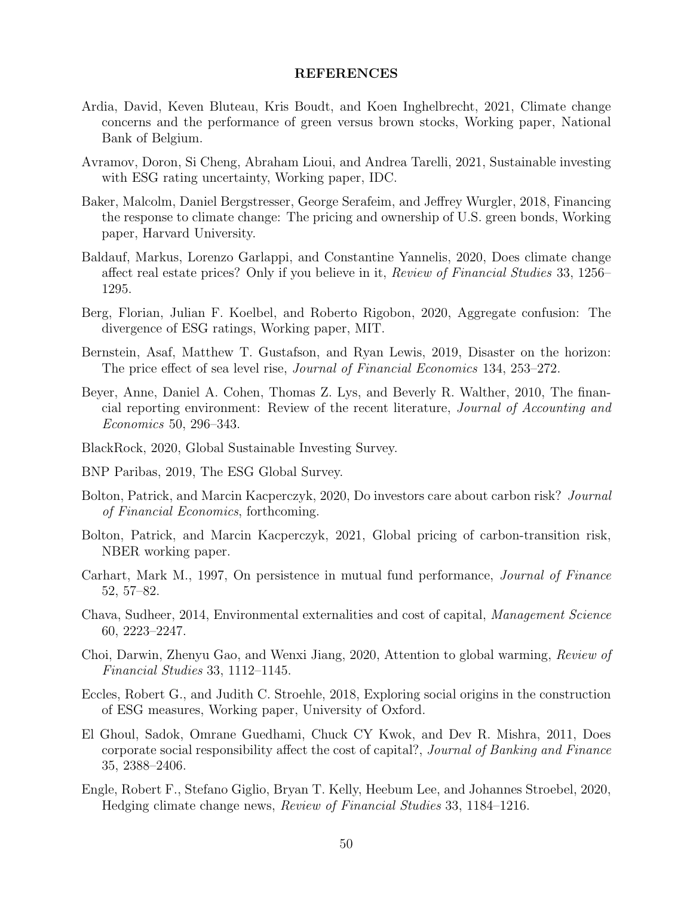# REFERENCES

Ardia, David, Keven Bluteau, Kris Boudt, and Koen Inghelbrecht, 2021, Climate change concerns and the performance of green versus brown stocks, Working paper, National Bank of Belgium.

Avramov, Doron, Si Cheng, Abraham Lioui, and Andrea Tarelli, 2021, Sustainable investing with ESG rating uncertainty, Working paper, IDC.

Baker, Malcolm, Daniel Bergstresser, George Serafeim, and Jeffrey Wurgler, 2018, Financing the response to climate change: The pricing and ownership of U.S. green bonds, Working paper, Harvard University.

Baldauf, Markus, Lorenzo Garlappi, and Constantine Yannelis, 2020, Does climate change affect real estate prices? Only if you believe in it, *Review of Financial Studies* 33, 1256–1295.

Berg, Florian, Julian F. Koelbel, and Roberto Rigobon, 2020, Aggregate confusion: The divergence of ESG ratings, Working paper, MIT.

Bernstein, Asaf, Matthew T. Gustafson, and Ryan Lewis, 2019, Disaster on the horizon: The price effect of sea level rise, *Journal of Financial Economics* 134, 253–272.

Beyer, Anne, Daniel A. Cohen, Thomas Z. Lys, and Beverly R. Walther, 2010, The financial reporting environment: Review of the recent literature, *Journal of Accounting and Economics* 50, 296–343.

BlackRock, 2020, Global Sustainable Investing Survey.

BNP Paribas, 2019, The ESG Global Survey.

Bolton, Patrick, and Marcin Kacperczyk, 2020, Do investors care about carbon risk? *Journal of Financial Economics*, forthcoming.

Bolton, Patrick, and Marcin Kacperczyk, 2021, Global pricing of carbon-transition risk, NBER working paper.

Carhart, Mark M., 1997, On persistence in mutual fund performance, *Journal of Finance* 52, 57–82.

Chava, Sudheer, 2014, Environmental externalities and cost of capital, *Management Science* 60, 2223–2247.

Choi, Darwin, Zhenyu Gao, and Wenxi Jiang, 2020, Attention to global warming, *Review of Financial Studies* 33, 1112–1145.

Eccles, Robert G., and Judith C. Stroehle, 2018, Exploring social origins in the construction of ESG measures, Working paper, University of Oxford.

El Ghoul, Sadok, Omrane Guedhami, Chuck CY Kwok, and Dev R. Mishra, 2011, Does corporate social responsibility affect the cost of capital?, *Journal of Banking and Finance* 35, 2388–2406.

Engle, Robert F., Stefano Giglio, Bryan T. Kelly, Heebum Lee, and Johannes Stroebel, 2020, Hedging climate change news, *Review of Financial Studies* 33, 1184–1216.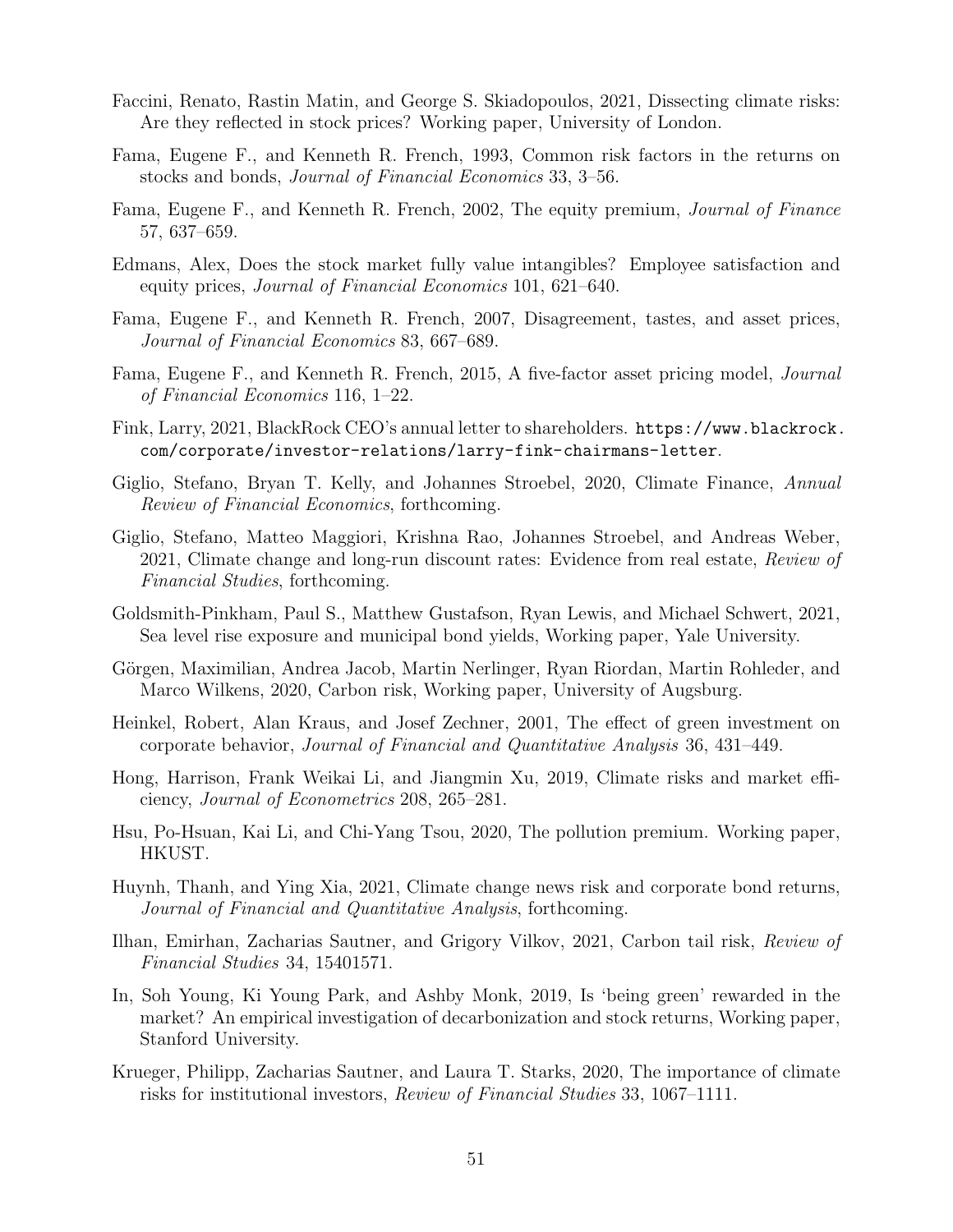Faccini, Renato, Rastin Matin, and George S. Skiadopoulos, 2021, Dissecting climate risks: Are they reflected in stock prices? Working paper, University of London.

Fama, Eugene F., and Kenneth R. French, 1993, Common risk factors in the returns on stocks and bonds, *Journal of Financial Economics* 33, 3–56.

Fama, Eugene F., and Kenneth R. French, 2002, The equity premium, *Journal of Finance* 57, 637–659.

Edmans, Alex, Does the stock market fully value intangibles? Employee satisfaction and equity prices, *Journal of Financial Economics* 101, 621–640.

Fama, Eugene F., and Kenneth R. French, 2007, Disagreement, tastes, and asset prices, *Journal of Financial Economics* 83, 667–689.

Fama, Eugene F., and Kenneth R. French, 2015, A five-factor asset pricing model, *Journal of Financial Economics* 116, 1–22.

Fink, Larry, 2021, BlackRock CEO's annual letter to shareholders. `https://www.blackrock.com/corporate/investor-relations/larry-fink-chairmans-letter`.

Giglio, Stefano, Bryan T. Kelly, and Johannes Stroebel, 2020, Climate Finance, *Annual Review of Financial Economics*, forthcoming.

Giglio, Stefano, Matteo Maggiori, Krishna Rao, Johannes Stroebel, and Andreas Weber, 2021, Climate change and long-run discount rates: Evidence from real estate, *Review of Financial Studies*, forthcoming.

Goldsmith-Pinkham, Paul S., Matthew Gustafson, Ryan Lewis, and Michael Schwert, 2021, Sea level rise exposure and municipal bond yields, Working paper, Yale University.

Görgen, Maximilian, Andrea Jacob, Martin Nerlinger, Ryan Riordan, Martin Rohleder, and Marco Wilkens, 2020, Carbon risk, Working paper, University of Augsburg.

Heinkel, Robert, Alan Kraus, and Josef Zechner, 2001, The effect of green investment on corporate behavior, *Journal of Financial and Quantitative Analysis* 36, 431–449.

Hong, Harrison, Frank Weikai Li, and Jiangmin Xu, 2019, Climate risks and market efficiency, *Journal of Econometrics* 208, 265–281.

Hsu, Po-Hsuan, Kai Li, and Chi-Yang Tsou, 2020, The pollution premium. Working paper, HKUST.

Huynh, Thanh, and Ying Xia, 2021, Climate change news risk and corporate bond returns, *Journal of Financial and Quantitative Analysis*, forthcoming.

Ilhan, Emirhan, Zacharias Sautner, and Grigory Vilkov, 2021, Carbon tail risk, *Review of Financial Studies* 34, 15401571.

In, Soh Young, Ki Young Park, and Ashby Monk, 2019, Is 'being green' rewarded in the market? An empirical investigation of decarbonization and stock returns, Working paper, Stanford University.

Krueger, Philipp, Zacharias Sautner, and Laura T. Starks, 2020, The importance of climate risks for institutional investors, *Review of Financial Studies* 33, 1067–1111.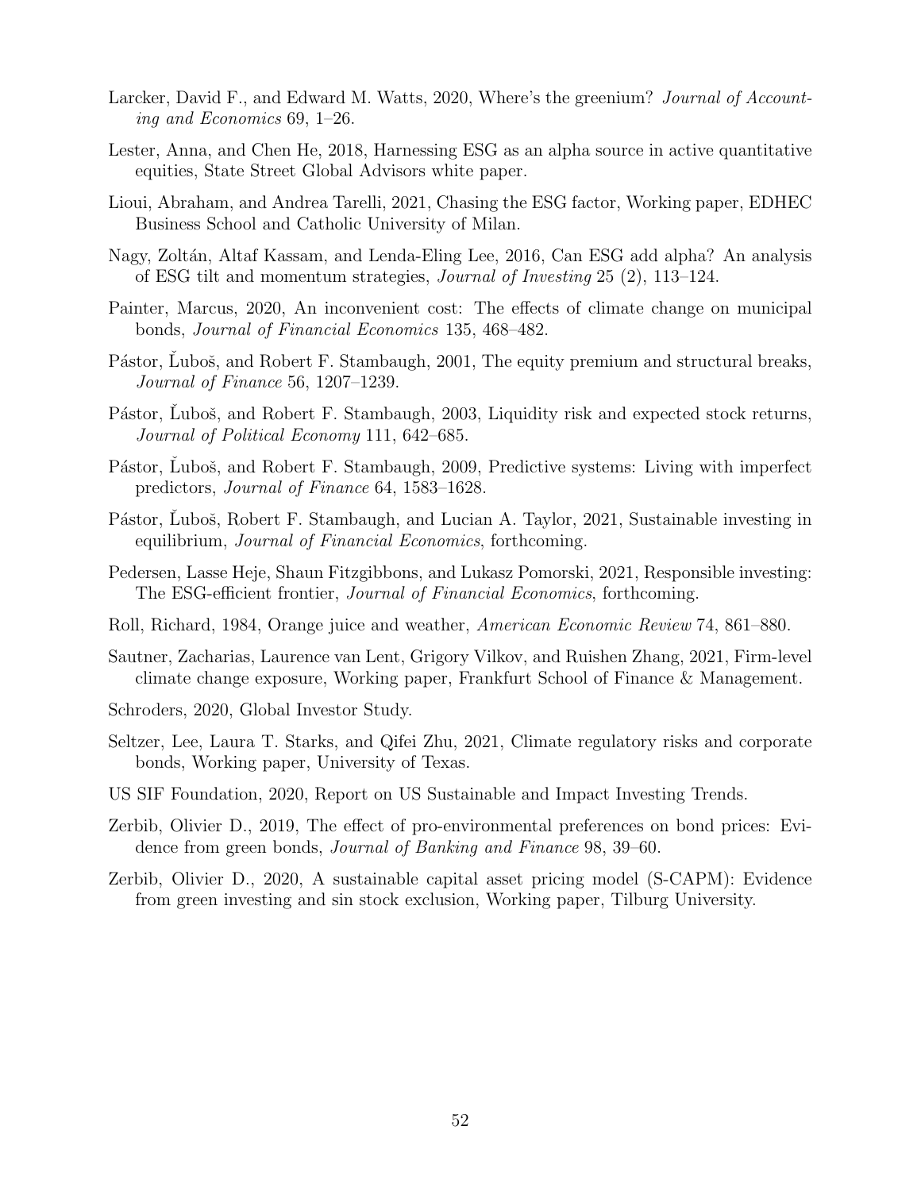Larcker, David F., and Edward M. Watts, 2020, Where's the greenium? *Journal of Accounting and Economics* 69, 1–26.

Lester, Anna, and Chen He, 2018, Harnessing ESG as an alpha source in active quantitative equities, State Street Global Advisors white paper.

Lioui, Abraham, and Andrea Tarelli, 2021, Chasing the ESG factor, Working paper, EDHEC Business School and Catholic University of Milan.

Nagy, Zoltán, Altaf Kassam, and Lenda-Eling Lee, 2016, Can ESG add alpha? An analysis of ESG tilt and momentum strategies, *Journal of Investing* 25 (2), 113–124.

Painter, Marcus, 2020, An inconvenient cost: The effects of climate change on municipal bonds, *Journal of Financial Economics* 135, 468–482.

Pástor, Ľuboš, and Robert F. Stambaugh, 2001, The equity premium and structural breaks, *Journal of Finance* 56, 1207–1239.

Pástor, Ľuboš, and Robert F. Stambaugh, 2003, Liquidity risk and expected stock returns, *Journal of Political Economy* 111, 642–685.

Pástor, Ľuboš, and Robert F. Stambaugh, 2009, Predictive systems: Living with imperfect predictors, *Journal of Finance* 64, 1583–1628.

Pástor, Ľuboš, Robert F. Stambaugh, and Lucian A. Taylor, 2021, Sustainable investing in equilibrium, *Journal of Financial Economics*, forthcoming.

Pedersen, Lasse Heje, Shaun Fitzgibbons, and Lukasz Pomorski, 2021, Responsible investing: The ESG-efficient frontier, *Journal of Financial Economics*, forthcoming.

Roll, Richard, 1984, Orange juice and weather, *American Economic Review* 74, 861–880.

Sautner, Zacharias, Laurence van Lent, Grigory Vilkov, and Ruishen Zhang, 2021, Firm-level climate change exposure, Working paper, Frankfurt School of Finance & Management.

Schroders, 2020, Global Investor Study.

Seltzer, Lee, Laura T. Starks, and Qifei Zhu, 2021, Climate regulatory risks and corporate bonds, Working paper, University of Texas.

US SIF Foundation, 2020, Report on US Sustainable and Impact Investing Trends.

Zerbib, Olivier D., 2019, The effect of pro-environmental preferences on bond prices: Evidence from green bonds, *Journal of Banking and Finance* 98, 39–60.

Zerbib, Olivier D., 2020, A sustainable capital asset pricing model (S-CAPM): Evidence from green investing and sin stock exclusion, Working paper, Tilburg University.